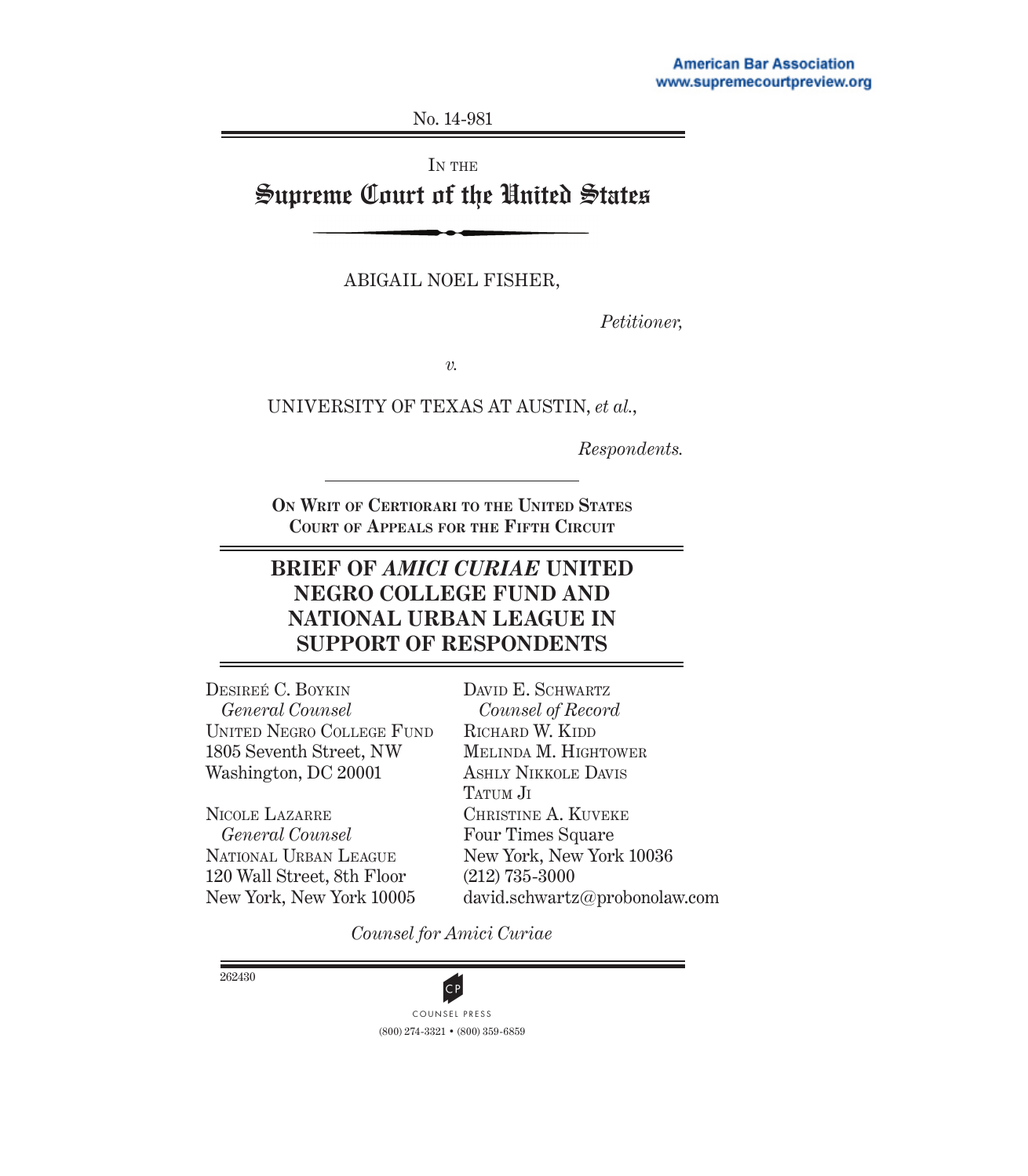No. 14-981

IN THE

# Supreme Court of the United States

ABIGAIL NOEL FISHER,

*Petitioner,*

*v.*

UNIVERSITY OF TEXAS AT AUSTIN, *et al.*,

*Respondents.*

ON WRIT OF CERTIORARI TO THE UNITED STATES COURT OF APPEALS FOR THE FIFTH CIRCUIT

## BRIEF OF *AMICI CURIAE* UNITED NEGRO COLLEGE FUND AND NATIONAL URBAN LEAGUE IN SUPPORT OF RESPONDENTS

DESIREÉ C. BOYKIN
*General Counsel*
UNITED NEGRO COLLEGE FUND
1805 Seventh Street, NW
Washington, DC 20001

NICOLE LAZARRE
*General Counsel*
NATIONAL URBAN LEAGUE
120 Wall Street, 8th Floor
New York, New York 10005

DAVID E. SCHWARTZ
*Counsel of Record*
RICHARD W. KIDD
MELINDA M. HIGHTOWER
ASHLY NIKKOLE DAVIS
TATUM JI
CHRISTINE A. KUVEKE
Four Times Square
New York, New York 10036
(212) 735-3000
david.schwartz@probonolaw.com

*Counsel for Amici Curiae*

262430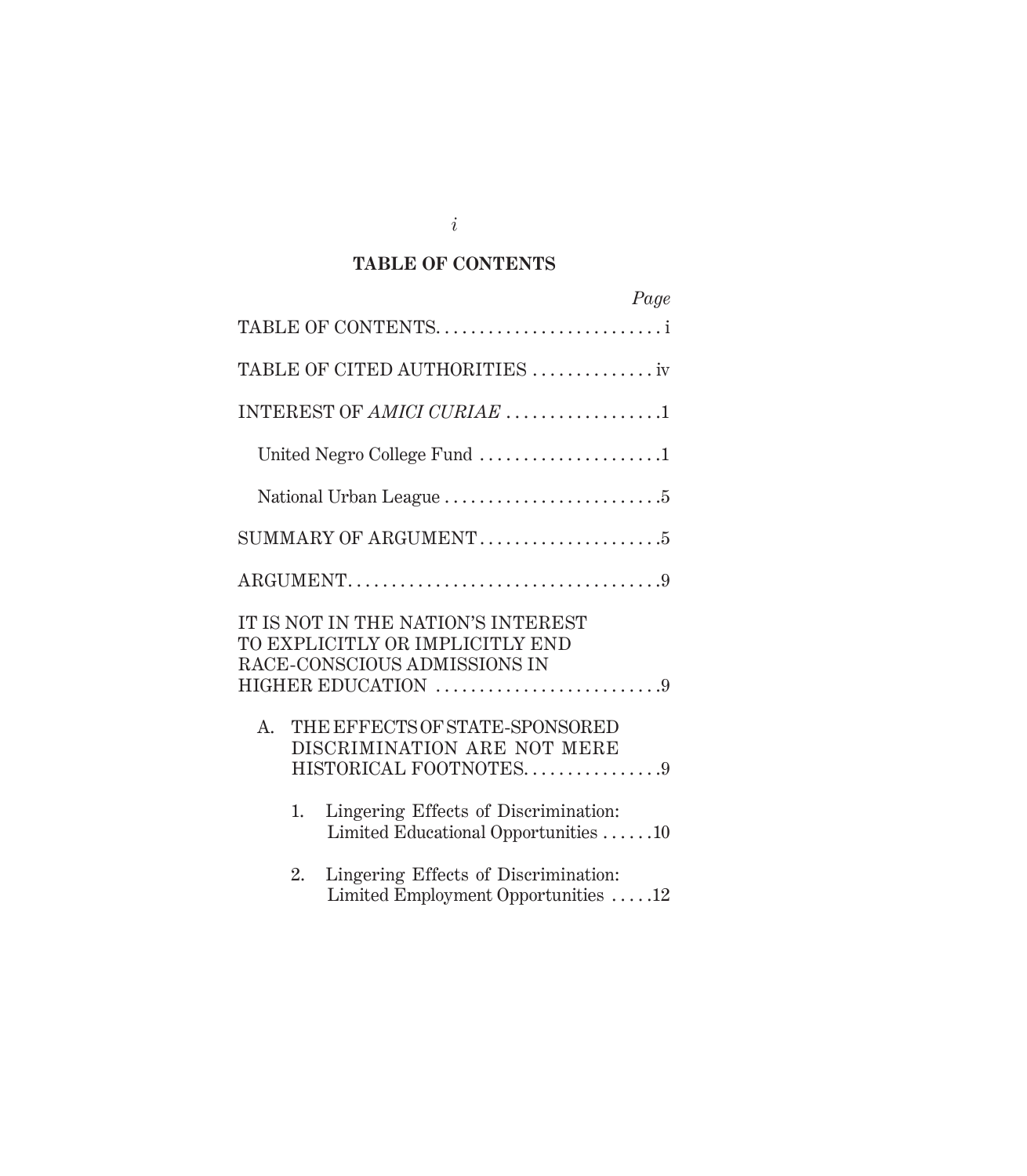## TABLE OF CONTENTS

| | Page |
|---|---|
| TABLE OF CONTENTS | i |
| TABLE OF CITED AUTHORITIES | iv |
| INTEREST OF *AMICI CURIAE* | 1 |
| United Negro College Fund | 1 |
| National Urban League | 5 |
| SUMMARY OF ARGUMENT | 5 |
| ARGUMENT | 9 |
| IT IS NOT IN THE NATION'S INTEREST TO EXPLICITLY OR IMPLICITLY END RACE-CONSCIOUS ADMISSIONS IN HIGHER EDUCATION | 9 |
| A. THE EFFECTS OF STATE-SPONSORED DISCRIMINATION ARE NOT MERE HISTORICAL FOOTNOTES | 9 |
| 1. Lingering Effects of Discrimination: Limited Educational Opportunities | 10 |
| 2. Lingering Effects of Discrimination: Limited Employment Opportunities | 12 |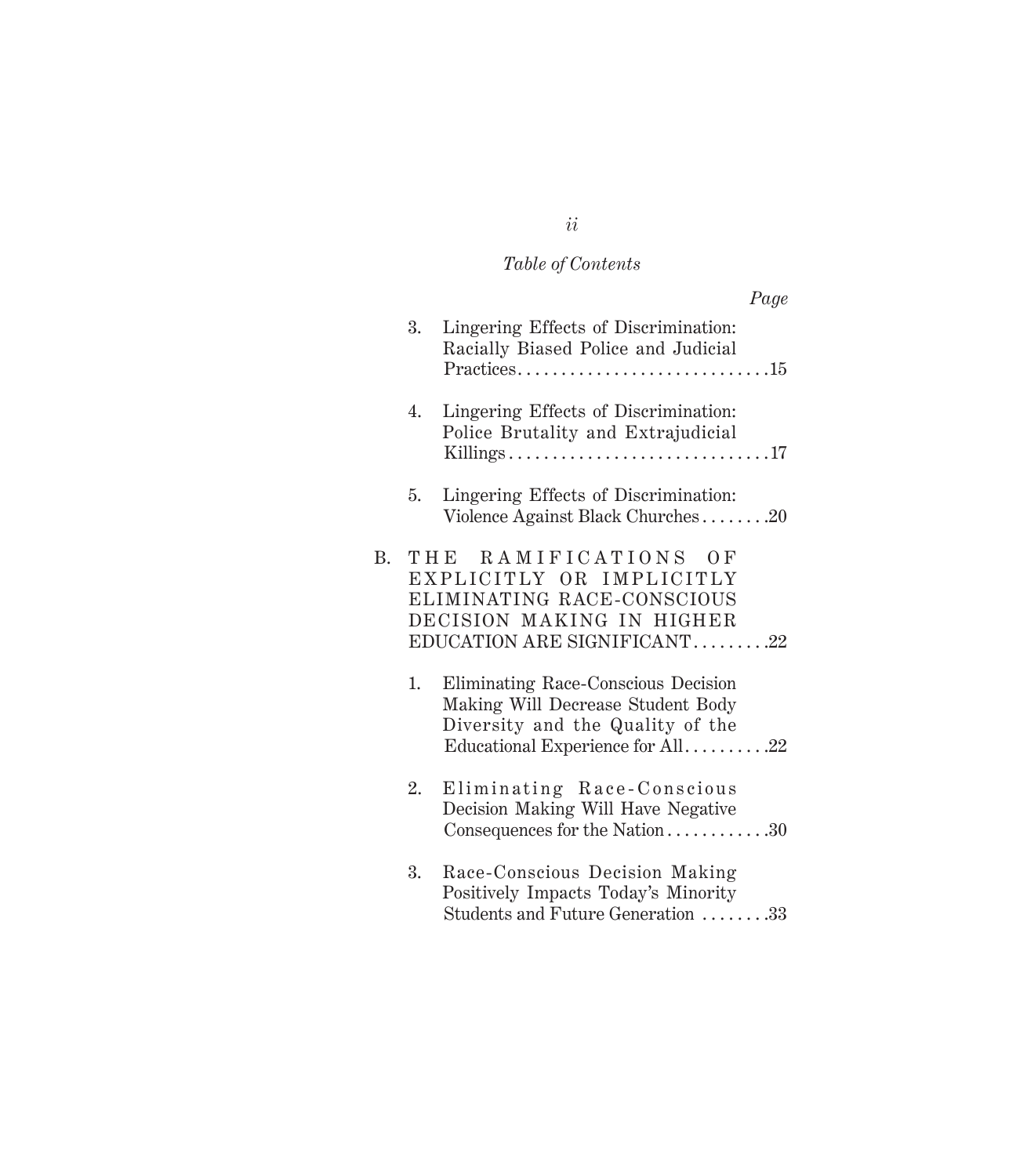*Table of Contents*

*Page*

3. Lingering Effects of Discrimination: Racially Biased Police and Judicial Practices.............................15

4. Lingering Effects of Discrimination: Police Brutality and Extrajudicial Killings..............................17

5. Lingering Effects of Discrimination: Violence Against Black Churches........20

B. THE RAMIFICATIONS OF EXPLICITLY OR IMPLICITLY ELIMINATING RACE-CONSCIOUS DECISION MAKING IN HIGHER EDUCATION ARE SIGNIFICANT.........22

1. Eliminating Race-Conscious Decision Making Will Decrease Student Body Diversity and the Quality of the Educational Experience for All..........22

2. Eliminating Race-Conscious Decision Making Will Have Negative Consequences for the Nation............30

3. Race-Conscious Decision Making Positively Impacts Today's Minority Students and Future Generation ........33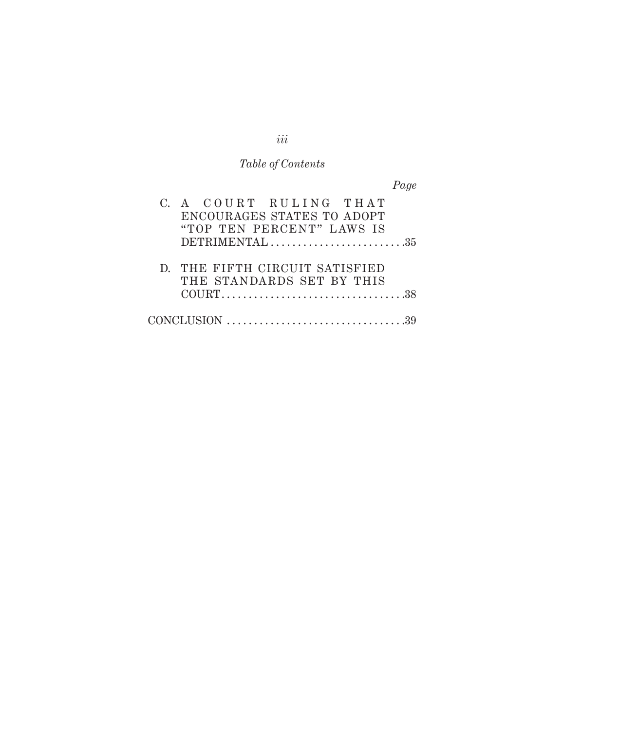*Table of Contents*

*Page*

C. A COURT RULING THAT ENCOURAGES STATES TO ADOPT "TOP TEN PERCENT" LAWS IS DETRIMENTAL . . . . . . . . . . . . . . . . . . . . . . . . .35

D. THE FIFTH CIRCUIT SATISFIED THE STANDARDS SET BY THIS COURT. . . . . . . . . . . . . . . . . . . . . . . . . . . . . . . . .38

CONCLUSION . . . . . . . . . . . . . . . . . . . . . . . . . . . . . . . . .39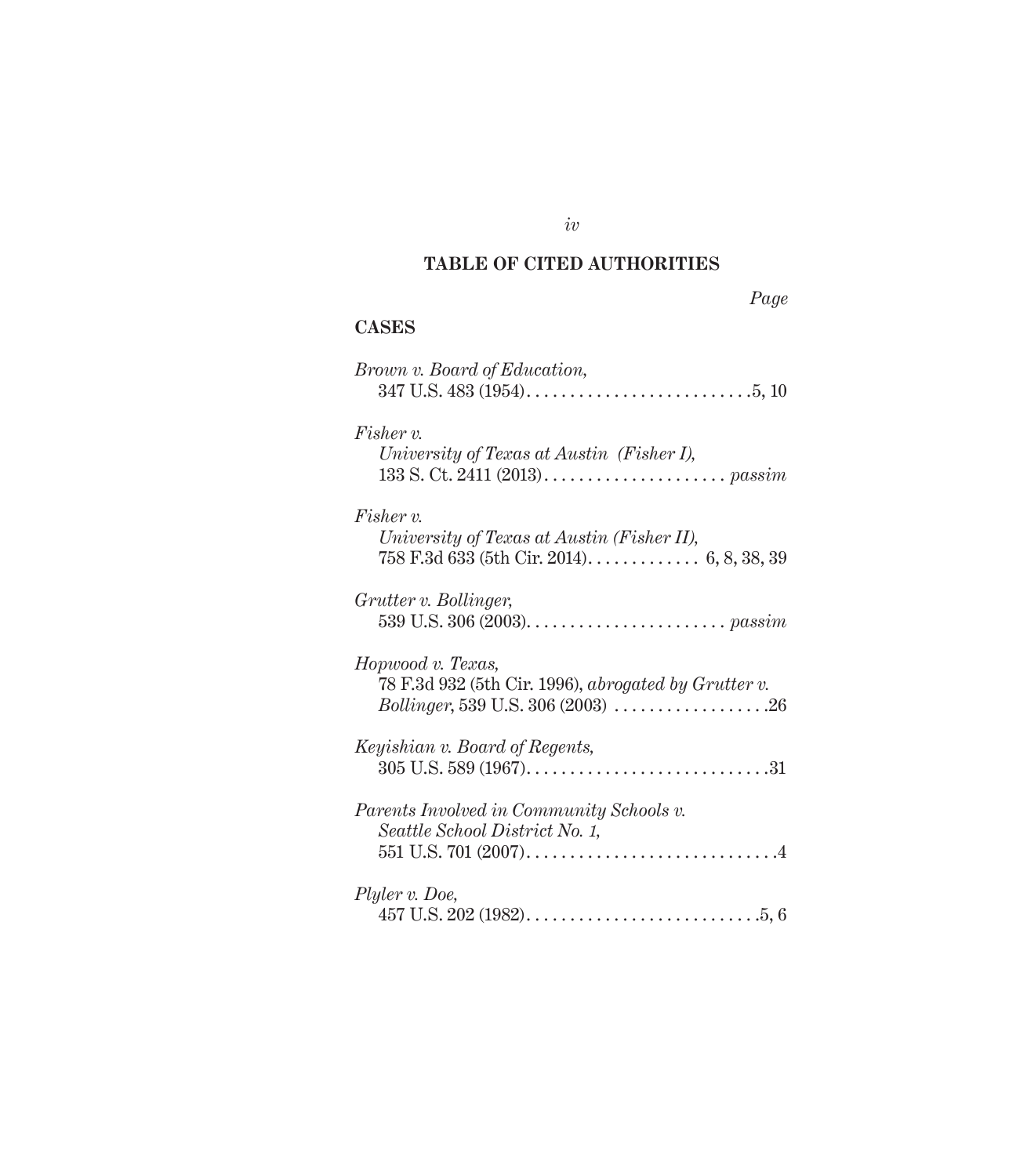## TABLE OF CITED AUTHORITIES

*Page*

### CASES

*Brown v. Board of Education*,
347 U.S. 483 (1954). . . . . . . . . . . . . . . . . . . . . . . . . . .5, 10

*Fisher v.*
*University of Texas at Austin (Fisher I)*,
133 S. Ct. 2411 (2013) . . . . . . . . . . . . . . . . . . . . . *passim*

*Fisher v.*
*University of Texas at Austin (Fisher II)*,
758 F.3d 633 (5th Cir. 2014). . . . . . . . . . . . . 6, 8, 38, 39

*Grutter v. Bollinger*,
539 U.S. 306 (2003). . . . . . . . . . . . . . . . . . . . . . . *passim*

*Hopwood v. Texas*,
78 F.3d 932 (5th Cir. 1996), *abrogated by Grutter v. Bollinger*, 539 U.S. 306 (2003) . . . . . . . . . . . . . . . . . .26

*Keyishian v. Board of Regents*,
305 U.S. 589 (1967). . . . . . . . . . . . . . . . . . . . . . . . . . . .31

*Parents Involved in Community Schools v. Seattle School District No. 1*,
551 U.S. 701 (2007). . . . . . . . . . . . . . . . . . . . . . . . . . . . .4

*Plyler v. Doe*,
457 U.S. 202 (1982). . . . . . . . . . . . . . . . . . . . . . . . . . .5, 6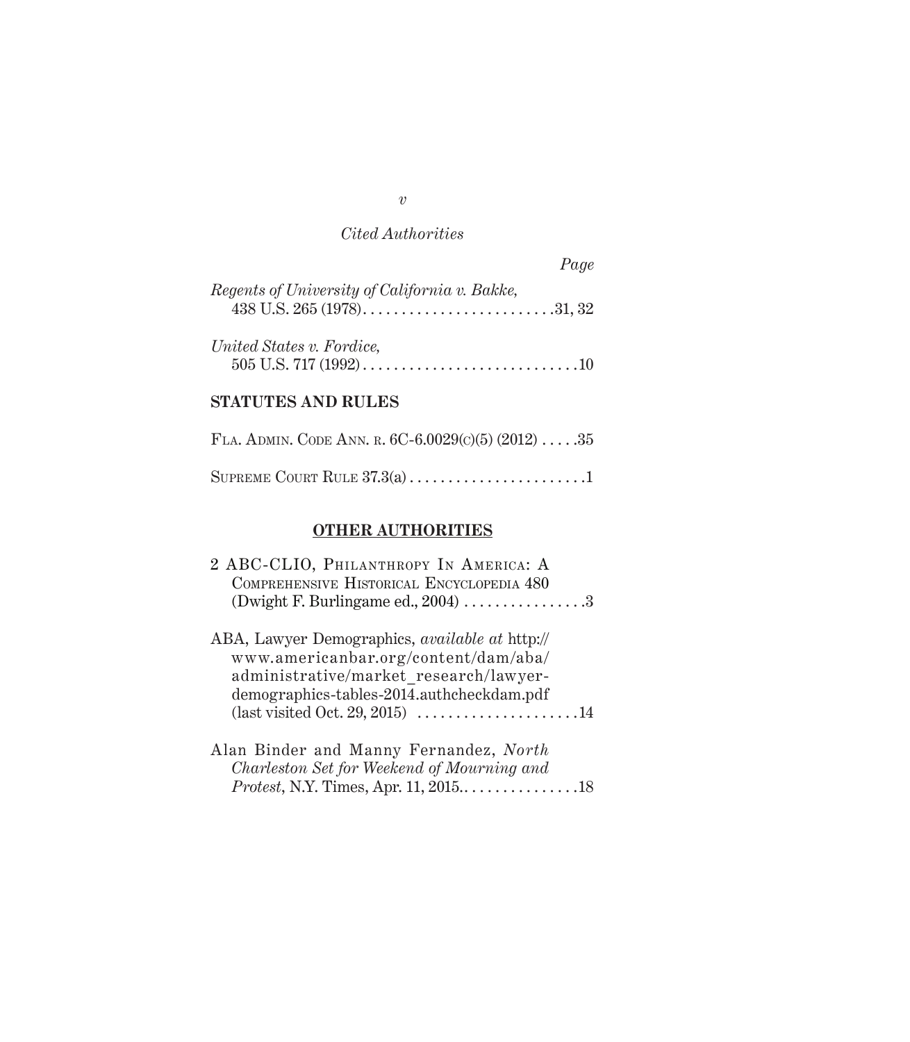*Cited Authorities*

*Page*

*Regents of University of California v. Bakke*, 438 U.S. 265 (1978) . . . . . . . . . . . . . . . . . . . . . . . . . 31, 32

*United States v. Fordice*, 505 U.S. 717 (1992) . . . . . . . . . . . . . . . . . . . . . . . . . . . . 10

**STATUTES AND RULES**

Fla. Admin. Code Ann. r. 6C-6.0029(c)(5) (2012) . . . . . 35

Supreme Court Rule 37.3(a) . . . . . . . . . . . . . . . . . . . . . . . 1

## OTHER AUTHORITIES

2 ABC-CLIO, Philanthropy In America: A Comprehensive Historical Encyclopedia 480 (Dwight F. Burlingame ed., 2004) . . . . . . . . . . . . . . . . 3

ABA, Lawyer Demographics, *available at* http://www.americanbar.org/content/dam/aba/administrative/market_research/lawyer-demographics-tables-2014.authcheckdam.pdf (last visited Oct. 29, 2015) . . . . . . . . . . . . . . . . . . . . . 14

Alan Binder and Manny Fernandez, *North Charleston Set for Weekend of Mourning and Protest*, N.Y. Times, Apr. 11, 2015. . . . . . . . . . . . . . . . 18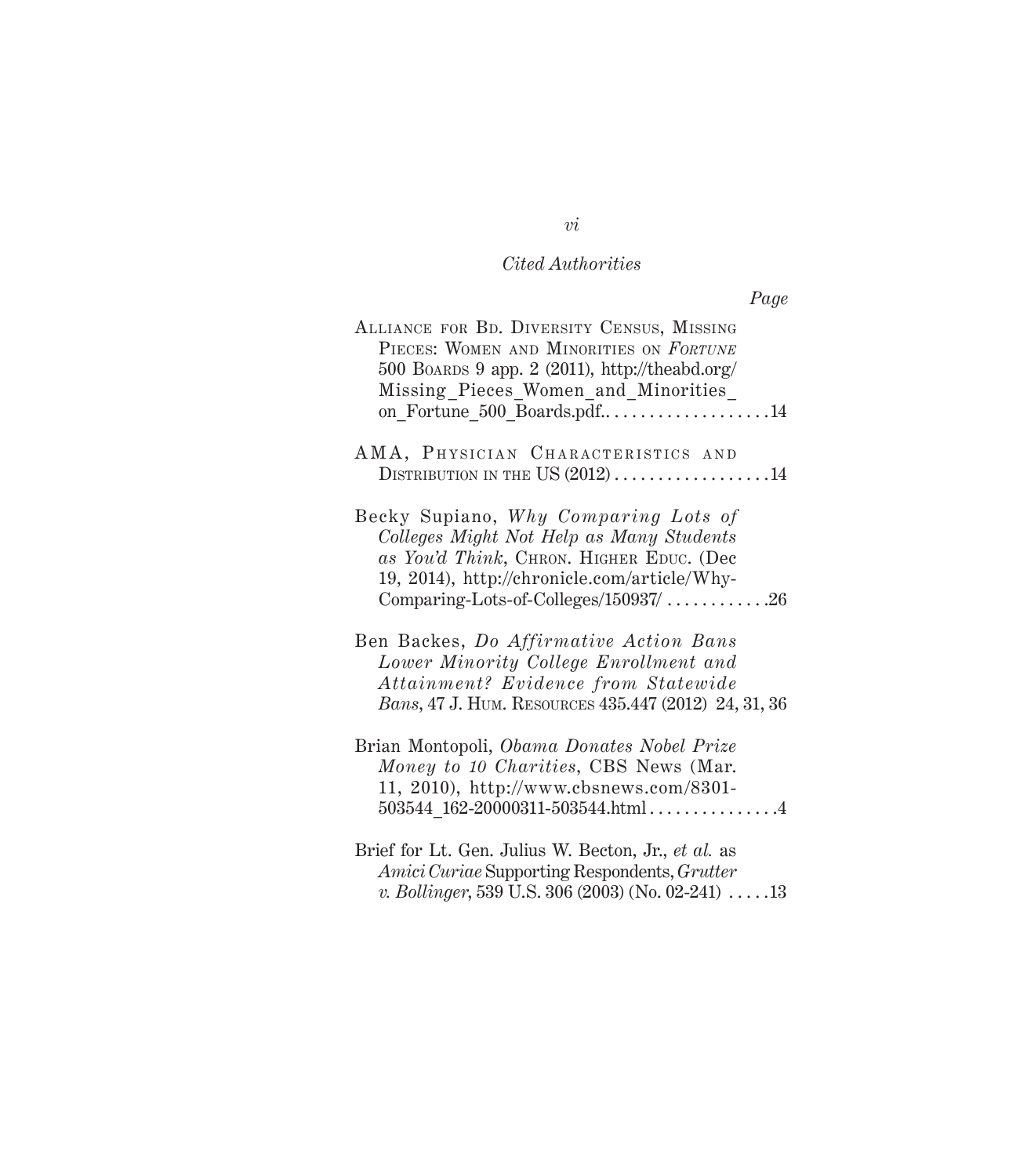*Cited Authorities*

*Page*

Alliance for Bd. Diversity Census, Missing Pieces: Women and Minorities on *Fortune* 500 Boards 9 app. 2 (2011), http://theabd.org/Missing_Pieces_Women_and_Minorities_on_Fortune_500_Boards.pdf.. . . . . . . . . . . . . . . . . . .14

AMA, Physician Characteristics and Distribution in the US (2012) . . . . . . . . . . . . . . . . . .14

Becky Supiano, *Why Comparing Lots of Colleges Might Not Help as Many Students as You'd Think*, Chron. Higher Educ. (Dec 19, 2014), http://chronicle.com/article/Why-Comparing-Lots-of-Colleges/150937/ . . . . . . . . . . . .26

Ben Backes, *Do Affirmative Action Bans Lower Minority College Enrollment and Attainment? Evidence from Statewide Bans*, 47 J. Hum. Resources 435.447 (2012) 24, 31, 36

Brian Montopoli, *Obama Donates Nobel Prize Money to 10 Charities*, CBS News (Mar. 11, 2010), http://www.cbsnews.com/8301-503544_162-20000311-503544.html . . . . . . . . . . . . . . .4

Brief for Lt. Gen. Julius W. Becton, Jr., *et al.* as *Amici Curiae* Supporting Respondents, *Grutter v. Bollinger*, 539 U.S. 306 (2003) (No. 02-241) . . . . .13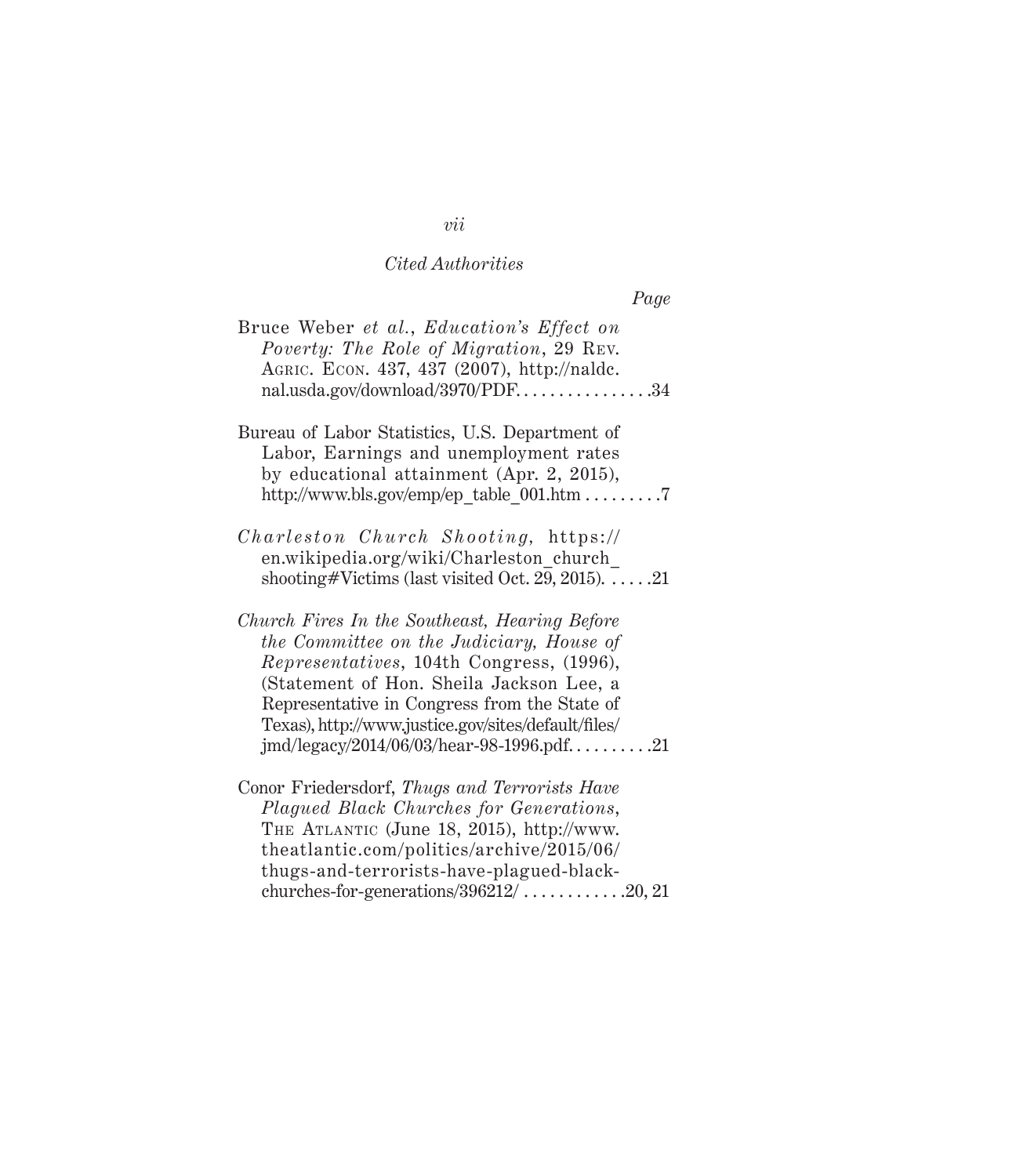*Cited Authorities*

*Page*

Bruce Weber *et al.*, *Education's Effect on Poverty: The Role of Migration*, 29 Rev. Agric. Econ. 437, 437 (2007), http://naldc.nal.usda.gov/download/3970/PDF. . . . . . . . . . . . . . . .34

Bureau of Labor Statistics, U.S. Department of Labor, Earnings and unemployment rates by educational attainment (Apr. 2, 2015), http://www.bls.gov/emp/ep_table_001.htm . . . . . . . . .7

*Charleston Church Shooting,* https://en.wikipedia.org/wiki/Charleston_church_shooting#Victims (last visited Oct. 29, 2015). . . . . .21

*Church Fires In the Southeast, Hearing Before the Committee on the Judiciary, House of Representatives*, 104th Congress, (1996), (Statement of Hon. Sheila Jackson Lee, a Representative in Congress from the State of Texas), http://www.justice.gov/sites/default/files/jmd/legacy/2014/06/03/hear-98-1996.pdf. . . . . . . . . .21

Conor Friedersdorf, *Thugs and Terrorists Have Plagued Black Churches for Generations*, The Atlantic (June 18, 2015), http://www.theatlantic.com/politics/archive/2015/06/thugs-and-terrorists-have-plagued-black-churches-for-generations/396212/ . . . . . . . . . . . .20, 21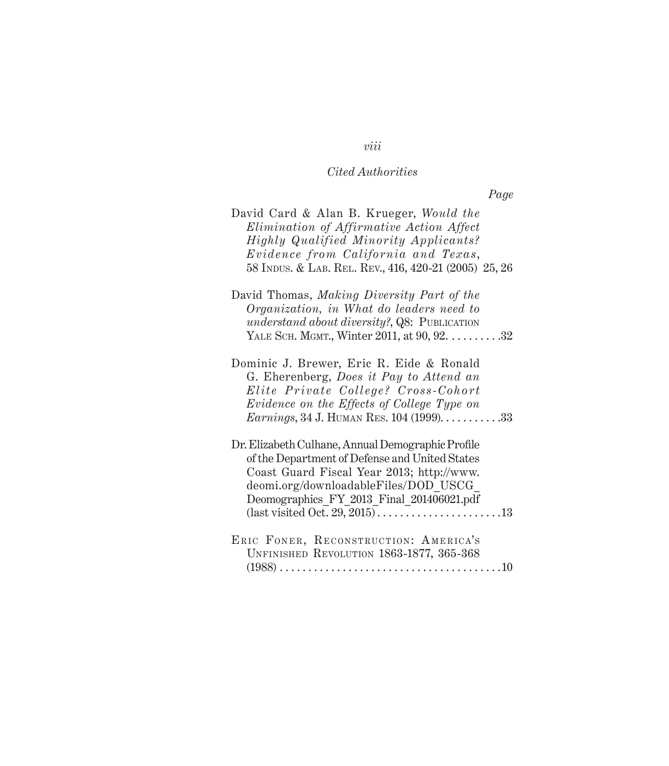*Cited Authorities*

*Page*

David Card & Alan B. Krueger, *Would the Elimination of Affirmative Action Affect Highly Qualified Minority Applicants? Evidence from California and Texas*, 58 Indus. & Lab. Rel. Rev., 416, 420-21 (2005) 25, 26

David Thomas, *Making Diversity Part of the Organization, in What do leaders need to understand about diversity?*, Q8: Publication Yale Sch. Mgmt., Winter 2011, at 90, 92. . . . . . . . . .32

Dominic J. Brewer, Eric R. Eide & Ronald G. Eherenberg, *Does it Pay to Attend an Elite Private College? Cross-Cohort Evidence on the Effects of College Type on Earnings*, 34 J. Human Res. 104 (1999). . . . . . . . . . .33

Dr. Elizabeth Culhane, Annual Demographic Profile of the Department of Defense and United States Coast Guard Fiscal Year 2013; http://www.deomi.org/downloadableFiles/DOD_USCG_Deomographics_FY_2013_Final_201406021.pdf (last visited Oct. 29, 2015) . . . . . . . . . . . . . . . . . . . . . .13

Eric Foner, Reconstruction: America's Unfinished Revolution 1863-1877, 365-368 (1988) . . . . . . . . . . . . . . . . . . . . . . . . . . . . . . . . . . . . . . .10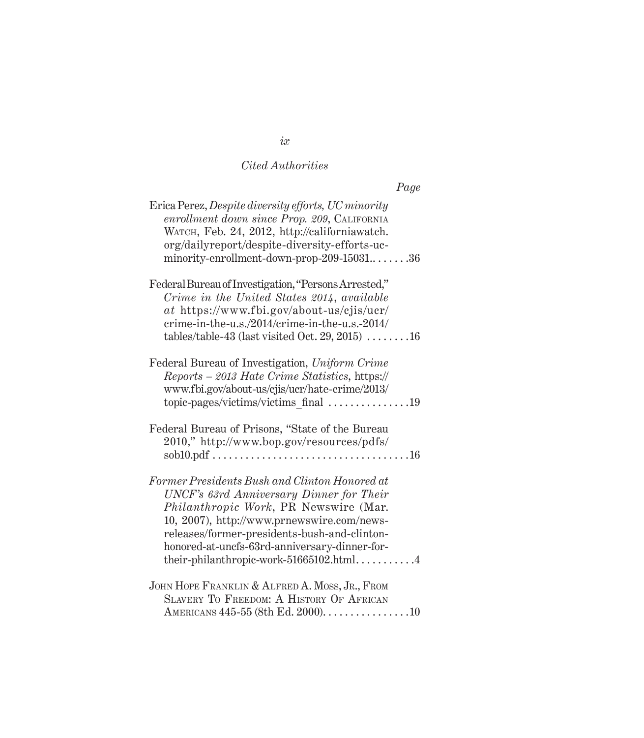*Cited Authorities*

*Page*

Erica Perez, *Despite diversity efforts, UC minority enrollment down since Prop. 209*, California Watch, Feb. 24, 2012, http://californiawatch.org/dailyreport/despite-diversity-efforts-uc-minority-enrollment-down-prop-209-15031.. . . . . . .36

Federal Bureau of Investigation, "Persons Arrested," *Crime in the United States 2014*, *available at* https://www.fbi.gov/about-us/cjis/ucr/crime-in-the-u.s./2014/crime-in-the-u.s.-2014/tables/table-43 (last visited Oct. 29, 2015) . . . . . . . .16

Federal Bureau of Investigation, *Uniform Crime Reports – 2013 Hate Crime Statistics*, https://www.fbi.gov/about-us/cjis/ucr/hate-crime/2013/topic-pages/victims/victims_final . . . . . . . . . . . . . . .19

Federal Bureau of Prisons, "State of the Bureau 2010," http://www.bop.gov/resources/pdfs/sob10.pdf . . . . . . . . . . . . . . . . . . . . . . . . . . . . . . . . . . . .16

*Former Presidents Bush and Clinton Honored at UNCF's 63rd Anniversary Dinner for Their Philanthropic Work*, PR Newswire (Mar. 10, 2007), http://www.prnewswire.com/news-releases/former-presidents-bush-and-clinton-honored-at-uncfs-63rd-anniversary-dinner-for-their-philanthropic-work-51665102.html. . . . . . . . . . .4

John Hope Franklin & Alfred A. Moss, Jr., From Slavery To Freedom: A History Of African Americans 445-55 (8th Ed. 2000). . . . . . . . . . . . . . . . .10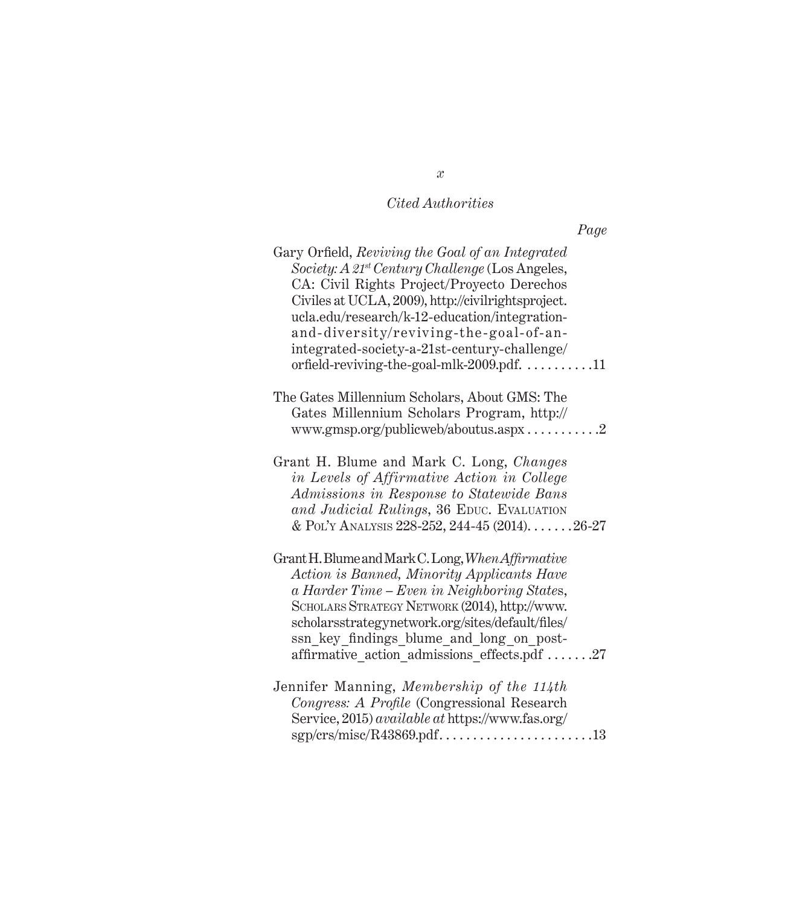*Cited Authorities*

*Page*

Gary Orfield, *Reviving the Goal of an Integrated Society: A 21st Century Challenge* (Los Angeles, CA: Civil Rights Project/Proyecto Derechos Civiles at UCLA, 2009), http://civilrightsproject.ucla.edu/research/k-12-education/integration-and-diversity/reviving-the-goal-of-an-integrated-society-a-21st-century-challenge/orfield-reviving-the-goal-mlk-2009.pdf. . . . . . . . . . .11

The Gates Millennium Scholars, About GMS: The Gates Millennium Scholars Program, http://www.gmsp.org/publicweb/aboutus.aspx . . . . . . . . . . .2

Grant H. Blume and Mark C. Long, *Changes in Levels of Affirmative Action in College Admissions in Response to Statewide Bans and Judicial Rulings*, 36 Educ. Evaluation & Pol'y Analysis 228-252, 244-45 (2014). . . . . . .26-27

Grant H. Blume and Mark C. Long, *When Affirmative Action is Banned, Minority Applicants Have a Harder Time – Even in Neighboring States*, Scholars Strategy Network (2014), http://www.scholarsstrategynetwork.org/sites/default/files/ssn_key_findings_blume_and_long_on_post-affirmative_action_admissions_effects.pdf . . . . . . .27

Jennifer Manning, *Membership of the 114th Congress: A Profile* (Congressional Research Service, 2015) *available at* https://www.fas.org/sgp/crs/misc/R43869.pdf. . . . . . . . . . . . . . . . . . . . . . .13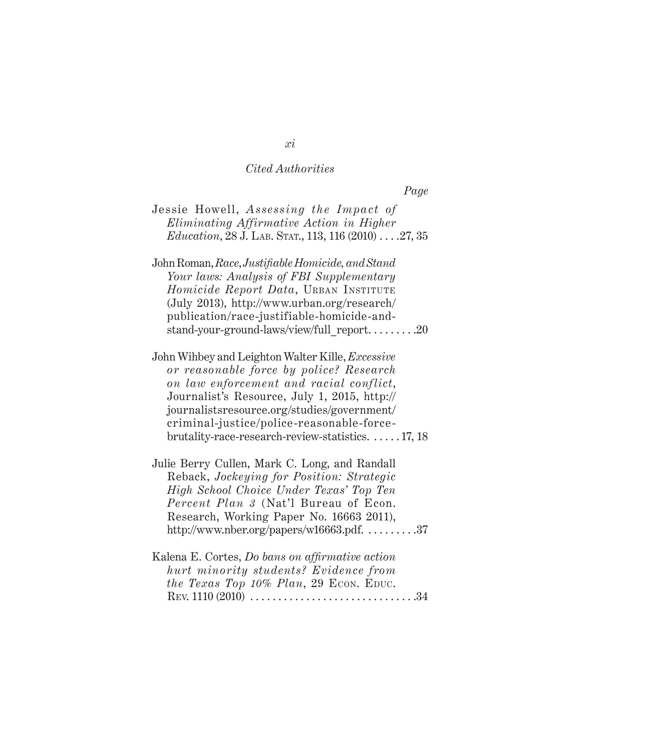*Cited Authorities*

*Page*

Jessie Howell, *Assessing the Impact of Eliminating Affirmative Action in Higher Education*, 28 J. LAB. STAT., 113, 116 (2010) . . . .27, 35

John Roman, *Race, Justifiable Homicide, and Stand Your laws: Analysis of FBI Supplementary Homicide Report Data*, URBAN INSTITUTE (July 2013), http://www.urban.org/research/publication/race-justifiable-homicide-and-stand-your-ground-laws/view/full_report. . . . . . . . .20

John Wihbey and Leighton Walter Kille, *Excessive or reasonable force by police? Research on law enforcement and racial conflict*, Journalist's Resource, July 1, 2015, http://journalistsresource.org/studies/government/criminal-justice/police-reasonable-force-brutality-race-research-review-statistics. . . . . . 17, 18

Julie Berry Cullen, Mark C. Long, and Randall Reback, *Jockeying for Position: Strategic High School Choice Under Texas' Top Ten Percent Plan 3* (Nat'l Bureau of Econ. Research, Working Paper No. 16663 2011), http://www.nber.org/papers/w16663.pdf. . . . . . . . . .37

Kalena E. Cortes, *Do bans on affirmative action hurt minority students? Evidence from the Texas Top 10% Plan*, 29 ECON. EDUC. REV. 1110 (2010) . . . . . . . . . . . . . . . . . . . . . . . . . . . . .34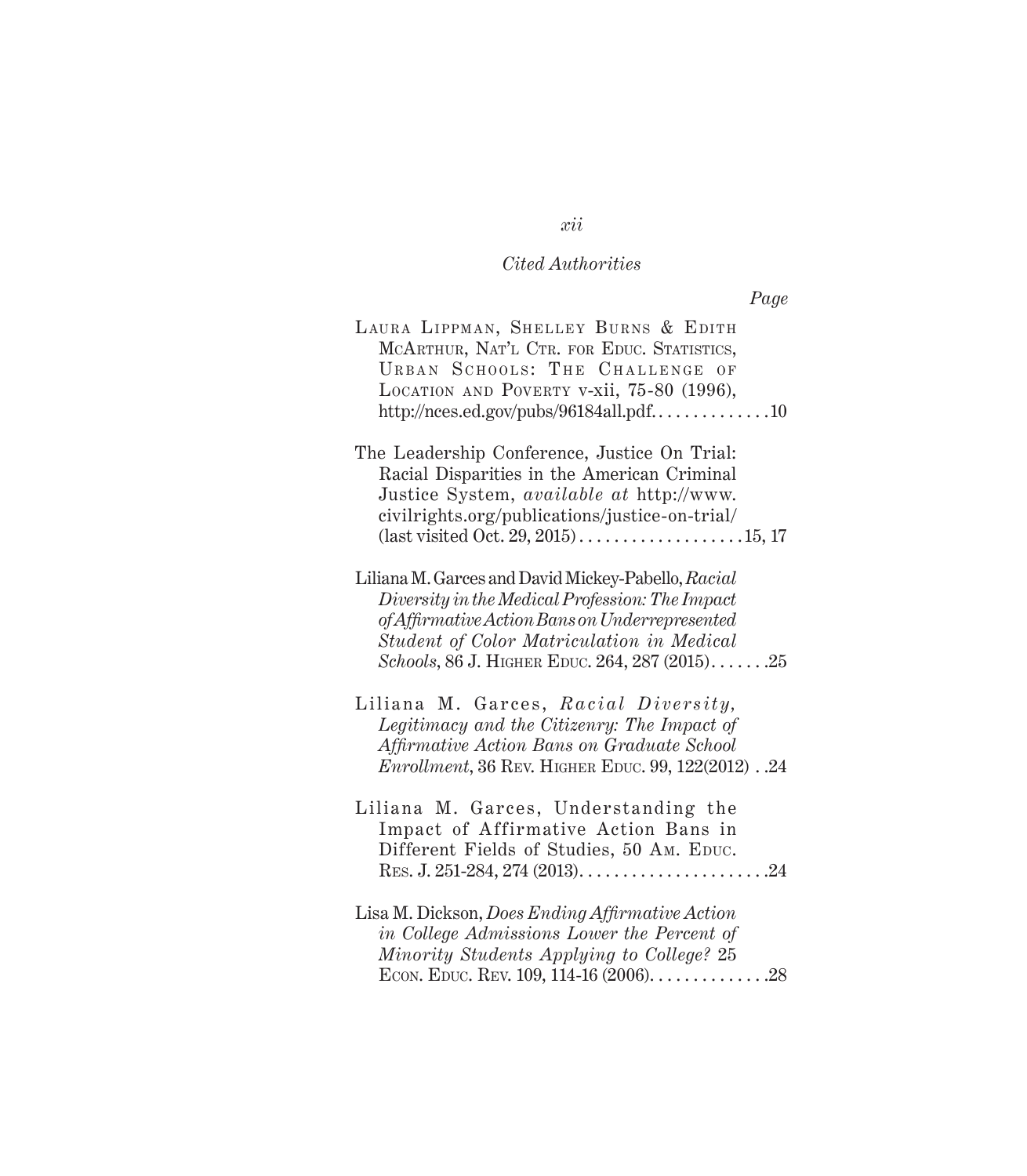*Cited Authorities*

*Page*

Laura Lippman, Shelley Burns & Edith McArthur, Nat'l Ctr. for Educ. Statistics, Urban Schools: The Challenge of Location and Poverty v-xii, 75-80 (1996), http://nces.ed.gov/pubs/96184all.pdf. . . . . . . . . . . . . .10

The Leadership Conference, Justice On Trial: Racial Disparities in the American Criminal Justice System, *available at* http://www.civilrights.org/publications/justice-on-trial/ (last visited Oct. 29, 2015) . . . . . . . . . . . . . . . . . . .15, 17

Liliana M. Garces and David Mickey-Pabello, *Racial Diversity in the Medical Profession: The Impact of Affirmative Action Bans on Underrepresented Student of Color Matriculation in Medical Schools*, 86 J. Higher Educ. 264, 287 (2015). . . . . . .25

Liliana M. Garces, *Racial Diversity, Legitimacy and the Citizenry: The Impact of Affirmative Action Bans on Graduate School Enrollment*, 36 Rev. Higher Educ. 99, 122(2012) . .24

Liliana M. Garces, Understanding the Impact of Affirmative Action Bans in Different Fields of Studies, 50 Am. Educ. Res. J. 251-284, 274 (2013). . . . . . . . . . . . . . . . . . . . . .24

Lisa M. Dickson, *Does Ending Affirmative Action in College Admissions Lower the Percent of Minority Students Applying to College?* 25 Econ. Educ. Rev. 109, 114-16 (2006). . . . . . . . . . . . . .28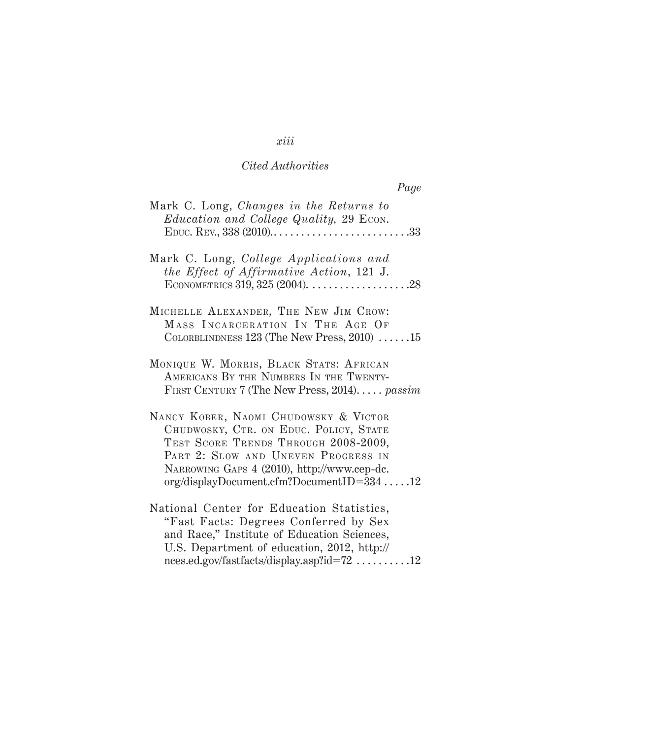*Cited Authorities*

*Page*

Mark C. Long, *Changes in the Returns to Education and College Quality,* 29 Econ. Educ. Rev., 338 (2010). . . . . . . . . . . . . . . . . . . . . . . . . .33

Mark C. Long, *College Applications and the Effect of Affirmative Action*, 121 J. Econometrics 319, 325 (2004). . . . . . . . . . . . . . . . . . .28

Michelle Alexander, The New Jim Crow: Mass Incarceration In The Age Of Colorblindness 123 (The New Press, 2010) . . . . . .15

Monique W. Morris, Black Stats: African Americans By the Numbers In the Twenty-First Century 7 (The New Press, 2014). . . . . *passim*

Nancy Kober, Naomi Chudowsky & Victor Chudwosky, Ctr. on Educ. Policy, State Test Score Trends Through 2008-2009, Part 2: Slow and Uneven Progress in Narrowing Gaps 4 (2010), http://www.cep-dc.org/displayDocument.cfm?DocumentID=334 . . . . .12

National Center for Education Statistics, "Fast Facts: Degrees Conferred by Sex and Race," Institute of Education Sciences, U.S. Department of education, 2012, http://nces.ed.gov/fastfacts/display.asp?id=72 . . . . . . . . . .12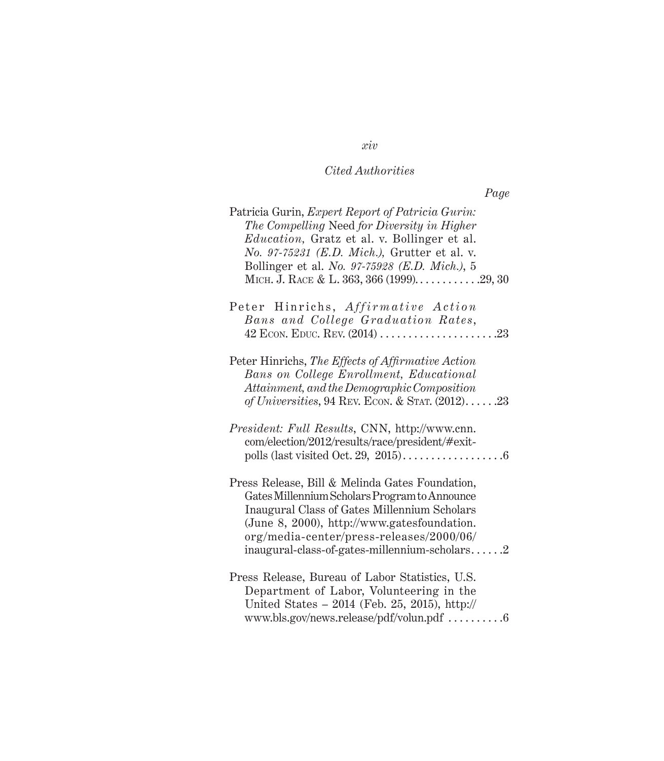*Cited Authorities*

*Page*

Patricia Gurin, *Expert Report of Patricia Gurin: The Compelling* Need *for Diversity in Higher Education,* Gratz et al. v. Bollinger et al. *No. 97-75231 (E.D. Mich.),* Grutter et al. v. Bollinger et al. *No. 97-75928 (E.D. Mich.)*, 5 MICH. J. RACE & L. 363, 366 (1999). . . . . . . . . . . .29, 30

Peter Hinrichs, *Affirmative Action Bans and College Graduation Rates*, 42 ECON. EDUC. REV. (2014) . . . . . . . . . . . . . . . . . . . . .23

Peter Hinrichs, *The Effects of Affirmative Action Bans on College Enrollment, Educational Attainment, and the Demographic Composition of Universities*, 94 REV. ECON. & STAT. (2012). . . . . .23

*President: Full Results*, CNN, http://www.cnn.com/election/2012/results/race/president/#exit-polls (last visited Oct. 29, 2015) . . . . . . . . . . . . . . . . . .6

Press Release, Bill & Melinda Gates Foundation, Gates Millennium Scholars Program to Announce Inaugural Class of Gates Millennium Scholars (June 8, 2000), http://www.gatesfoundation.org/media-center/press-releases/2000/06/inaugural-class-of-gates-millennium-scholars. . . . . .2

Press Release, Bureau of Labor Statistics, U.S. Department of Labor, Volunteering in the United States – 2014 (Feb. 25, 2015), http://www.bls.gov/news.release/pdf/volun.pdf . . . . . . . . . .6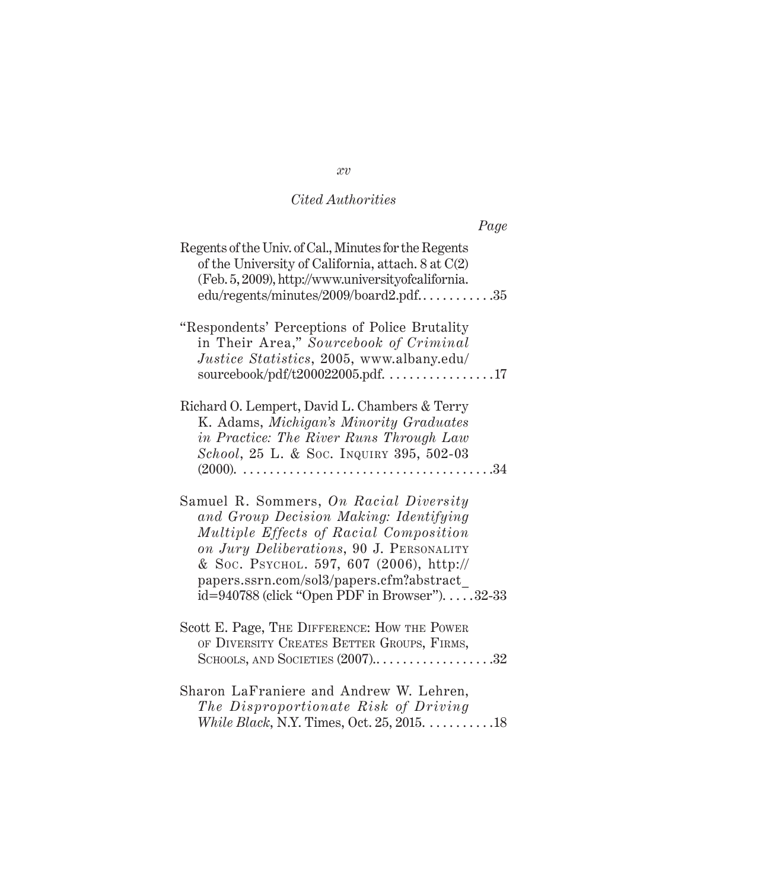*Cited Authorities*

*Page*

Regents of the Univ. of Cal., Minutes for the Regents of the University of California, attach. 8 at C(2) (Feb. 5, 2009), http://www.universityofcalifornia.edu/regents/minutes/2009/board2.pdf. . . . . . . . . . . .35

"Respondents' Perceptions of Police Brutality in Their Area," *Sourcebook of Criminal Justice Statistics*, 2005, www.albany.edu/sourcebook/pdf/t200022005.pdf. . . . . . . . . . . . . . . . .17

Richard O. Lempert, David L. Chambers & Terry K. Adams, *Michigan's Minority Graduates in Practice: The River Runs Through Law School*, 25 L. & Soc. Inquiry 395, 502-03 (2000). . . . . . . . . . . . . . . . . . . . . . . . . . . . . . . . . . . . . .34

Samuel R. Sommers, *On Racial Diversity and Group Decision Making: Identifying Multiple Effects of Racial Composition on Jury Deliberations*, 90 J. Personality & Soc. Psychol. 597, 607 (2006), http://papers.ssrn.com/sol3/papers.cfm?abstract_id=940788 (click "Open PDF in Browser"). . . . .32-33

Scott E. Page, The Difference: How the Power of Diversity Creates Better Groups, Firms, Schools, and Societies (2007).. . . . . . . . . . . . . . . . . .32

Sharon LaFraniere and Andrew W. Lehren, *The Disproportionate Risk of Driving While Black*, N.Y. Times, Oct. 25, 2015. . . . . . . . . . .18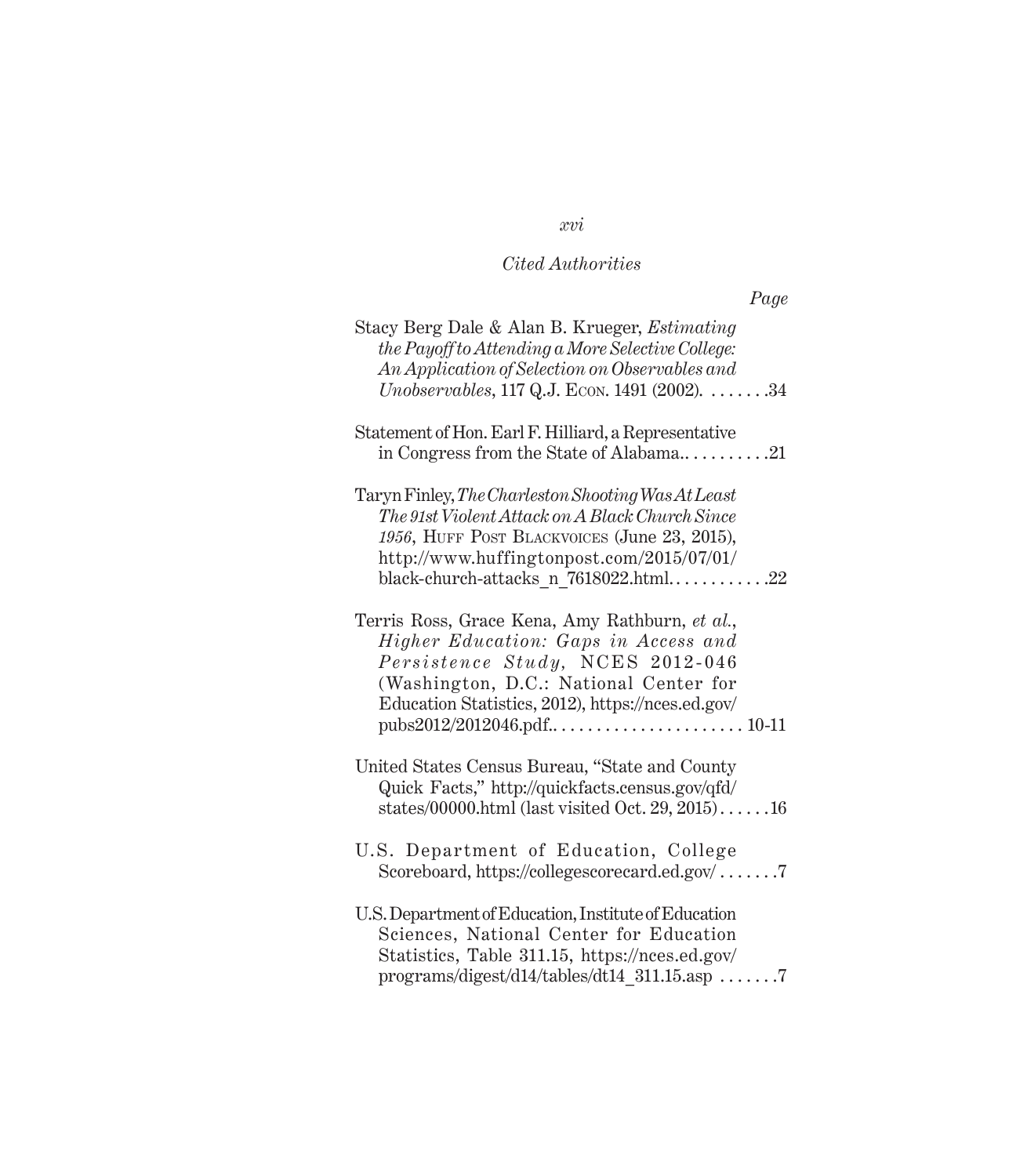*Cited Authorities*

*Page*

Stacy Berg Dale & Alan B. Krueger, *Estimating the Payoff to Attending a More Selective College: An Application of Selection on Observables and Unobservables*, 117 Q.J. Econ. 1491 (2002). . . . . . . .34

Statement of Hon. Earl F. Hilliard, a Representative in Congress from the State of Alabama.. . . . . . . . . .21

Taryn Finley, *The Charleston Shooting Was At Least The 91st Violent Attack on A Black Church Since 1956*, Huff Post Blackvoices (June 23, 2015), http://www.huffingtonpost.com/2015/07/01/black-church-attacks_n_7618022.html. . . . . . . . . . . .22

Terris Ross, Grace Kena, Amy Rathburn, *et al.*, *Higher Education: Gaps in Access and Persistence Study,* NCES 2012-046 (Washington, D.C.: National Center for Education Statistics, 2012), https://nces.ed.gov/pubs2012/2012046.pdf.. . . . . . . . . . . . . . . . . . . . . . 10-11

United States Census Bureau, "State and County Quick Facts," http://quickfacts.census.gov/qfd/states/00000.html (last visited Oct. 29, 2015) . . . . . .16

U.S. Department of Education, College Scoreboard, https://collegescorecard.ed.gov/ . . . . . . .7

U.S. Department of Education, Institute of Education Sciences, National Center for Education Statistics, Table 311.15, https://nces.ed.gov/programs/digest/d14/tables/dt14_311.15.asp . . . . . . .7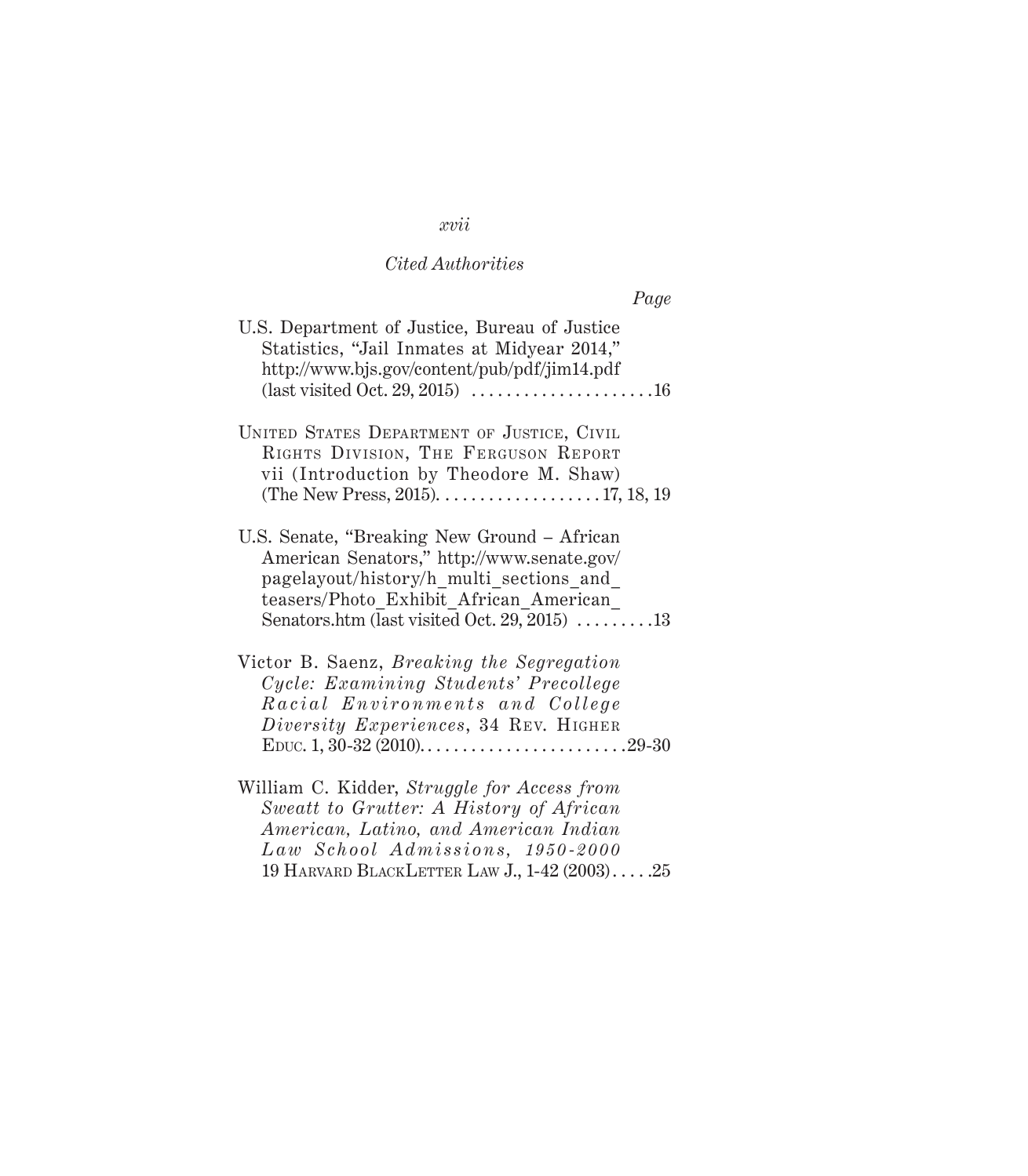*Cited Authorities*

*Page*

U.S. Department of Justice, Bureau of Justice Statistics, "Jail Inmates at Midyear 2014," http://www.bjs.gov/content/pub/pdf/jim14.pdf (last visited Oct. 29, 2015) . . . . . . . . . . . . . . . . . . . . .16

United States Department of Justice, Civil Rights Division, The Ferguson Report vii (Introduction by Theodore M. Shaw) (The New Press, 2015). . . . . . . . . . . . . . . . . . . 17, 18, 19

U.S. Senate, "Breaking New Ground – African American Senators," http://www.senate.gov/pagelayout/history/h_multi_sections_and_teasers/Photo_Exhibit_African_American_Senators.htm (last visited Oct. 29, 2015) . . . . . . . . .13

Victor B. Saenz, *Breaking the Segregation Cycle: Examining Students' Precollege Racial Environments and College Diversity Experiences*, 34 Rev. Higher Educ. 1, 30-32 (2010). . . . . . . . . . . . . . . . . . . . . . . .29-30

William C. Kidder, *Struggle for Access from Sweatt to Grutter: A History of African American, Latino, and American Indian Law School Admissions, 1950-2000* 19 Harvard BlackLetter Law J., 1-42 (2003) . . . . .25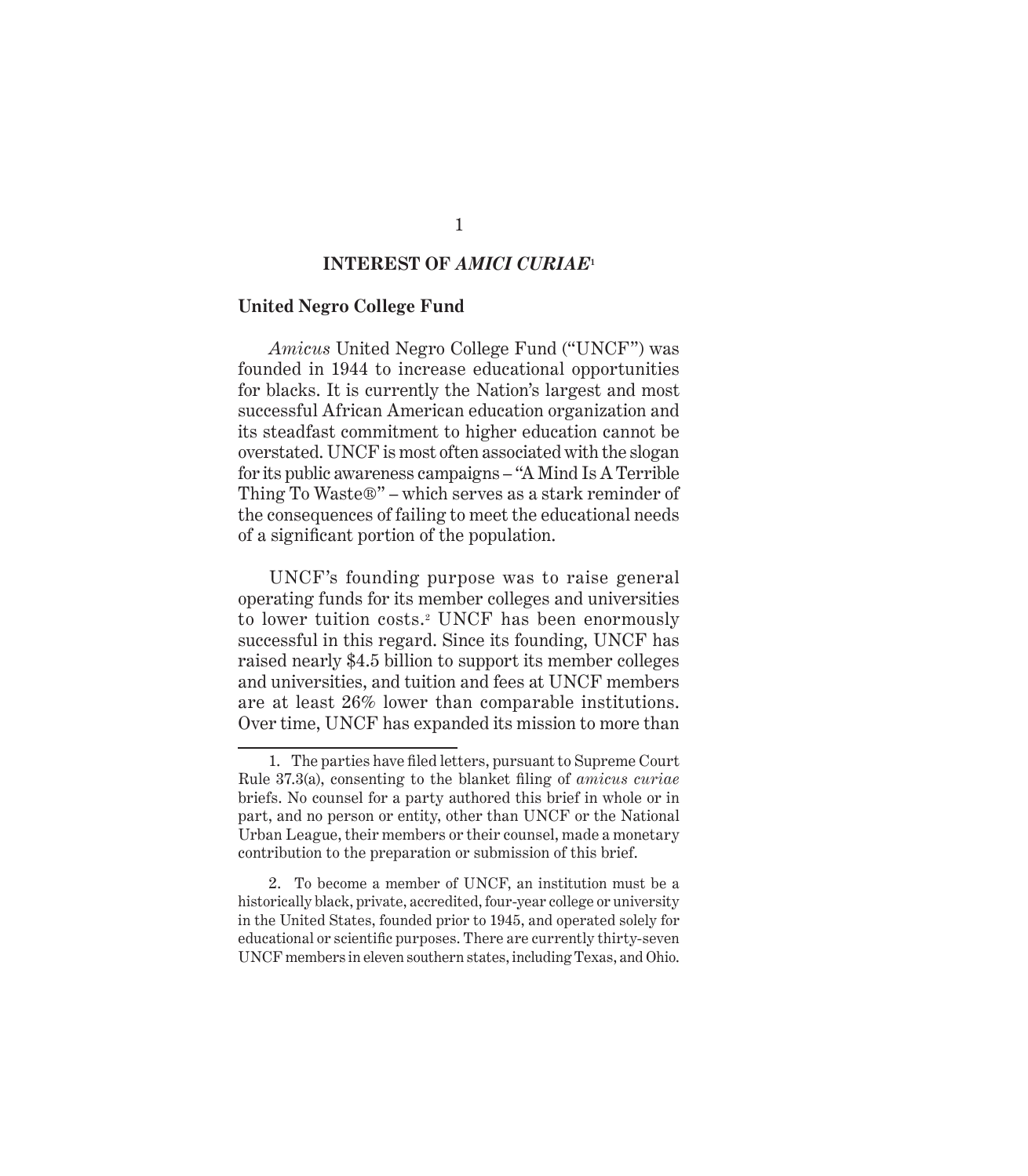## INTEREST OF *AMICI CURIAE*[1]

**United Negro College Fund**

*Amicus* United Negro College Fund ("UNCF") was founded in 1944 to increase educational opportunities for blacks. It is currently the Nation's largest and most successful African American education organization and its steadfast commitment to higher education cannot be overstated. UNCF is most often associated with the slogan for its public awareness campaigns – "A Mind Is A Terrible Thing To Waste®" – which serves as a stark reminder of the consequences of failing to meet the educational needs of a significant portion of the population.

UNCF's founding purpose was to raise general operating funds for its member colleges and universities to lower tuition costs.[2] UNCF has been enormously successful in this regard. Since its founding, UNCF has raised nearly $4.5 billion to support its member colleges and universities, and tuition and fees at UNCF members are at least 26% lower than comparable institutions. Over time, UNCF has expanded its mission to more than

---

1. The parties have filed letters, pursuant to Supreme Court Rule 37.3(a), consenting to the blanket filing of *amicus curiae* briefs. No counsel for a party authored this brief in whole or in part, and no person or entity, other than UNCF or the National Urban League, their members or their counsel, made a monetary contribution to the preparation or submission of this brief.

2. To become a member of UNCF, an institution must be a historically black, private, accredited, four-year college or university in the United States, founded prior to 1945, and operated solely for educational or scientific purposes. There are currently thirty-seven UNCF members in eleven southern states, including Texas, and Ohio.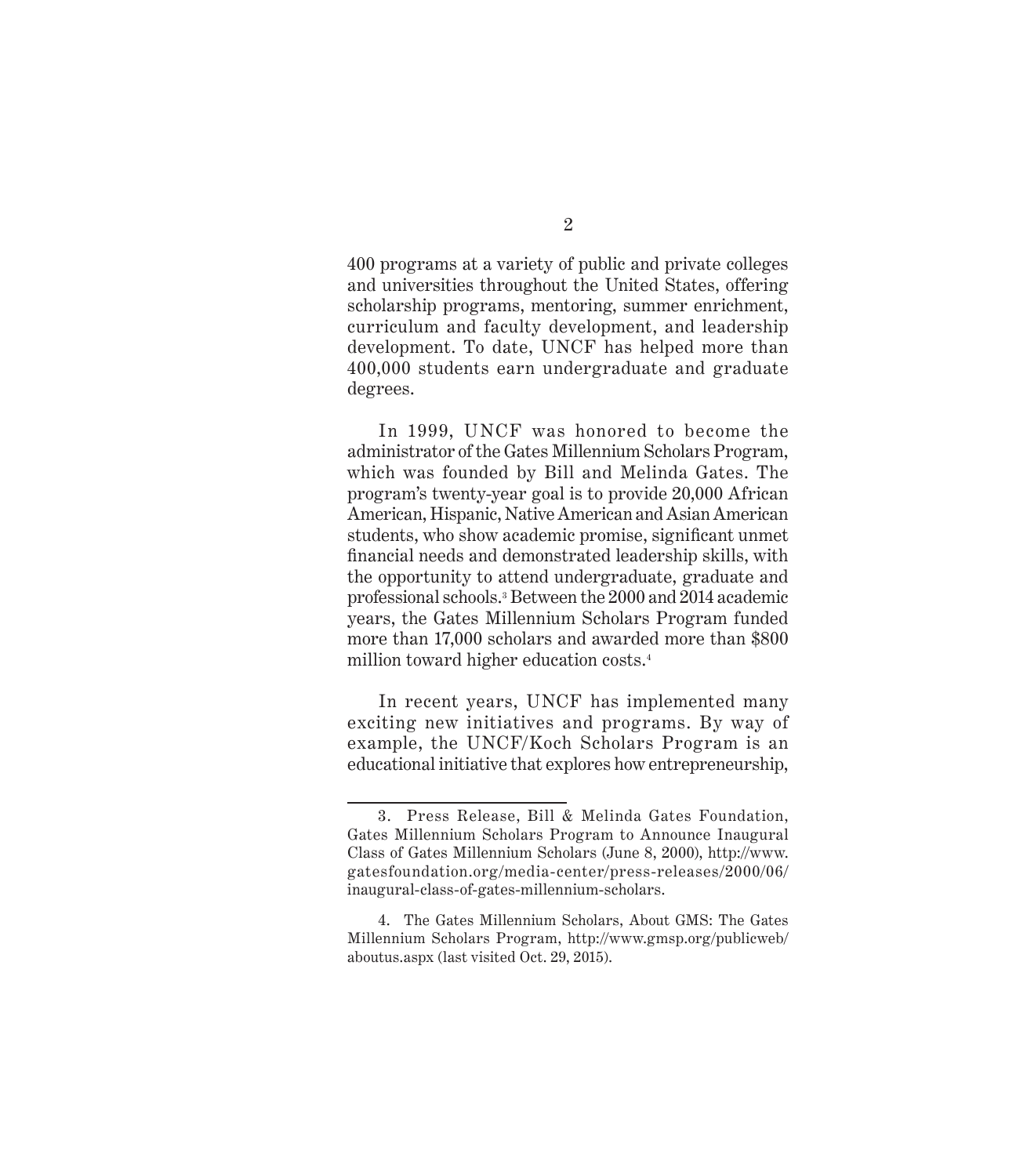400 programs at a variety of public and private colleges and universities throughout the United States, offering scholarship programs, mentoring, summer enrichment, curriculum and faculty development, and leadership development. To date, UNCF has helped more than 400,000 students earn undergraduate and graduate degrees.

In 1999, UNCF was honored to become the administrator of the Gates Millennium Scholars Program, which was founded by Bill and Melinda Gates. The program's twenty-year goal is to provide 20,000 African American, Hispanic, Native American and Asian American students, who show academic promise, significant unmet financial needs and demonstrated leadership skills, with the opportunity to attend undergraduate, graduate and professional schools.[3] Between the 2000 and 2014 academic years, the Gates Millennium Scholars Program funded more than 17,000 scholars and awarded more than $800 million toward higher education costs.[4]

In recent years, UNCF has implemented many exciting new initiatives and programs. By way of example, the UNCF/Koch Scholars Program is an educational initiative that explores how entrepreneurship,

---

3. Press Release, Bill & Melinda Gates Foundation, Gates Millennium Scholars Program to Announce Inaugural Class of Gates Millennium Scholars (June 8, 2000), http://www.gatesfoundation.org/media-center/press-releases/2000/06/inaugural-class-of-gates-millennium-scholars.

4. The Gates Millennium Scholars, About GMS: The Gates Millennium Scholars Program, http://www.gmsp.org/publicweb/aboutus.aspx (last visited Oct. 29, 2015).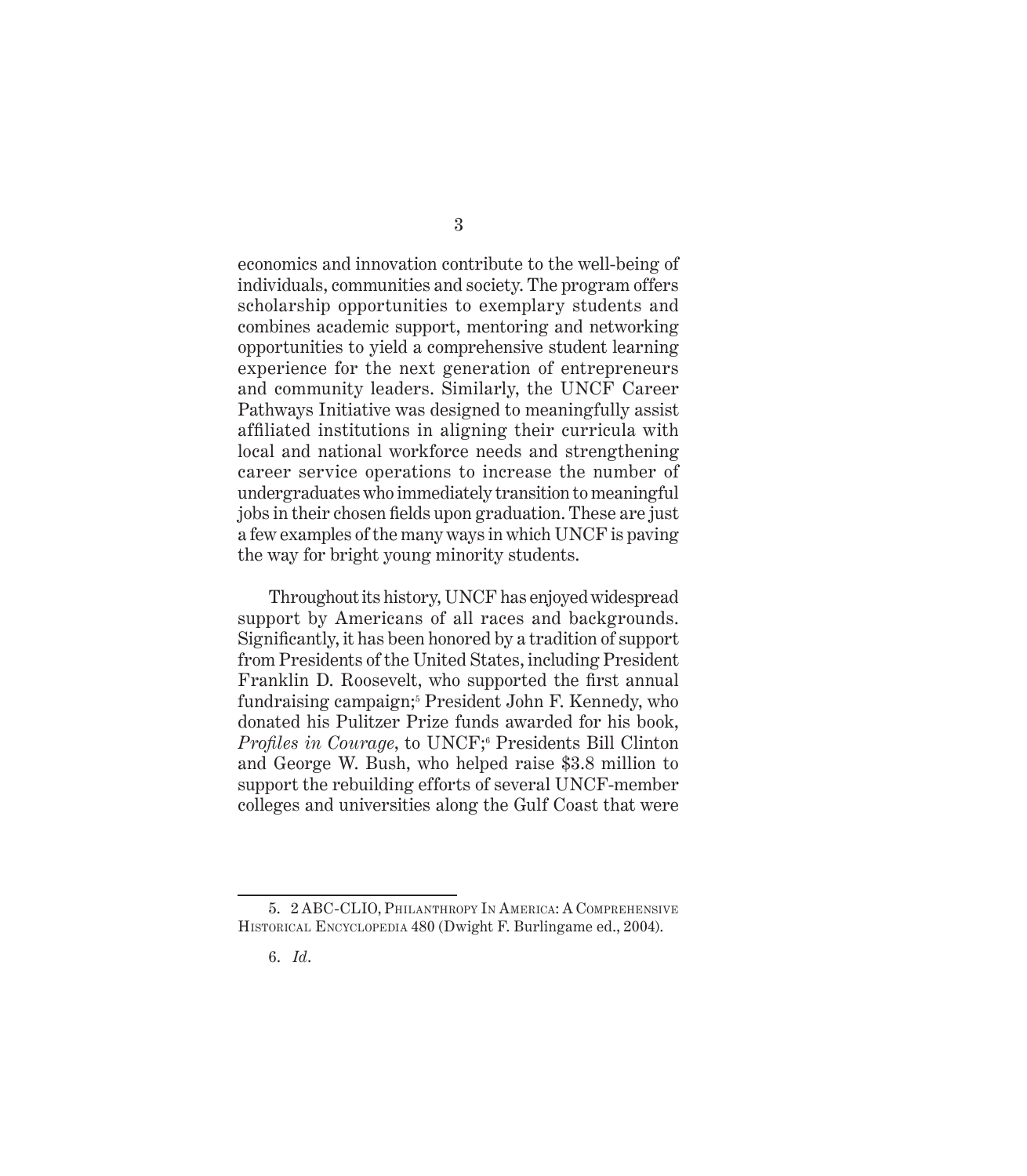economics and innovation contribute to the well-being of individuals, communities and society. The program offers scholarship opportunities to exemplary students and combines academic support, mentoring and networking opportunities to yield a comprehensive student learning experience for the next generation of entrepreneurs and community leaders. Similarly, the UNCF Career Pathways Initiative was designed to meaningfully assist affiliated institutions in aligning their curricula with local and national workforce needs and strengthening career service operations to increase the number of undergraduates who immediately transition to meaningful jobs in their chosen fields upon graduation. These are just a few examples of the many ways in which UNCF is paving the way for bright young minority students.

Throughout its history, UNCF has enjoyed widespread support by Americans of all races and backgrounds. Significantly, it has been honored by a tradition of support from Presidents of the United States, including President Franklin D. Roosevelt, who supported the first annual fundraising campaign;[5] President John F. Kennedy, who donated his Pulitzer Prize funds awarded for his book, *Profiles in Courage*, to UNCF;[6] Presidents Bill Clinton and George W. Bush, who helped raise $3.8 million to support the rebuilding efforts of several UNCF-member colleges and universities along the Gulf Coast that were

---

5. 2 ABC-CLIO, Philanthropy In America: A Comprehensive Historical Encyclopedia 480 (Dwight F. Burlingame ed., 2004).

6. *Id*.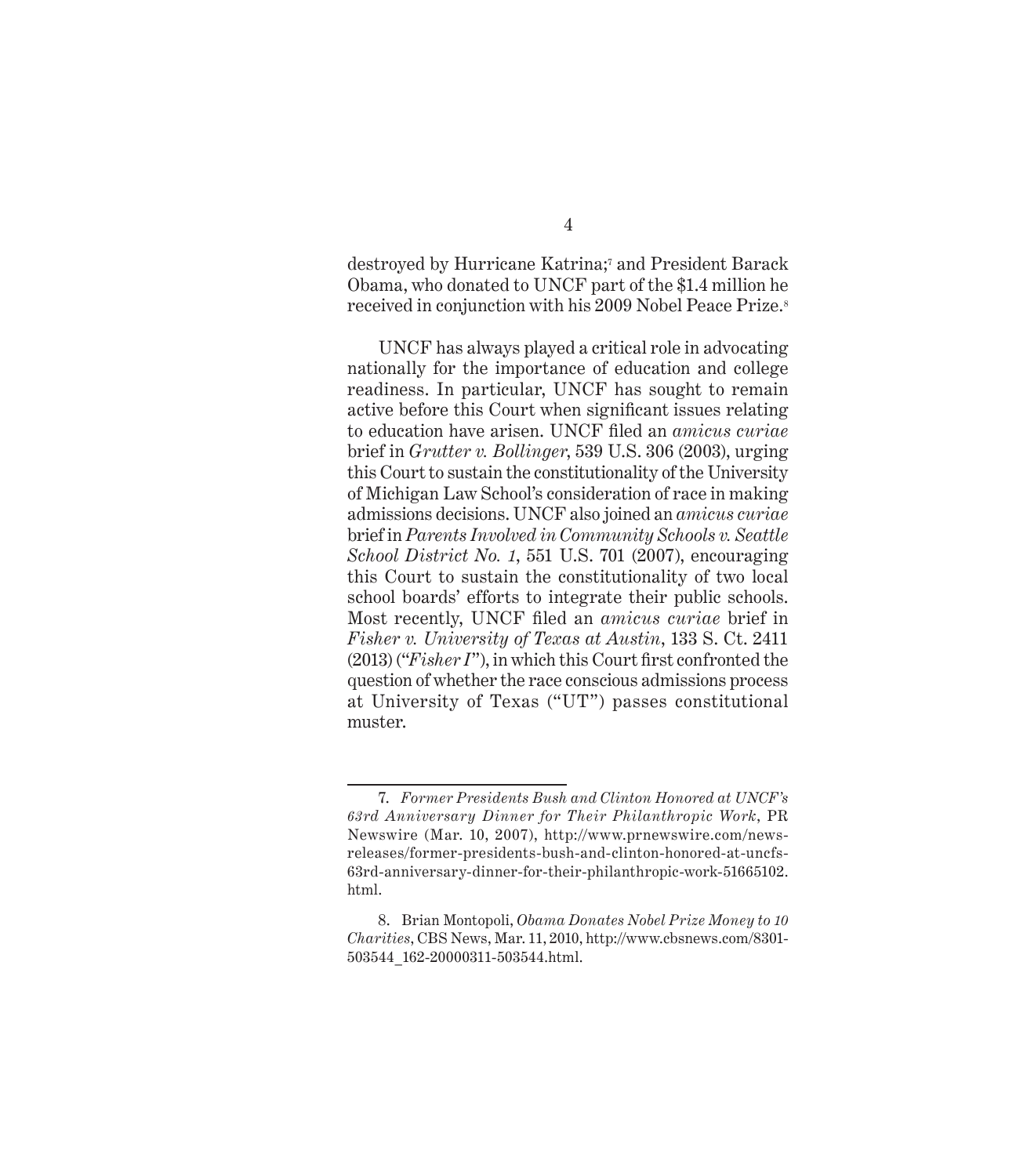destroyed by Hurricane Katrina;[7] and President Barack Obama, who donated to UNCF part of the $1.4 million he received in conjunction with his 2009 Nobel Peace Prize.[8]

UNCF has always played a critical role in advocating nationally for the importance of education and college readiness. In particular, UNCF has sought to remain active before this Court when significant issues relating to education have arisen. UNCF filed an *amicus curiae* brief in *Grutter v. Bollinger*, 539 U.S. 306 (2003), urging this Court to sustain the constitutionality of the University of Michigan Law School's consideration of race in making admissions decisions. UNCF also joined an *amicus curiae* brief in *Parents Involved in Community Schools v. Seattle School District No. 1*, 551 U.S. 701 (2007), encouraging this Court to sustain the constitutionality of two local school boards' efforts to integrate their public schools. Most recently, UNCF filed an *amicus curiae* brief in *Fisher v. University of Texas at Austin*, 133 S. Ct. 2411 (2013) ("*Fisher I*"), in which this Court first confronted the question of whether the race conscious admissions process at University of Texas ("UT") passes constitutional muster.

---

7. *Former Presidents Bush and Clinton Honored at UNCF's 63rd Anniversary Dinner for Their Philanthropic Work*, PR Newswire (Mar. 10, 2007), http://www.prnewswire.com/news-releases/former-presidents-bush-and-clinton-honored-at-uncfs-63rd-anniversary-dinner-for-their-philanthropic-work-51665102.html.

8. Brian Montopoli, *Obama Donates Nobel Prize Money to 10 Charities*, CBS News, Mar. 11, 2010, http://www.cbsnews.com/8301-503544_162-20000311-503544.html.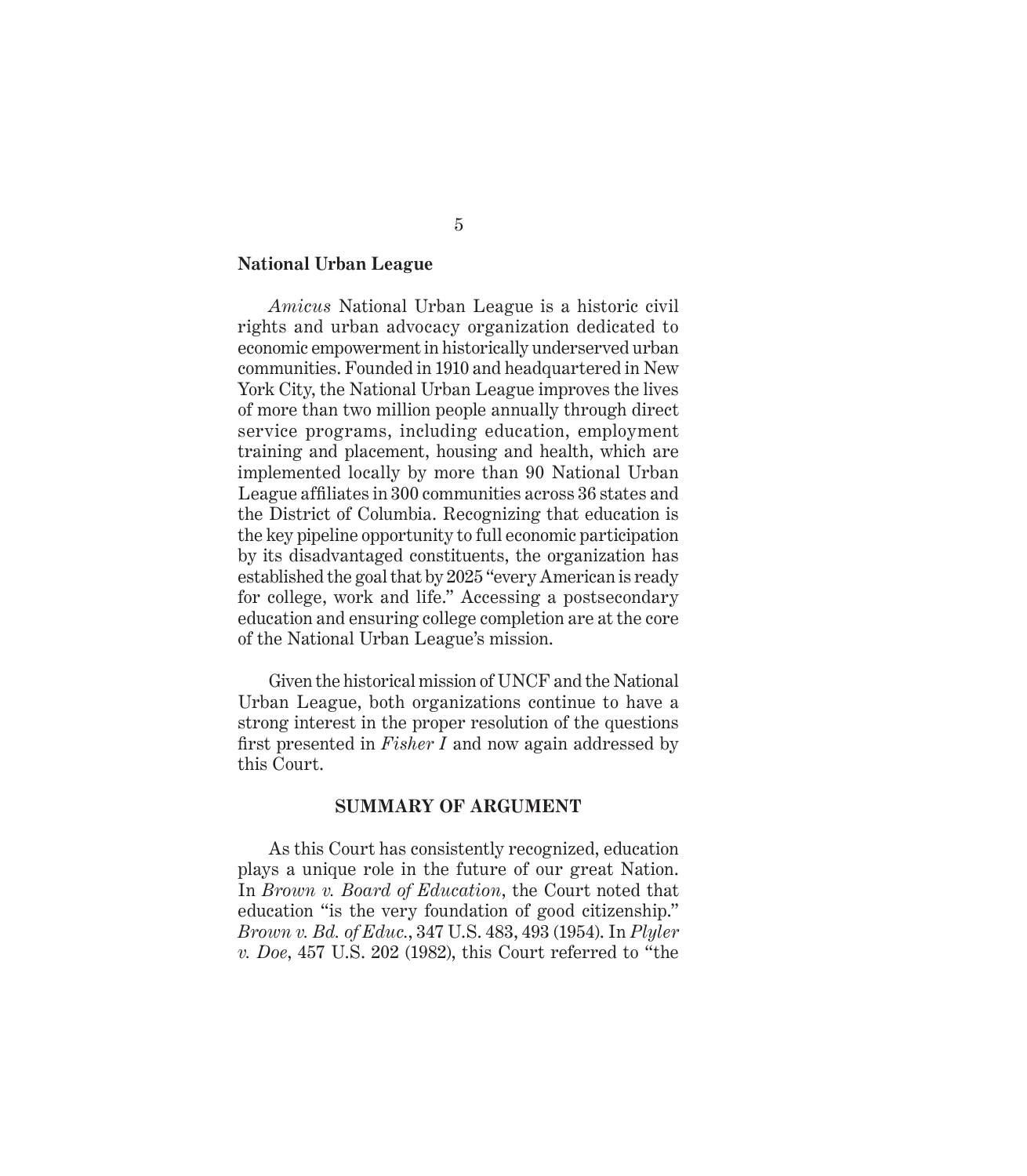**National Urban League**

*Amicus* National Urban League is a historic civil rights and urban advocacy organization dedicated to economic empowerment in historically underserved urban communities. Founded in 1910 and headquartered in New York City, the National Urban League improves the lives of more than two million people annually through direct service programs, including education, employment training and placement, housing and health, which are implemented locally by more than 90 National Urban League affiliates in 300 communities across 36 states and the District of Columbia. Recognizing that education is the key pipeline opportunity to full economic participation by its disadvantaged constituents, the organization has established the goal that by 2025 "every American is ready for college, work and life." Accessing a postsecondary education and ensuring college completion are at the core of the National Urban League's mission.

Given the historical mission of UNCF and the National Urban League, both organizations continue to have a strong interest in the proper resolution of the questions first presented in *Fisher I* and now again addressed by this Court.

## SUMMARY OF ARGUMENT

As this Court has consistently recognized, education plays a unique role in the future of our great Nation. In *Brown v. Board of Education*, the Court noted that education "is the very foundation of good citizenship." *Brown v. Bd. of Educ.*, 347 U.S. 483, 493 (1954). In *Plyler v. Doe*, 457 U.S. 202 (1982), this Court referred to "the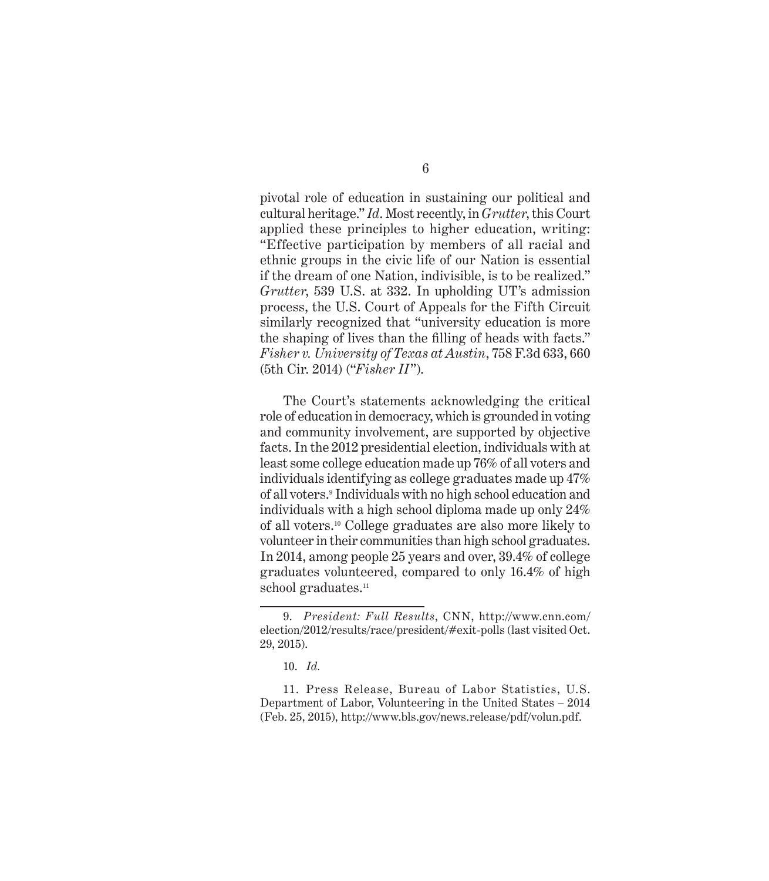pivotal role of education in sustaining our political and cultural heritage." *Id.* Most recently, in *Grutter*, this Court applied these principles to higher education, writing: "Effective participation by members of all racial and ethnic groups in the civic life of our Nation is essential if the dream of one Nation, indivisible, is to be realized." *Grutter*, 539 U.S. at 332. In upholding UT's admission process, the U.S. Court of Appeals for the Fifth Circuit similarly recognized that "university education is more the shaping of lives than the filling of heads with facts." *Fisher v. University of Texas at Austin*, 758 F.3d 633, 660 (5th Cir. 2014) ("*Fisher II*").

The Court's statements acknowledging the critical role of education in democracy, which is grounded in voting and community involvement, are supported by objective facts. In the 2012 presidential election, individuals with at least some college education made up 76% of all voters and individuals identifying as college graduates made up 47% of all voters.[9] Individuals with no high school education and individuals with a high school diploma made up only 24% of all voters.[10] College graduates are also more likely to volunteer in their communities than high school graduates. In 2014, among people 25 years and over, 39.4% of college graduates volunteered, compared to only 16.4% of high school graduates.[11]

---

9. *President: Full Results*, CNN, http://www.cnn.com/election/2012/results/race/president/#exit-polls (last visited Oct. 29, 2015).

10. *Id.*

11. Press Release, Bureau of Labor Statistics, U.S. Department of Labor, Volunteering in the United States – 2014 (Feb. 25, 2015), http://www.bls.gov/news.release/pdf/volun.pdf.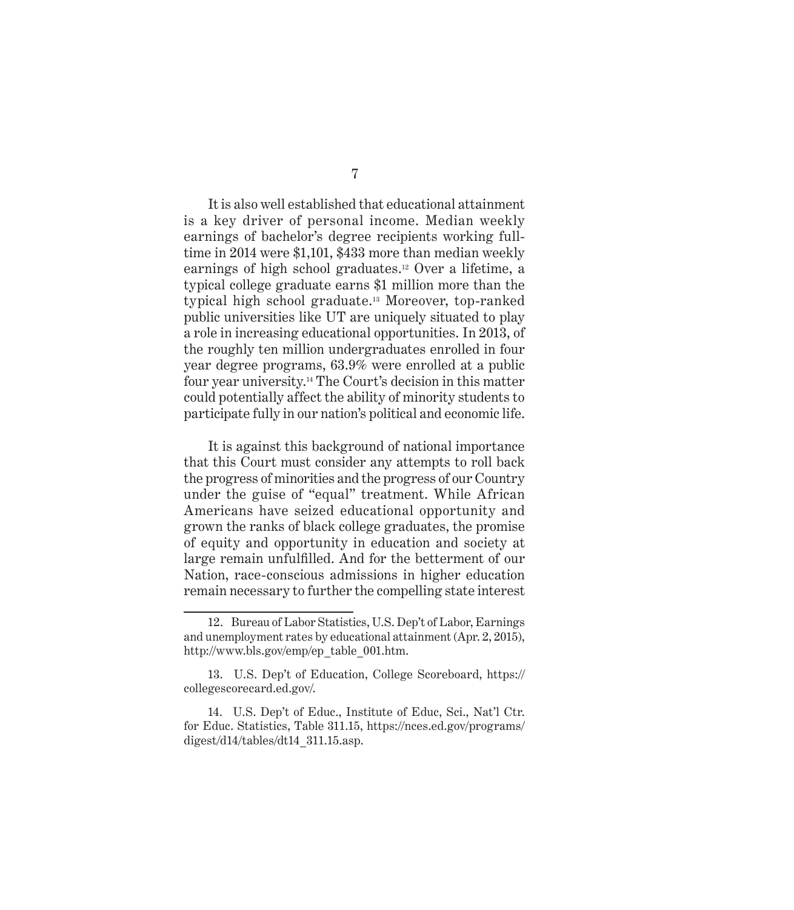It is also well established that educational attainment is a key driver of personal income. Median weekly earnings of bachelor's degree recipients working full-time in 2014 were $1,101, $433 more than median weekly earnings of high school graduates.[12] Over a lifetime, a typical college graduate earns $1 million more than the typical high school graduate.[13] Moreover, top-ranked public universities like UT are uniquely situated to play a role in increasing educational opportunities. In 2013, of the roughly ten million undergraduates enrolled in four year degree programs, 63.9% were enrolled at a public four year university.[14] The Court's decision in this matter could potentially affect the ability of minority students to participate fully in our nation's political and economic life.

It is against this background of national importance that this Court must consider any attempts to roll back the progress of minorities and the progress of our Country under the guise of "equal" treatment. While African Americans have seized educational opportunity and grown the ranks of black college graduates, the promise of equity and opportunity in education and society at large remain unfulfilled. And for the betterment of our Nation, race-conscious admissions in higher education remain necessary to further the compelling state interest

---

12. Bureau of Labor Statistics, U.S. Dep't of Labor, Earnings and unemployment rates by educational attainment (Apr. 2, 2015), http://www.bls.gov/emp/ep_table_001.htm.

13. U.S. Dep't of Education, College Scoreboard, https://collegescorecard.ed.gov/.

14. U.S. Dep't of Educ., Institute of Educ, Sci., Nat'l Ctr. for Educ. Statistics, Table 311.15, https://nces.ed.gov/programs/digest/d14/tables/dt14_311.15.asp.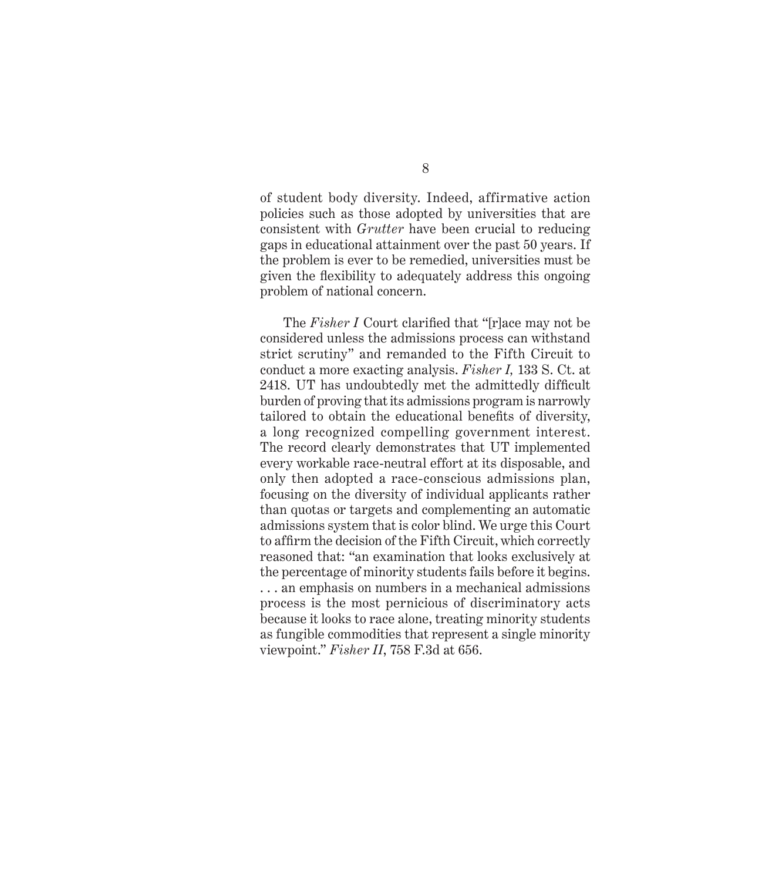of student body diversity. Indeed, affirmative action policies such as those adopted by universities that are consistent with *Grutter* have been crucial to reducing gaps in educational attainment over the past 50 years. If the problem is ever to be remedied, universities must be given the flexibility to adequately address this ongoing problem of national concern.

The *Fisher I* Court clarified that "[r]ace may not be considered unless the admissions process can withstand strict scrutiny" and remanded to the Fifth Circuit to conduct a more exacting analysis. *Fisher I,* 133 S. Ct. at 2418. UT has undoubtedly met the admittedly difficult burden of proving that its admissions program is narrowly tailored to obtain the educational benefits of diversity, a long recognized compelling government interest. The record clearly demonstrates that UT implemented every workable race-neutral effort at its disposable, and only then adopted a race-conscious admissions plan, focusing on the diversity of individual applicants rather than quotas or targets and complementing an automatic admissions system that is color blind. We urge this Court to affirm the decision of the Fifth Circuit, which correctly reasoned that: "an examination that looks exclusively at the percentage of minority students fails before it begins. . . . an emphasis on numbers in a mechanical admissions process is the most pernicious of discriminatory acts because it looks to race alone, treating minority students as fungible commodities that represent a single minority viewpoint." *Fisher II*, 758 F.3d at 656.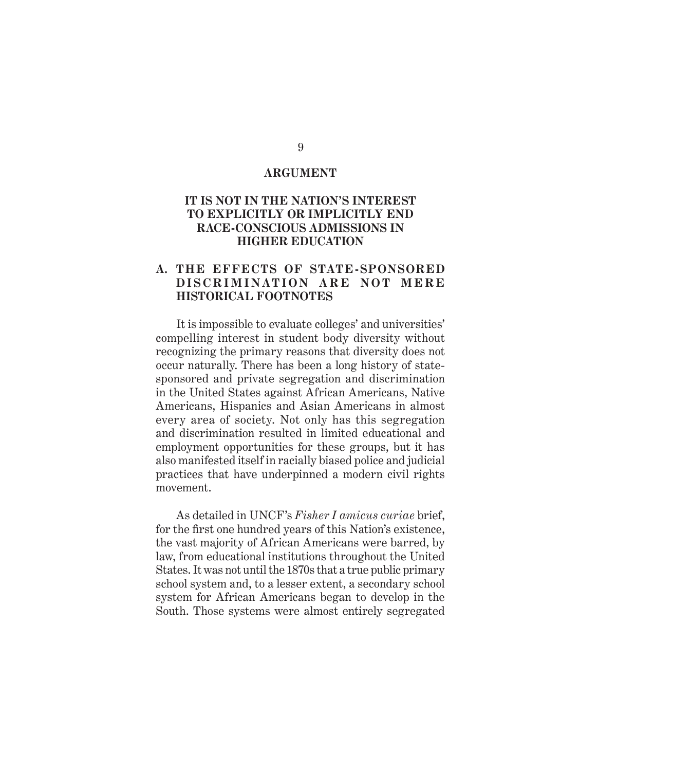## ARGUMENT

### IT IS NOT IN THE NATION'S INTEREST TO EXPLICITLY OR IMPLICITLY END RACE-CONSCIOUS ADMISSIONS IN HIGHER EDUCATION

#### A. THE EFFECTS OF STATE-SPONSORED DISCRIMINATION ARE NOT MERE HISTORICAL FOOTNOTES

It is impossible to evaluate colleges' and universities' compelling interest in student body diversity without recognizing the primary reasons that diversity does not occur naturally. There has been a long history of state-sponsored and private segregation and discrimination in the United States against African Americans, Native Americans, Hispanics and Asian Americans in almost every area of society. Not only has this segregation and discrimination resulted in limited educational and employment opportunities for these groups, but it has also manifested itself in racially biased police and judicial practices that have underpinned a modern civil rights movement.

As detailed in UNCF's *Fisher I amicus curiae* brief, for the first one hundred years of this Nation's existence, the vast majority of African Americans were barred, by law, from educational institutions throughout the United States. It was not until the 1870s that a true public primary school system and, to a lesser extent, a secondary school system for African Americans began to develop in the South. Those systems were almost entirely segregated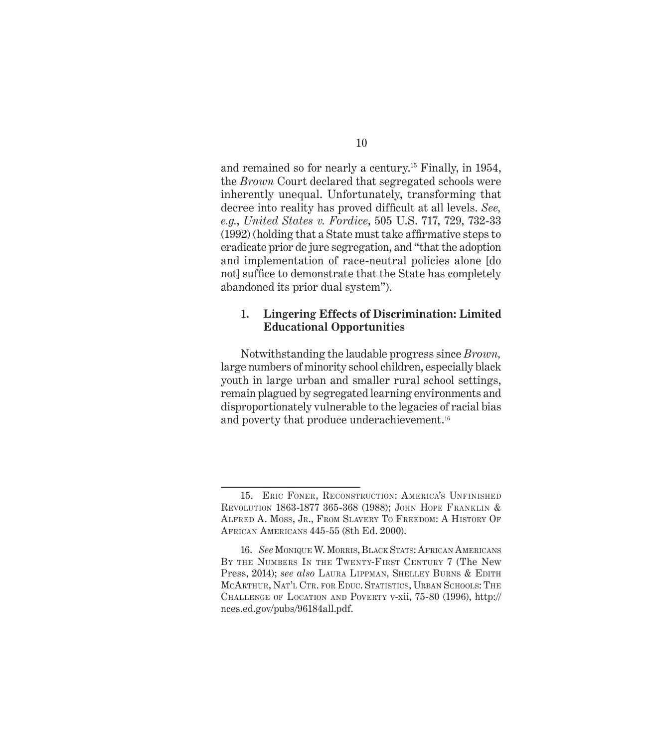and remained so for nearly a century.[15] Finally, in 1954, the *Brown* Court declared that segregated schools were inherently unequal. Unfortunately, transforming that decree into reality has proved difficult at all levels. *See, e.g.*, *United States v. Fordice*, 505 U.S. 717, 729, 732-33 (1992) (holding that a State must take affirmative steps to eradicate prior de jure segregation, and "that the adoption and implementation of race-neutral policies alone [do not] suffice to demonstrate that the State has completely abandoned its prior dual system").

### 1. Lingering Effects of Discrimination: Limited Educational Opportunities

Notwithstanding the laudable progress since *Brown,* large numbers of minority school children, especially black youth in large urban and smaller rural school settings, remain plagued by segregated learning environments and disproportionately vulnerable to the legacies of racial bias and poverty that produce underachievement.[16]

---

15. Eric Foner, Reconstruction: America's Unfinished Revolution 1863-1877 365-368 (1988); John Hope Franklin & Alfred A. Moss, Jr., From Slavery To Freedom: A History Of African Americans 445-55 (8th Ed. 2000).

16. *See* Monique W. Morris, Black Stats: African Americans By the Numbers In the Twenty-First Century 7 (The New Press, 2014); *see also* Laura Lippman, Shelley Burns & Edith McArthur, Nat'l Ctr. for Educ. Statistics, Urban Schools: The Challenge of Location and Poverty v-xii, 75-80 (1996), http://nces.ed.gov/pubs/96184all.pdf.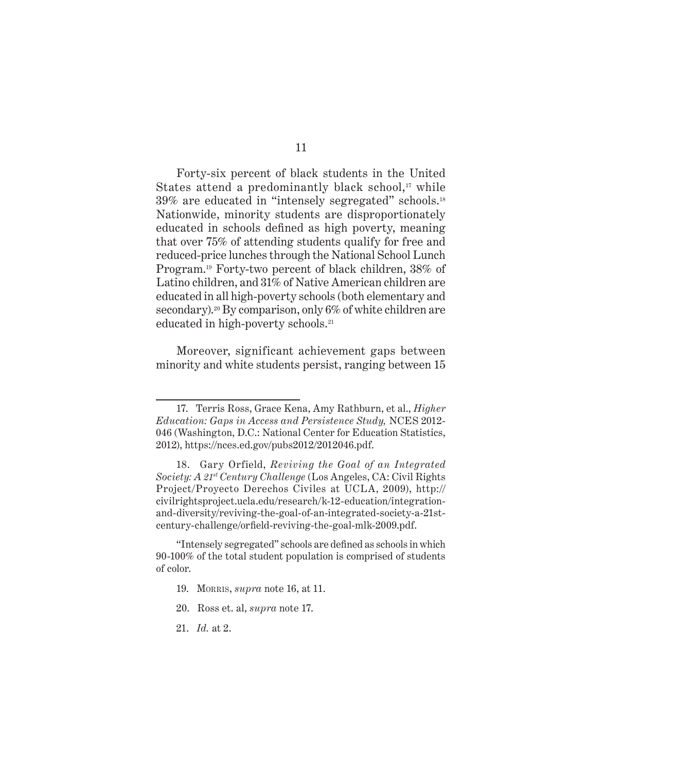Forty-six percent of black students in the United States attend a predominantly black school,[17] while 39% are educated in "intensely segregated" schools.[18] Nationwide, minority students are disproportionately educated in schools defined as high poverty, meaning that over 75% of attending students qualify for free and reduced-price lunches through the National School Lunch Program.[19] Forty-two percent of black children, 38% of Latino children, and 31% of Native American children are educated in all high-poverty schools (both elementary and secondary).[20] By comparison, only 6% of white children are educated in high-poverty schools.[21]

Moreover, significant achievement gaps between minority and white students persist, ranging between 15

---

17. Terris Ross, Grace Kena, Amy Rathburn, et al., *Higher Education: Gaps in Access and Persistence Study,* NCES 2012-046 (Washington, D.C.: National Center for Education Statistics, 2012), https://nces.ed.gov/pubs2012/2012046.pdf.

18. Gary Orfield, *Reviving the Goal of an Integrated Society: A 21st Century Challenge* (Los Angeles, CA: Civil Rights Project/Proyecto Derechos Civiles at UCLA, 2009), http://civilrightsproject.ucla.edu/research/k-12-education/integration-and-diversity/reviving-the-goal-of-an-integrated-society-a-21st-century-challenge/orfield-reviving-the-goal-mlk-2009.pdf.

"Intensely segregated" schools are defined as schools in which 90-100% of the total student population is comprised of students of color.

19. Morris, *supra* note 16, at 11.

20. Ross et. al, *supra* note 17.

21. *Id.* at 2.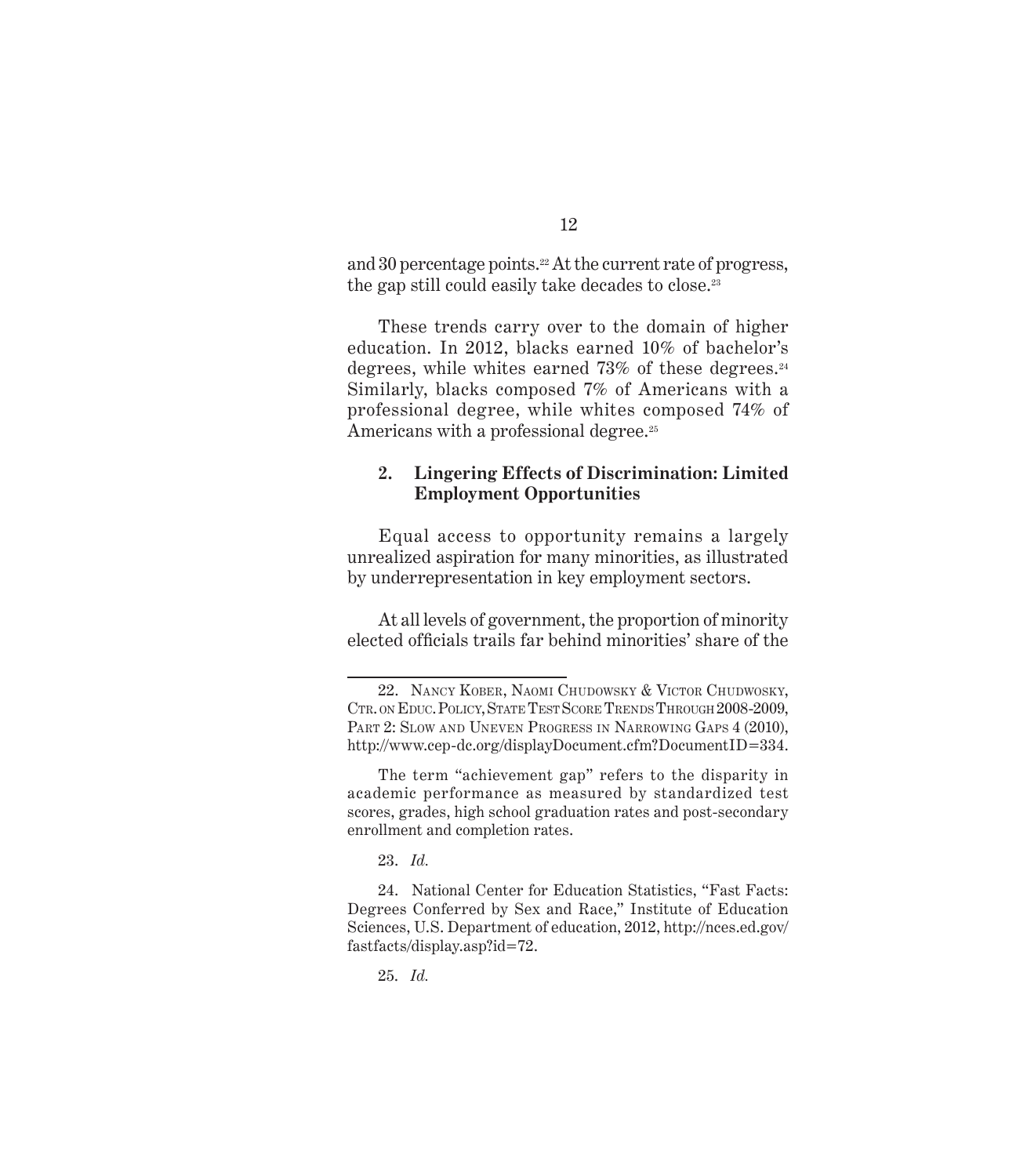and 30 percentage points.[22] At the current rate of progress, the gap still could easily take decades to close.[23]

These trends carry over to the domain of higher education. In 2012, blacks earned 10% of bachelor's degrees, while whites earned 73% of these degrees.[24] Similarly, blacks composed 7% of Americans with a professional degree, while whites composed 74% of Americans with a professional degree.[25]

### 2. Lingering Effects of Discrimination: Limited Employment Opportunities

Equal access to opportunity remains a largely unrealized aspiration for many minorities, as illustrated by underrepresentation in key employment sectors.

At all levels of government, the proportion of minority elected officials trails far behind minorities' share of the

---

22. Nancy Kober, Naomi Chudowsky & Victor Chudwosky, Ctr. on Educ. Policy, State Test Score Trends Through 2008-2009, Part 2: Slow and Uneven Progress in Narrowing Gaps 4 (2010), http://www.cep-dc.org/displayDocument.cfm?DocumentID=334.

The term "achievement gap" refers to the disparity in academic performance as measured by standardized test scores, grades, high school graduation rates and post-secondary enrollment and completion rates.

23. *Id.*

24. National Center for Education Statistics, "Fast Facts: Degrees Conferred by Sex and Race," Institute of Education Sciences, U.S. Department of education, 2012, http://nces.ed.gov/fastfacts/display.asp?id=72.

25. *Id.*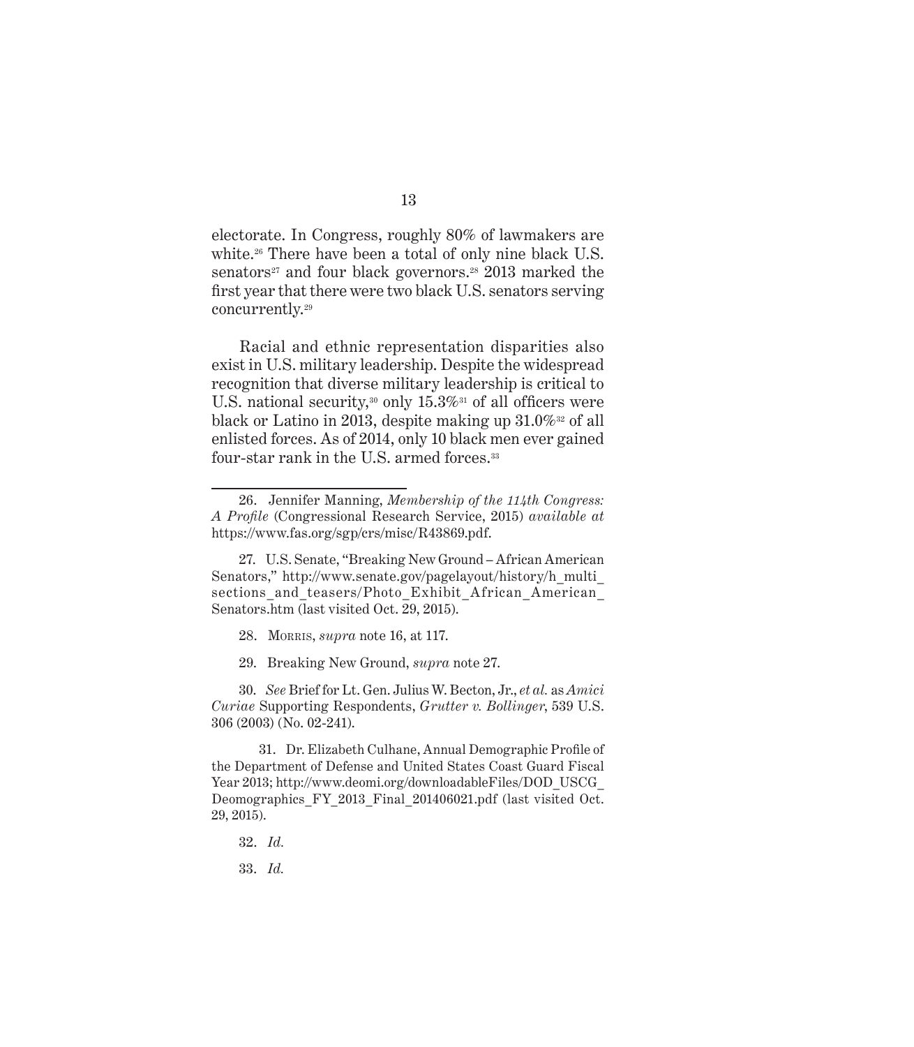electorate. In Congress, roughly 80% of lawmakers are white.[26] There have been a total of only nine black U.S. senators[27] and four black governors.[28] 2013 marked the first year that there were two black U.S. senators serving concurrently.[29]

Racial and ethnic representation disparities also exist in U.S. military leadership. Despite the widespread recognition that diverse military leadership is critical to U.S. national security,[30] only 15.3%[31] of all officers were black or Latino in 2013, despite making up 31.0%[32] of all enlisted forces. As of 2014, only 10 black men ever gained four-star rank in the U.S. armed forces.[33]

---

26. Jennifer Manning, *Membership of the 114th Congress: A Profile* (Congressional Research Service, 2015) *available at* https://www.fas.org/sgp/crs/misc/R43869.pdf.

27. U.S. Senate, "Breaking New Ground – African American Senators," http://www.senate.gov/pagelayout/history/h_multi_sections_and_teasers/Photo_Exhibit_African_American_Senators.htm (last visited Oct. 29, 2015).

28. Morris, *supra* note 16, at 117.

29. Breaking New Ground, *supra* note 27.

30. *See* Brief for Lt. Gen. Julius W. Becton, Jr., *et al.* as *Amici Curiae* Supporting Respondents, *Grutter v. Bollinger*, 539 U.S. 306 (2003) (No. 02-241).

31. Dr. Elizabeth Culhane, Annual Demographic Profile of the Department of Defense and United States Coast Guard Fiscal Year 2013; http://www.deomi.org/downloadableFiles/DOD_USCG_Deomographics_FY_2013_Final_201406021.pdf (last visited Oct. 29, 2015).

32. *Id.*

33. *Id.*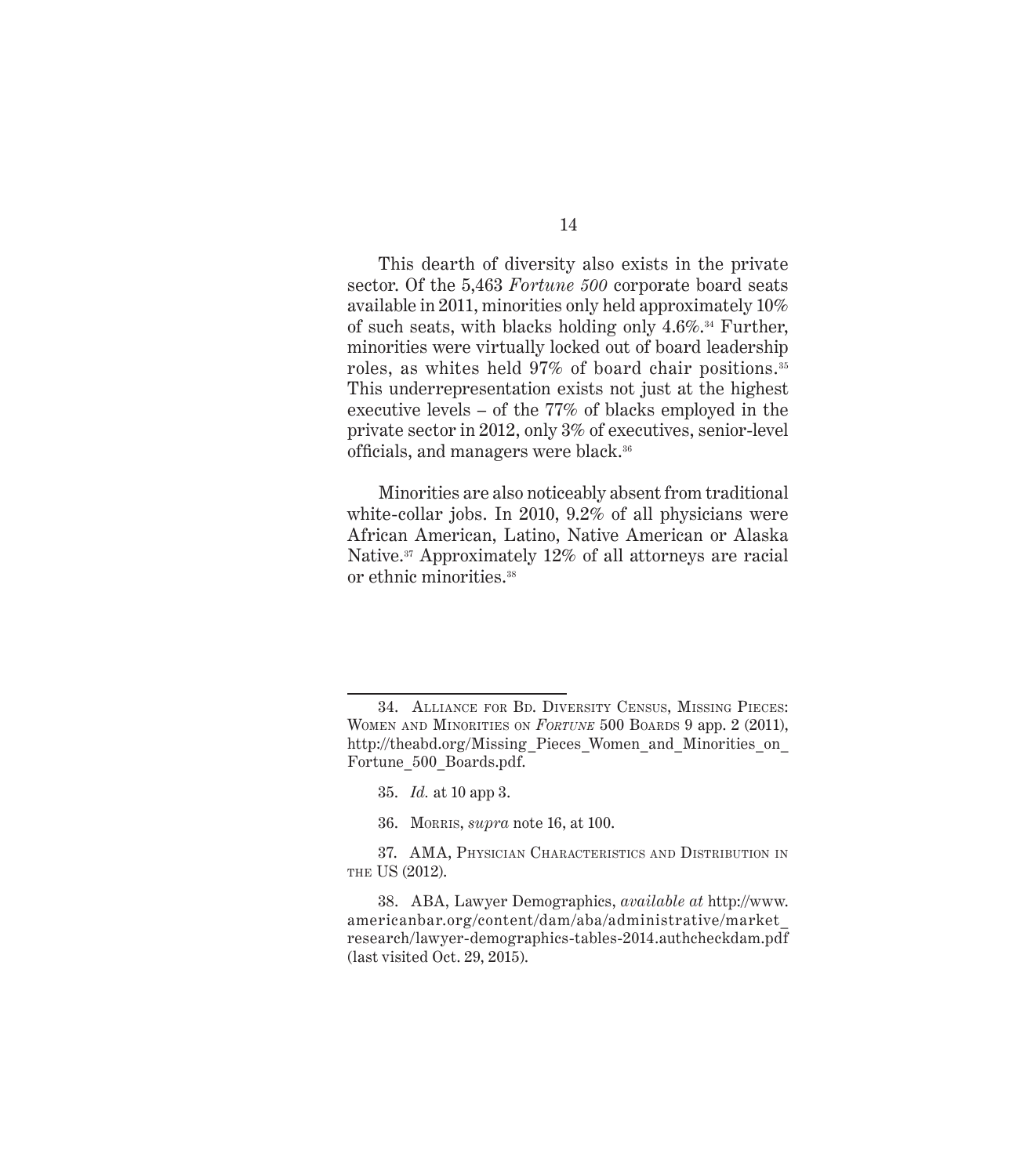This dearth of diversity also exists in the private sector. Of the 5,463 *Fortune 500* corporate board seats available in 2011, minorities only held approximately 10% of such seats, with blacks holding only 4.6%.[34] Further, minorities were virtually locked out of board leadership roles, as whites held 97% of board chair positions.[35] This underrepresentation exists not just at the highest executive levels – of the 77% of blacks employed in the private sector in 2012, only 3% of executives, senior-level officials, and managers were black.[36]

Minorities are also noticeably absent from traditional white-collar jobs. In 2010, 9.2% of all physicians were African American, Latino, Native American or Alaska Native.[37] Approximately 12% of all attorneys are racial or ethnic minorities.[38]

---

34. Alliance for Bd. Diversity Census, Missing Pieces: Women and Minorities on *Fortune* 500 Boards 9 app. 2 (2011), http://theabd.org/Missing_Pieces_Women_and_Minorities_on_Fortune_500_Boards.pdf.

35. *Id.* at 10 app 3.

36. Morris, *supra* note 16, at 100.

37. AMA, Physician Characteristics and Distribution in the US (2012).

38. ABA, Lawyer Demographics, *available at* http://www.americanbar.org/content/dam/aba/administrative/market_research/lawyer-demographics-tables-2014.authcheckdam.pdf (last visited Oct. 29, 2015).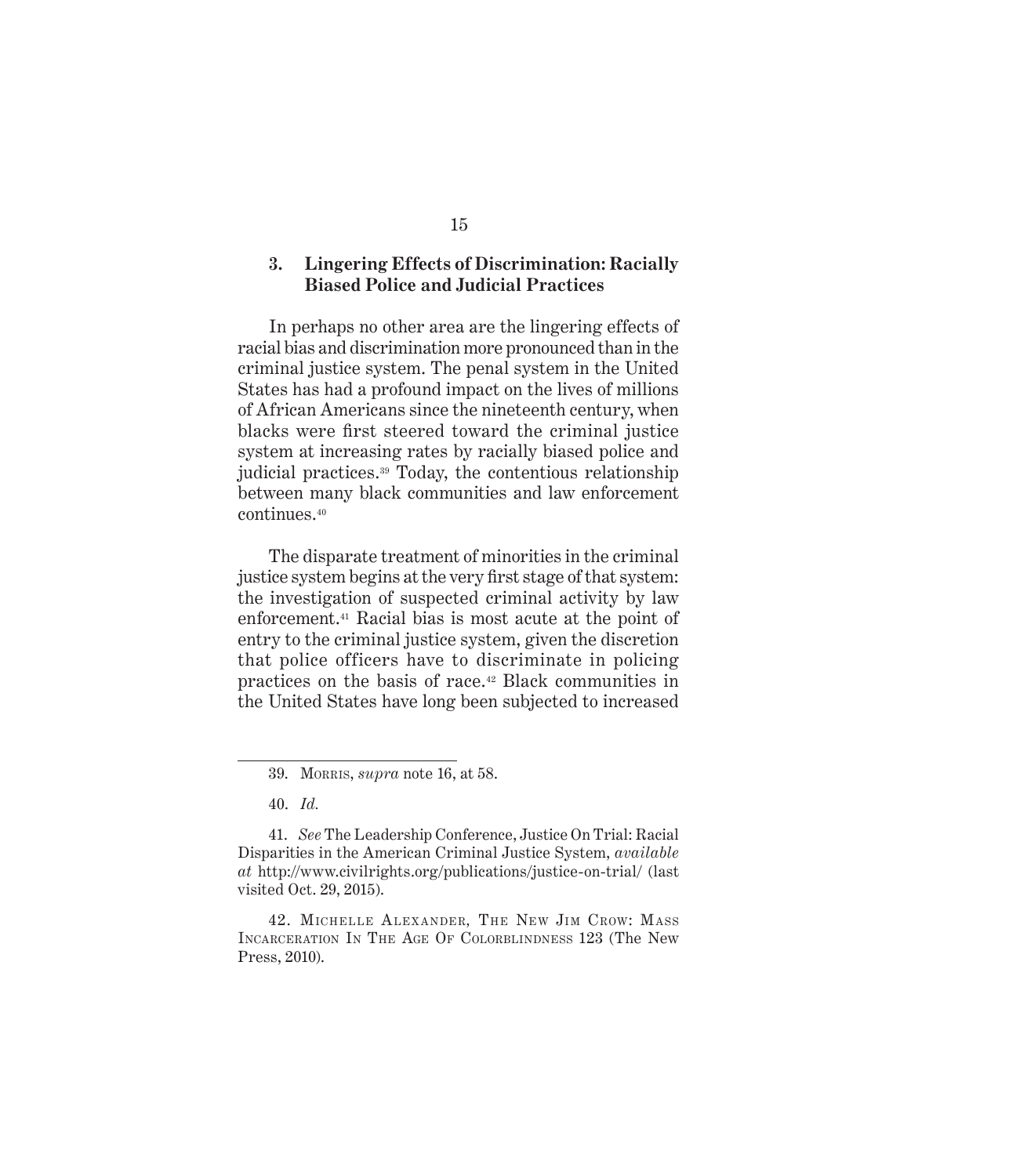### 3. Lingering Effects of Discrimination: Racially Biased Police and Judicial Practices

In perhaps no other area are the lingering effects of racial bias and discrimination more pronounced than in the criminal justice system. The penal system in the United States has had a profound impact on the lives of millions of African Americans since the nineteenth century, when blacks were first steered toward the criminal justice system at increasing rates by racially biased police and judicial practices.[39] Today, the contentious relationship between many black communities and law enforcement continues.[40]

The disparate treatment of minorities in the criminal justice system begins at the very first stage of that system: the investigation of suspected criminal activity by law enforcement.[41] Racial bias is most acute at the point of entry to the criminal justice system, given the discretion that police officers have to discriminate in policing practices on the basis of race.[42] Black communities in the United States have long been subjected to increased

---

39. Morris, *supra* note 16, at 58.

40. *Id.*

41. *See* The Leadership Conference, Justice On Trial: Racial Disparities in the American Criminal Justice System, *available at* http://www.civilrights.org/publications/justice-on-trial/ (last visited Oct. 29, 2015).

42. Michelle Alexander, The New Jim Crow: Mass Incarceration In The Age Of Colorblindness 123 (The New Press, 2010).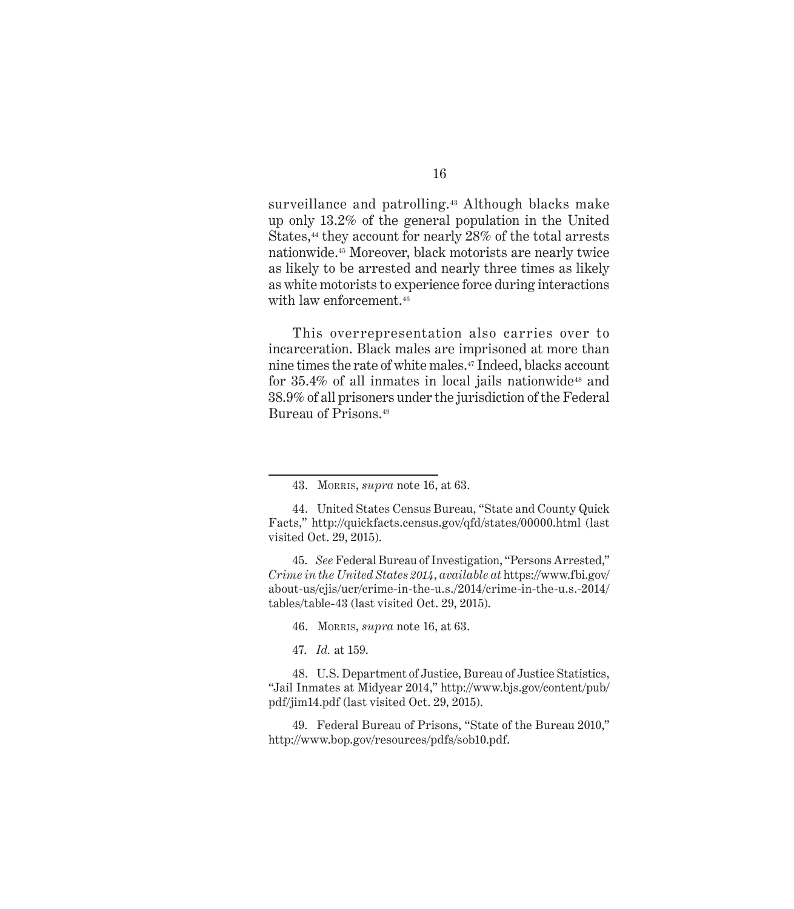surveillance and patrolling.[43] Although blacks make up only 13.2% of the general population in the United States,[44] they account for nearly 28% of the total arrests nationwide.[45] Moreover, black motorists are nearly twice as likely to be arrested and nearly three times as likely as white motorists to experience force during interactions with law enforcement.[46]

This overrepresentation also carries over to incarceration. Black males are imprisoned at more than nine times the rate of white males.[47] Indeed, blacks account for 35.4% of all inmates in local jails nationwide[48] and 38.9% of all prisoners under the jurisdiction of the Federal Bureau of Prisons.[49]

---

43. Morris, *supra* note 16, at 63.

44. United States Census Bureau, "State and County Quick Facts," http://quickfacts.census.gov/qfd/states/00000.html (last visited Oct. 29, 2015).

45. *See* Federal Bureau of Investigation, "Persons Arrested," *Crime in the United States 2014*, *available at* https://www.fbi.gov/about-us/cjis/ucr/crime-in-the-u.s./2014/crime-in-the-u.s.-2014/tables/table-43 (last visited Oct. 29, 2015).

46. Morris, *supra* note 16, at 63.

47. *Id.* at 159.

48. U.S. Department of Justice, Bureau of Justice Statistics, "Jail Inmates at Midyear 2014," http://www.bjs.gov/content/pub/pdf/jim14.pdf (last visited Oct. 29, 2015).

49. Federal Bureau of Prisons, "State of the Bureau 2010," http://www.bop.gov/resources/pdfs/sob10.pdf.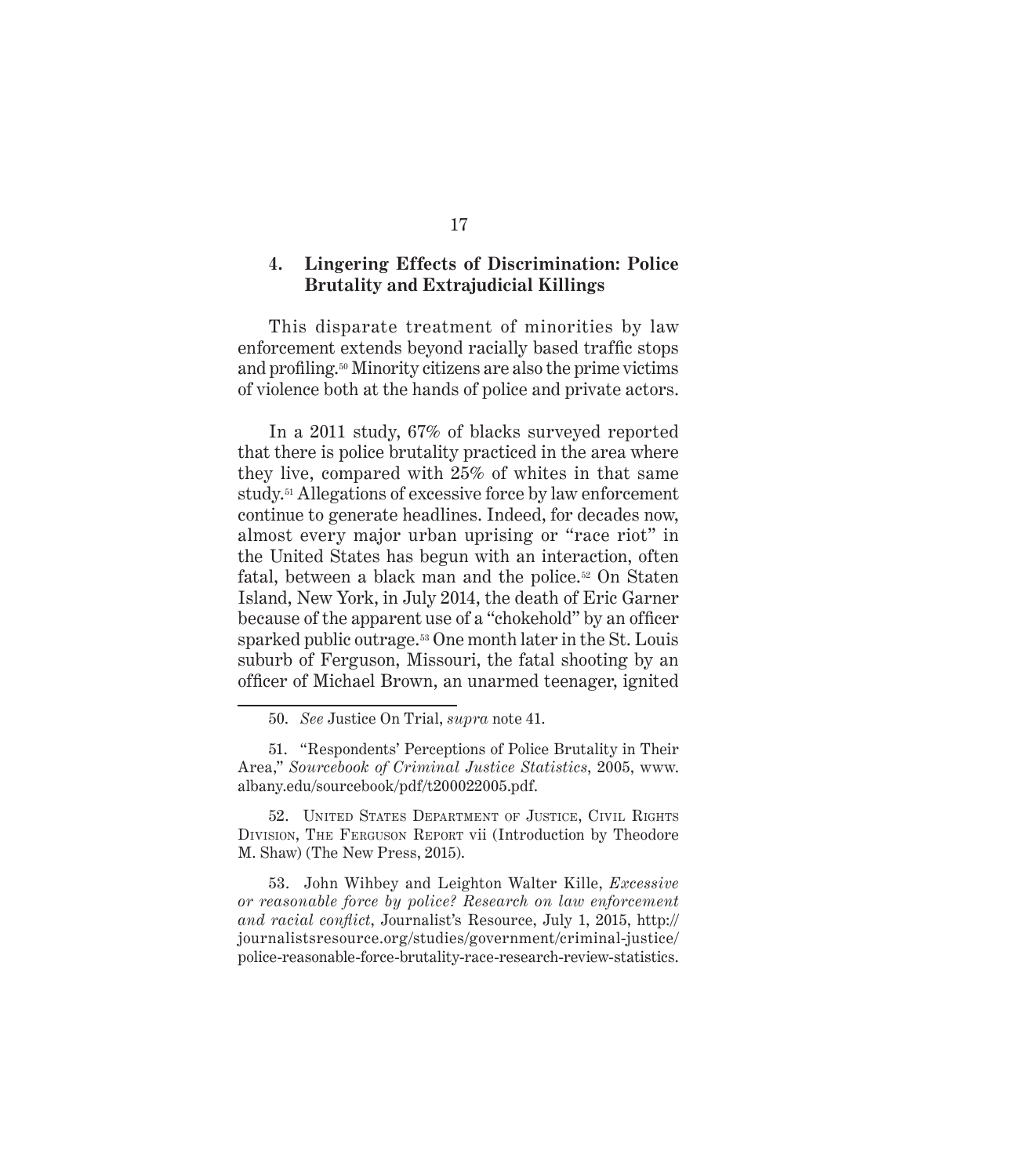### 4. Lingering Effects of Discrimination: Police Brutality and Extrajudicial Killings

This disparate treatment of minorities by law enforcement extends beyond racially based traffic stops and profiling.[50] Minority citizens are also the prime victims of violence both at the hands of police and private actors.

In a 2011 study, 67% of blacks surveyed reported that there is police brutality practiced in the area where they live, compared with 25% of whites in that same study.[51] Allegations of excessive force by law enforcement continue to generate headlines. Indeed, for decades now, almost every major urban uprising or "race riot" in the United States has begun with an interaction, often fatal, between a black man and the police.[52] On Staten Island, New York, in July 2014, the death of Eric Garner because of the apparent use of a "chokehold" by an officer sparked public outrage.[53] One month later in the St. Louis suburb of Ferguson, Missouri, the fatal shooting by an officer of Michael Brown, an unarmed teenager, ignited

---

50. *See* Justice On Trial, *supra* note 41.

51. "Respondents' Perceptions of Police Brutality in Their Area," *Sourcebook of Criminal Justice Statistics*, 2005, www.albany.edu/sourcebook/pdf/t200022005.pdf.

52. United States Department of Justice, Civil Rights Division, The Ferguson Report vii (Introduction by Theodore M. Shaw) (The New Press, 2015).

53. John Wihbey and Leighton Walter Kille, *Excessive or reasonable force by police? Research on law enforcement and racial conflict*, Journalist's Resource, July 1, 2015, http://journalistsresource.org/studies/government/criminal-justice/police-reasonable-force-brutality-race-research-review-statistics.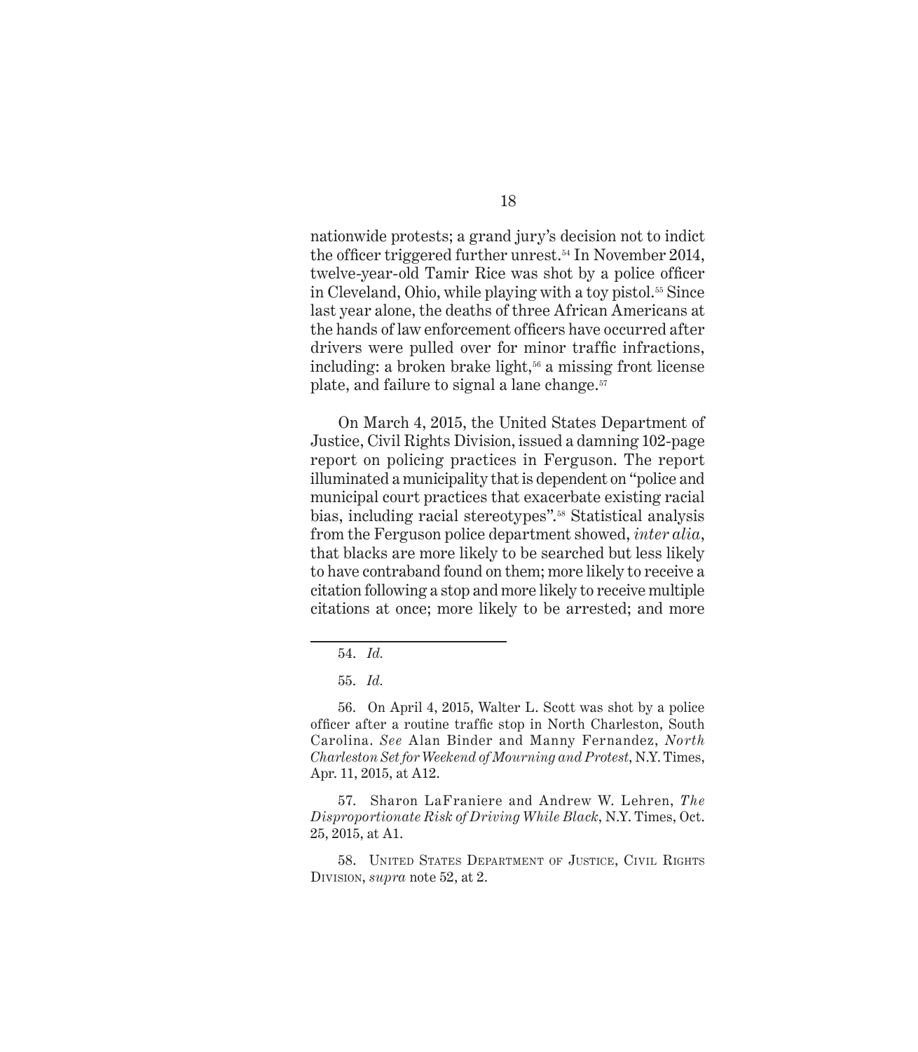nationwide protests; a grand jury's decision not to indict the officer triggered further unrest.[54] In November 2014, twelve-year-old Tamir Rice was shot by a police officer in Cleveland, Ohio, while playing with a toy pistol.[55] Since last year alone, the deaths of three African Americans at the hands of law enforcement officers have occurred after drivers were pulled over for minor traffic infractions, including: a broken brake light,[56] a missing front license plate, and failure to signal a lane change.[57]

On March 4, 2015, the United States Department of Justice, Civil Rights Division, issued a damning 102-page report on policing practices in Ferguson. The report illuminated a municipality that is dependent on "police and municipal court practices that exacerbate existing racial bias, including racial stereotypes".[58] Statistical analysis from the Ferguson police department showed, *inter alia*, that blacks are more likely to be searched but less likely to have contraband found on them; more likely to receive a citation following a stop and more likely to receive multiple citations at once; more likely to be arrested; and more

---

54. *Id.*

55. *Id.*

56. On April 4, 2015, Walter L. Scott was shot by a police officer after a routine traffic stop in North Charleston, South Carolina. *See* Alan Binder and Manny Fernandez, *North Charleston Set for Weekend of Mourning and Protest*, N.Y. Times, Apr. 11, 2015, at A12.

57. Sharon LaFraniere and Andrew W. Lehren, *The Disproportionate Risk of Driving While Black*, N.Y. Times, Oct. 25, 2015, at A1.

58. United States Department of Justice, Civil Rights Division, *supra* note 52, at 2.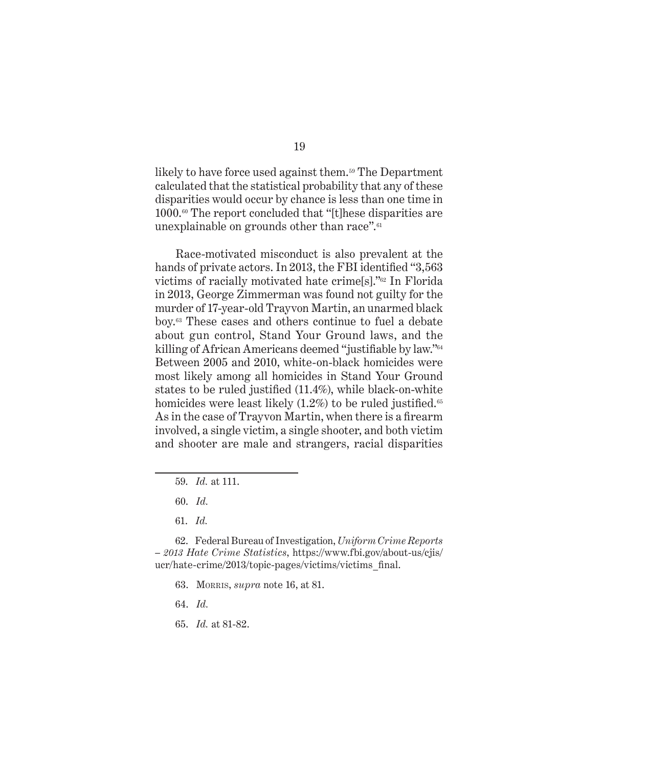likely to have force used against them.[59] The Department calculated that the statistical probability that any of these disparities would occur by chance is less than one time in 1000.[60] The report concluded that "[t]hese disparities are unexplainable on grounds other than race".[61]

Race-motivated misconduct is also prevalent at the hands of private actors. In 2013, the FBI identified "3,563 victims of racially motivated hate crime[s]."[62] In Florida in 2013, George Zimmerman was found not guilty for the murder of 17-year-old Trayvon Martin, an unarmed black boy.[63] These cases and others continue to fuel a debate about gun control, Stand Your Ground laws, and the killing of African Americans deemed "justifiable by law."[64] Between 2005 and 2010, white-on-black homicides were most likely among all homicides in Stand Your Ground states to be ruled justified (11.4%), while black-on-white homicides were least likely (1.2%) to be ruled justified.[65] As in the case of Trayvon Martin, when there is a firearm involved, a single victim, a single shooter, and both victim and shooter are male and strangers, racial disparities

---

59. *Id.* at 111.

60. *Id.*

61. *Id.*

62. Federal Bureau of Investigation, *Uniform Crime Reports – 2013 Hate Crime Statistics*, https://www.fbi.gov/about-us/cjis/ucr/hate-crime/2013/topic-pages/victims/victims_final.

63. Morris, *supra* note 16, at 81.

64. *Id.*

65. *Id.* at 81-82.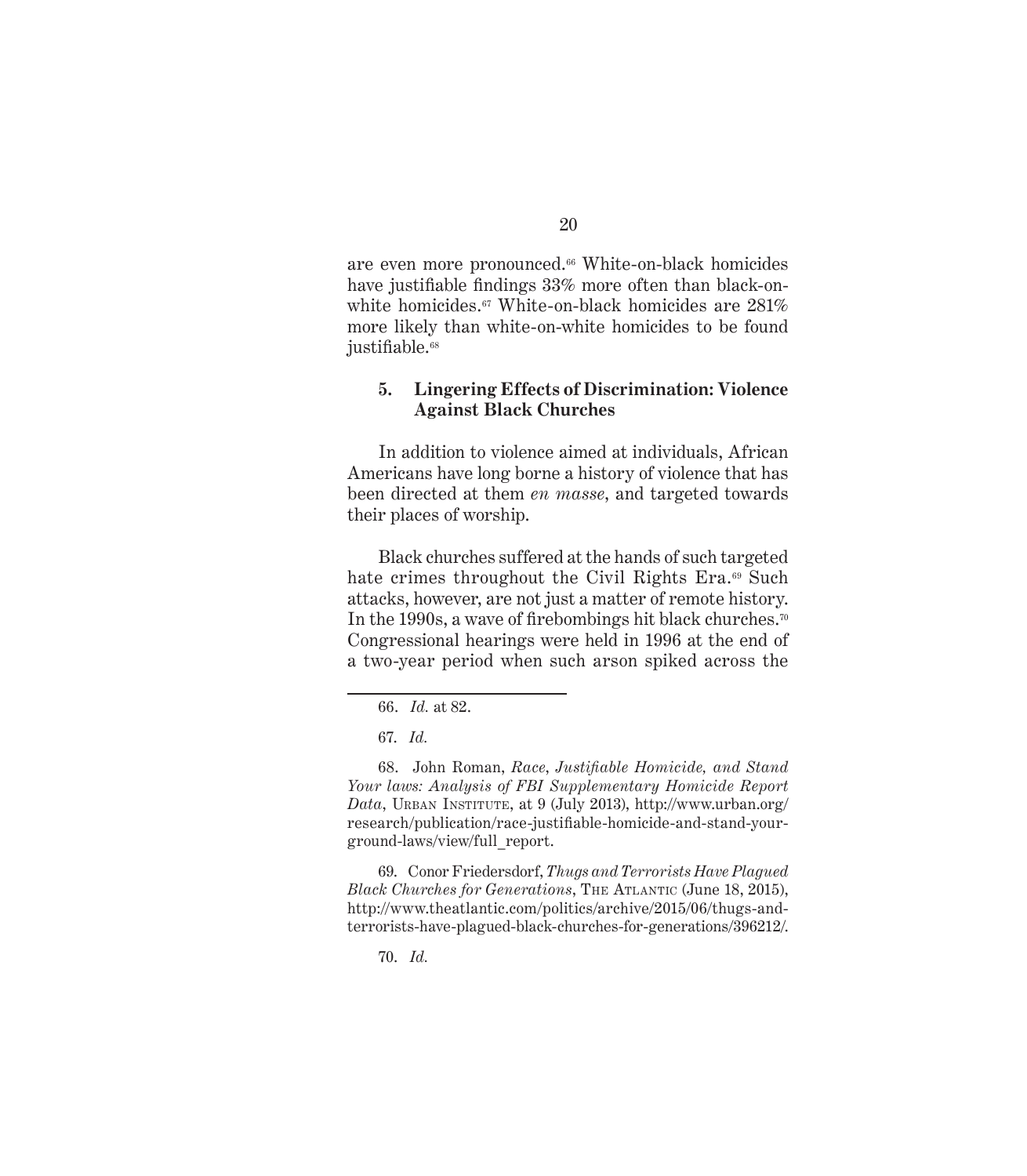are even more pronounced.[66] White-on-black homicides have justifiable findings 33% more often than black-on-white homicides.[67] White-on-black homicides are 281% more likely than white-on-white homicides to be found justifiable.[68]

### 5. Lingering Effects of Discrimination: Violence Against Black Churches

In addition to violence aimed at individuals, African Americans have long borne a history of violence that has been directed at them *en masse*, and targeted towards their places of worship.

Black churches suffered at the hands of such targeted hate crimes throughout the Civil Rights Era.[69] Such attacks, however, are not just a matter of remote history. In the 1990s, a wave of firebombings hit black churches.[70] Congressional hearings were held in 1996 at the end of a two-year period when such arson spiked across the

---

66. *Id.* at 82.

67. *Id.*

68. John Roman, *Race, Justifiable Homicide, and Stand Your laws: Analysis of FBI Supplementary Homicide Report Data*, Urban Institute, at 9 (July 2013), http://www.urban.org/research/publication/race-justifiable-homicide-and-stand-your-ground-laws/view/full_report.

69. Conor Friedersdorf, *Thugs and Terrorists Have Plagued Black Churches for Generations*, The Atlantic (June 18, 2015), http://www.theatlantic.com/politics/archive/2015/06/thugs-and-terrorists-have-plagued-black-churches-for-generations/396212/.

70. *Id.*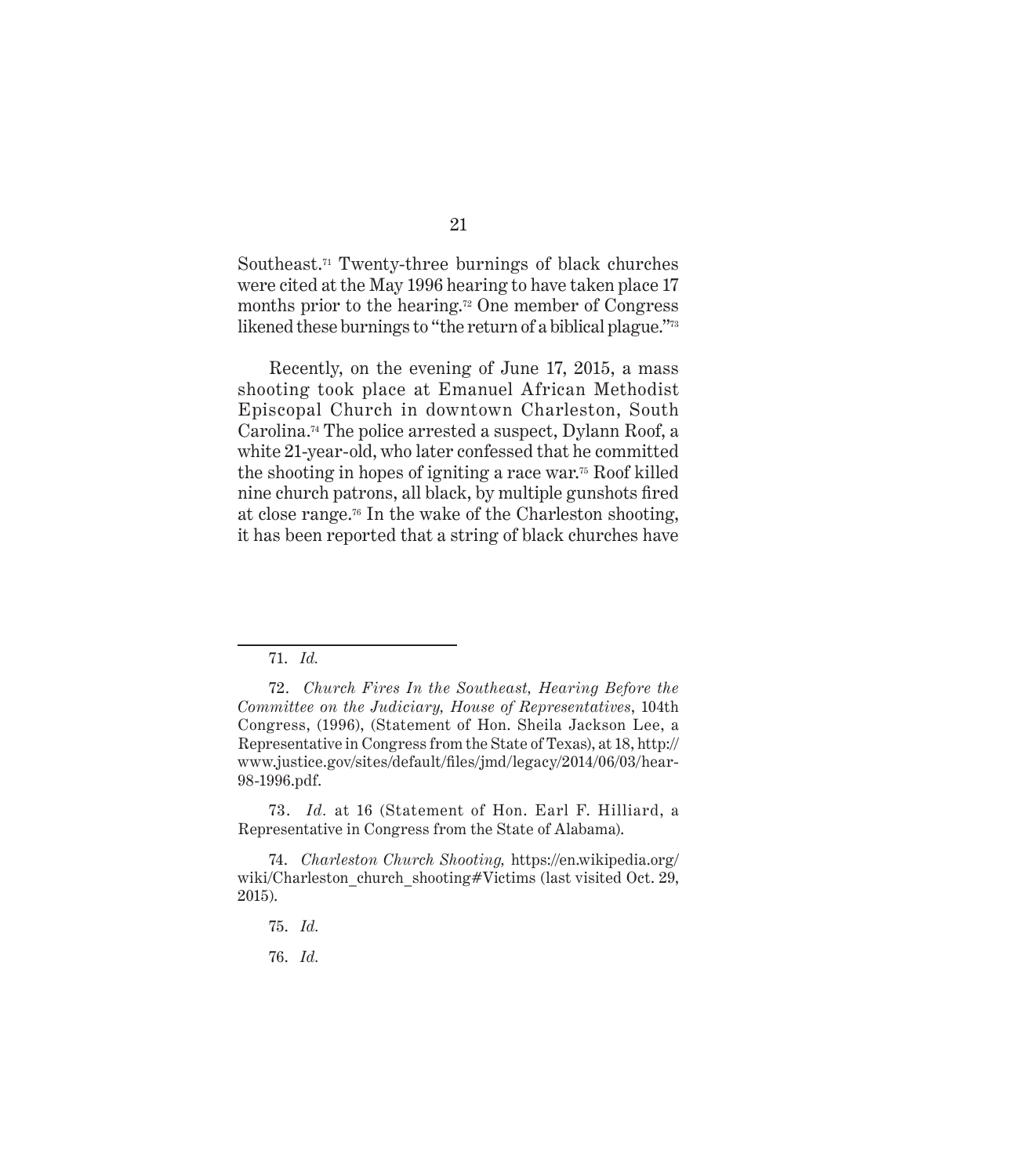Southeast.[71] Twenty-three burnings of black churches were cited at the May 1996 hearing to have taken place 17 months prior to the hearing.[72] One member of Congress likened these burnings to "the return of a biblical plague."[73]

Recently, on the evening of June 17, 2015, a mass shooting took place at Emanuel African Methodist Episcopal Church in downtown Charleston, South Carolina.[74] The police arrested a suspect, Dylann Roof, a white 21-year-old, who later confessed that he committed the shooting in hopes of igniting a race war.[75] Roof killed nine church patrons, all black, by multiple gunshots fired at close range.[76] In the wake of the Charleston shooting, it has been reported that a string of black churches have

---

71. *Id.*

72. *Church Fires In the Southeast, Hearing Before the Committee on the Judiciary, House of Representatives*, 104th Congress, (1996), (Statement of Hon. Sheila Jackson Lee, a Representative in Congress from the State of Texas), at 18, http://www.justice.gov/sites/default/files/jmd/legacy/2014/06/03/hear-98-1996.pdf.

73. *Id.* at 16 (Statement of Hon. Earl F. Hilliard, a Representative in Congress from the State of Alabama).

74. *Charleston Church Shooting,* https://en.wikipedia.org/wiki/Charleston_church_shooting#Victims (last visited Oct. 29, 2015).

75. *Id.*

76. *Id.*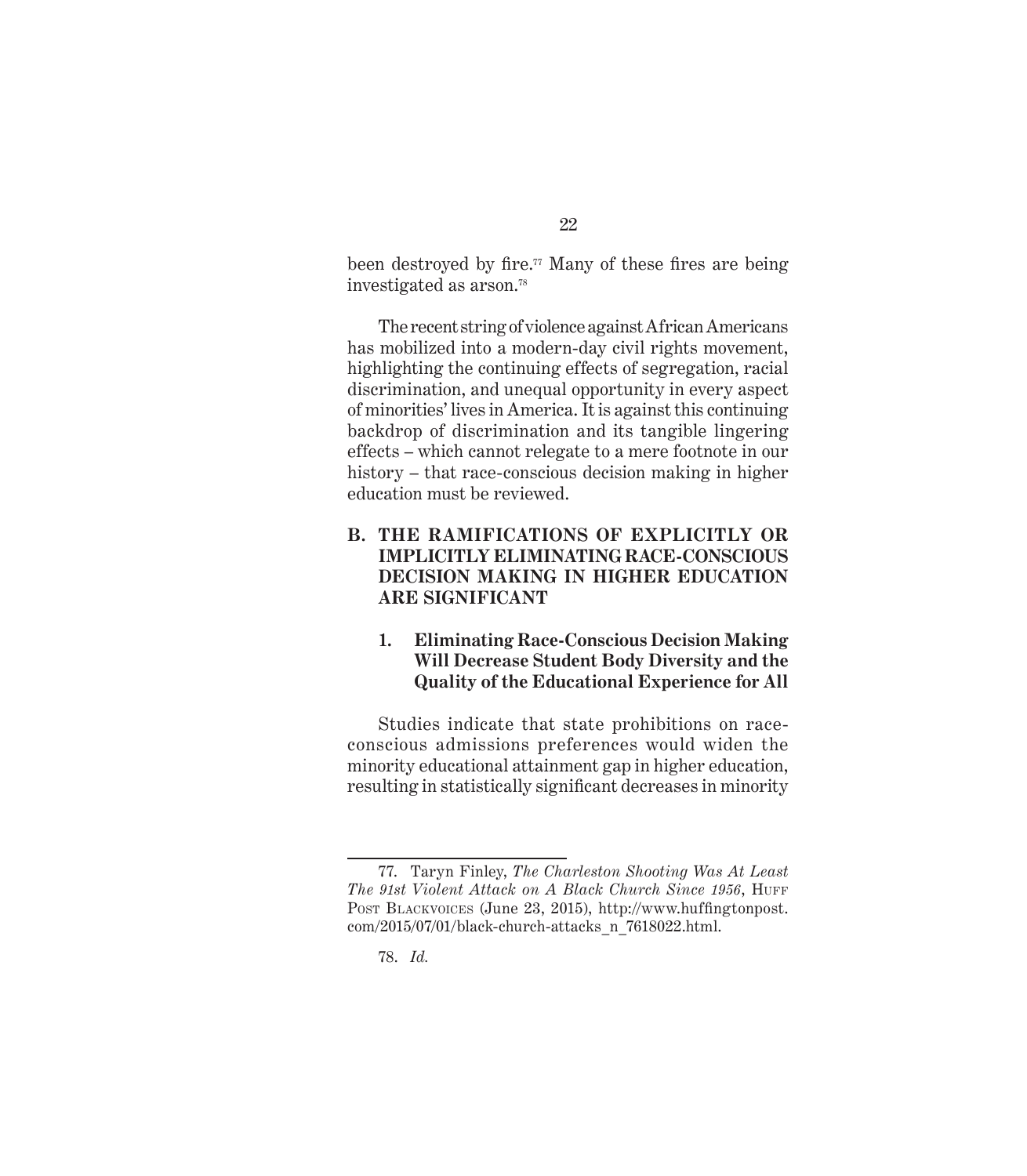been destroyed by fire.[77] Many of these fires are being investigated as arson.[78]

The recent string of violence against African Americans has mobilized into a modern-day civil rights movement, highlighting the continuing effects of segregation, racial discrimination, and unequal opportunity in every aspect of minorities' lives in America. It is against this continuing backdrop of discrimination and its tangible lingering effects – which cannot relegate to a mere footnote in our history – that race-conscious decision making in higher education must be reviewed.

### B. THE RAMIFICATIONS OF EXPLICITLY OR IMPLICITLY ELIMINATING RACE-CONSCIOUS DECISION MAKING IN HIGHER EDUCATION ARE SIGNIFICANT

#### 1. Eliminating Race-Conscious Decision Making Will Decrease Student Body Diversity and the Quality of the Educational Experience for All

Studies indicate that state prohibitions on race-conscious admissions preferences would widen the minority educational attainment gap in higher education, resulting in statistically significant decreases in minority

---

77. Taryn Finley, *The Charleston Shooting Was At Least The 91st Violent Attack on A Black Church Since 1956*, Huff Post Blackvoices (June 23, 2015), http://www.huffingtonpost.com/2015/07/01/black-church-attacks_n_7618022.html.

78. *Id.*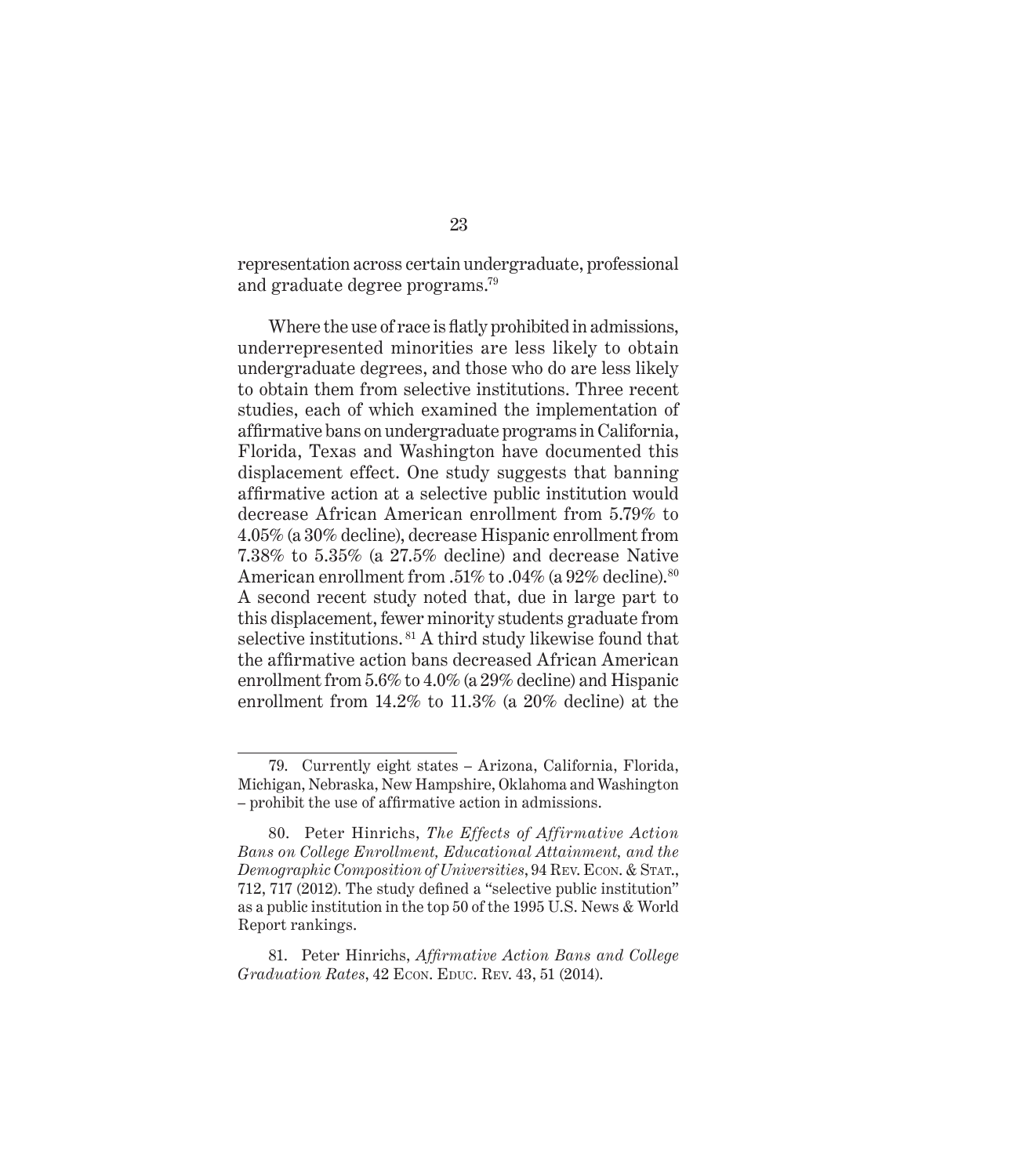representation across certain undergraduate, professional and graduate degree programs.[79]

Where the use of race is flatly prohibited in admissions, underrepresented minorities are less likely to obtain undergraduate degrees, and those who do are less likely to obtain them from selective institutions. Three recent studies, each of which examined the implementation of affirmative bans on undergraduate programs in California, Florida, Texas and Washington have documented this displacement effect. One study suggests that banning affirmative action at a selective public institution would decrease African American enrollment from 5.79% to 4.05% (a 30% decline), decrease Hispanic enrollment from 7.38% to 5.35% (a 27.5% decline) and decrease Native American enrollment from .51% to .04% (a 92% decline).[80] A second recent study noted that, due in large part to this displacement, fewer minority students graduate from selective institutions.[81] A third study likewise found that the affirmative action bans decreased African American enrollment from 5.6% to 4.0% (a 29% decline) and Hispanic enrollment from 14.2% to 11.3% (a 20% decline) at the

---

79. Currently eight states – Arizona, California, Florida, Michigan, Nebraska, New Hampshire, Oklahoma and Washington – prohibit the use of affirmative action in admissions.

80. Peter Hinrichs, *The Effects of Affirmative Action Bans on College Enrollment, Educational Attainment, and the Demographic Composition of Universities*, 94 Rev. Econ. & Stat., 712, 717 (2012). The study defined a "selective public institution" as a public institution in the top 50 of the 1995 U.S. News & World Report rankings.

81. Peter Hinrichs, *Affirmative Action Bans and College Graduation Rates*, 42 Econ. Educ. Rev. 43, 51 (2014).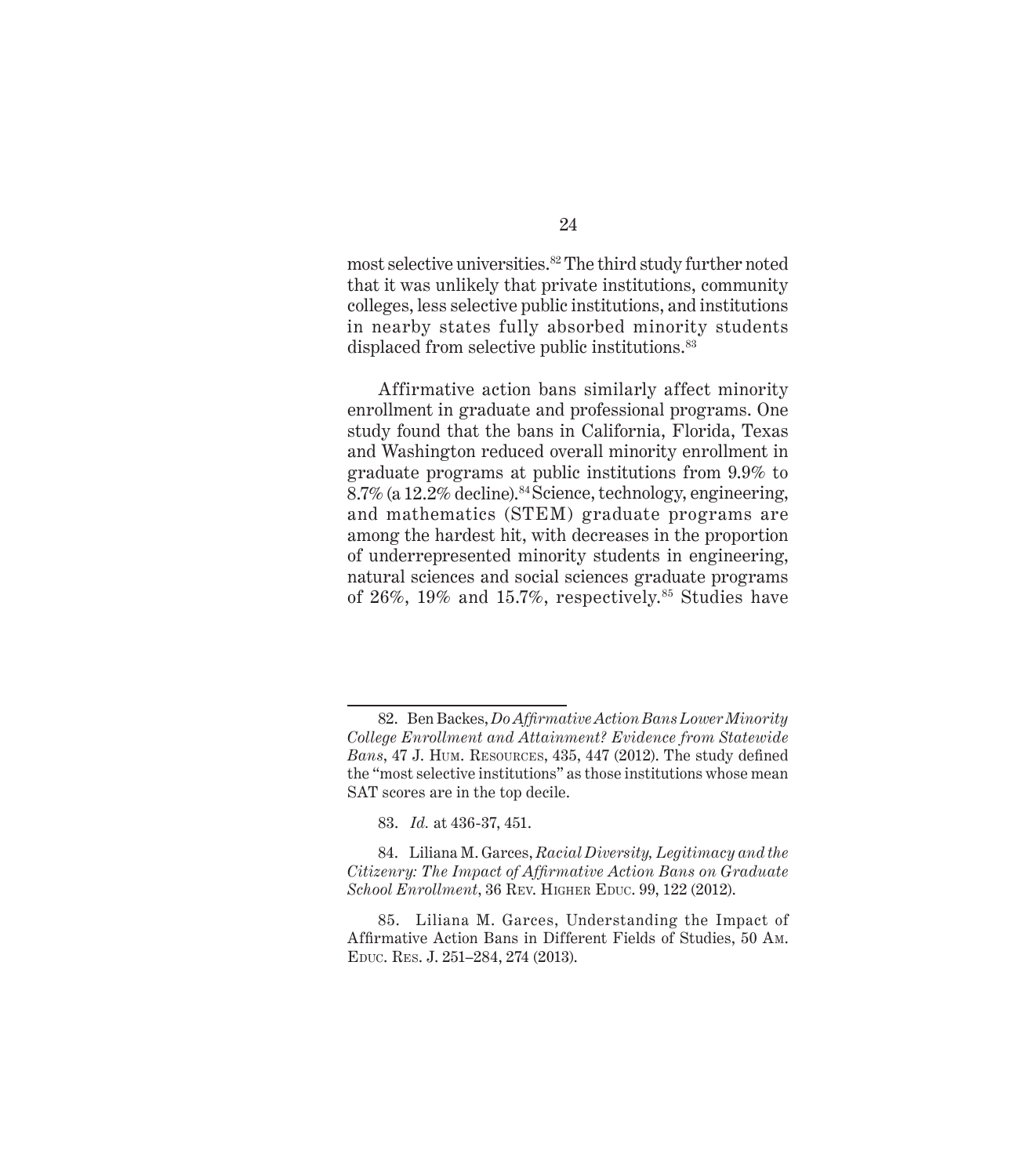most selective universities.[82] The third study further noted that it was unlikely that private institutions, community colleges, less selective public institutions, and institutions in nearby states fully absorbed minority students displaced from selective public institutions.[83]

Affirmative action bans similarly affect minority enrollment in graduate and professional programs. One study found that the bans in California, Florida, Texas and Washington reduced overall minority enrollment in graduate programs at public institutions from 9.9% to 8.7% (a 12.2% decline).[84] Science, technology, engineering, and mathematics (STEM) graduate programs are among the hardest hit, with decreases in the proportion of underrepresented minority students in engineering, natural sciences and social sciences graduate programs of 26%, 19% and 15.7%, respectively.[85] Studies have

---

82. Ben Backes, *Do Affirmative Action Bans Lower Minority College Enrollment and Attainment? Evidence from Statewide Bans*, 47 J. Hum. Resources, 435, 447 (2012). The study defined the "most selective institutions" as those institutions whose mean SAT scores are in the top decile.

83. *Id.* at 436-37, 451.

84. Liliana M. Garces, *Racial Diversity, Legitimacy and the Citizenry: The Impact of Affirmative Action Bans on Graduate School Enrollment*, 36 Rev. Higher Educ. 99, 122 (2012).

85. Liliana M. Garces, Understanding the Impact of Affirmative Action Bans in Different Fields of Studies, 50 Am. Educ. Res. J. 251–284, 274 (2013).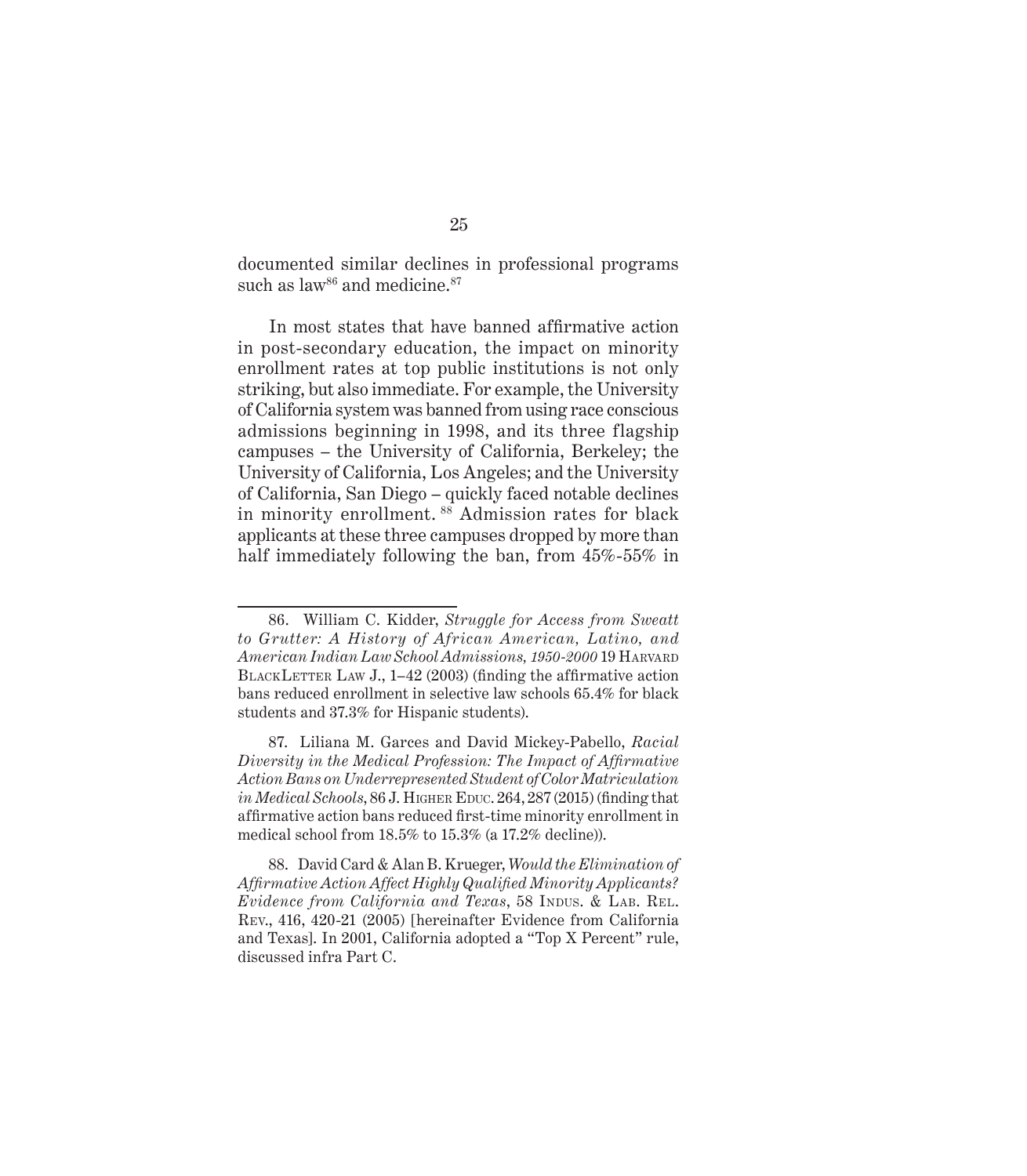documented similar declines in professional programs such as law[86] and medicine.[87]

In most states that have banned affirmative action in post-secondary education, the impact on minority enrollment rates at top public institutions is not only striking, but also immediate. For example, the University of California system was banned from using race conscious admissions beginning in 1998, and its three flagship campuses – the University of California, Berkeley; the University of California, Los Angeles; and the University of California, San Diego – quickly faced notable declines in minority enrollment.[88] Admission rates for black applicants at these three campuses dropped by more than half immediately following the ban, from 45%-55% in

---

86. William C. Kidder, *Struggle for Access from Sweatt to Grutter: A History of African American, Latino, and American Indian Law School Admissions, 1950-2000* 19 Harvard BlackLetter Law J., 1–42 (2003) (finding the affirmative action bans reduced enrollment in selective law schools 65.4% for black students and 37.3% for Hispanic students).

87. Liliana M. Garces and David Mickey-Pabello, *Racial Diversity in the Medical Profession: The Impact of Affirmative Action Bans on Underrepresented Student of Color Matriculation in Medical Schools*, 86 J. Higher Educ. 264, 287 (2015) (finding that affirmative action bans reduced first-time minority enrollment in medical school from 18.5% to 15.3% (a 17.2% decline)).

88. David Card & Alan B. Krueger, *Would the Elimination of Affirmative Action Affect Highly Qualified Minority Applicants? Evidence from California and Texas*, 58 Indus. & Lab. Rel. Rev., 416, 420-21 (2005) [hereinafter Evidence from California and Texas]. In 2001, California adopted a "Top X Percent" rule, discussed infra Part C.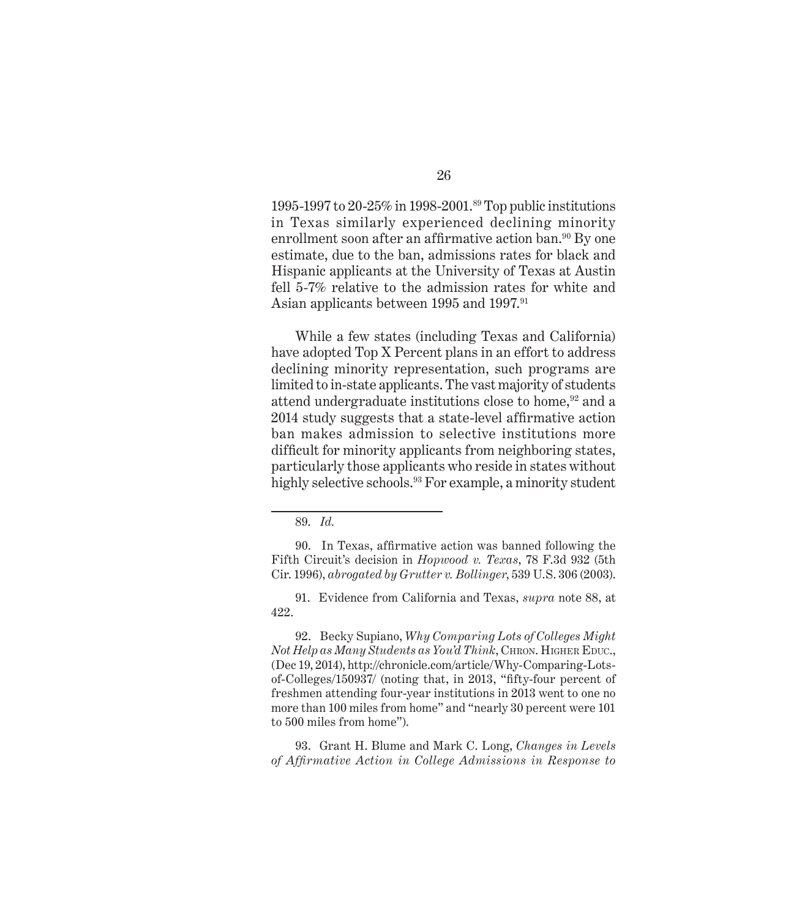1995-1997 to 20-25% in 1998-2001.[89] Top public institutions in Texas similarly experienced declining minority enrollment soon after an affirmative action ban.[90] By one estimate, due to the ban, admissions rates for black and Hispanic applicants at the University of Texas at Austin fell 5-7% relative to the admission rates for white and Asian applicants between 1995 and 1997.[91]

While a few states (including Texas and California) have adopted Top X Percent plans in an effort to address declining minority representation, such programs are limited to in-state applicants. The vast majority of students attend undergraduate institutions close to home,[92] and a 2014 study suggests that a state-level affirmative action ban makes admission to selective institutions more difficult for minority applicants from neighboring states, particularly those applicants who reside in states without highly selective schools.[93] For example, a minority student

---

89. *Id.*

90. In Texas, affirmative action was banned following the Fifth Circuit's decision in *Hopwood v. Texas*, 78 F.3d 932 (5th Cir. 1996), *abrogated by Grutter v. Bollinger*, 539 U.S. 306 (2003).

91. Evidence from California and Texas, *supra* note 88, at 422.

92. Becky Supiano, *Why Comparing Lots of Colleges Might Not Help as Many Students as You'd Think*, CHRON. HIGHER EDUC., (Dec 19, 2014), http://chronicle.com/article/Why-Comparing-Lots-of-Colleges/150937/ (noting that, in 2013, "fifty-four percent of freshmen attending four-year institutions in 2013 went to one no more than 100 miles from home" and "nearly 30 percent were 101 to 500 miles from home").

93. Grant H. Blume and Mark C. Long, *Changes in Levels of Affirmative Action in College Admissions in Response to*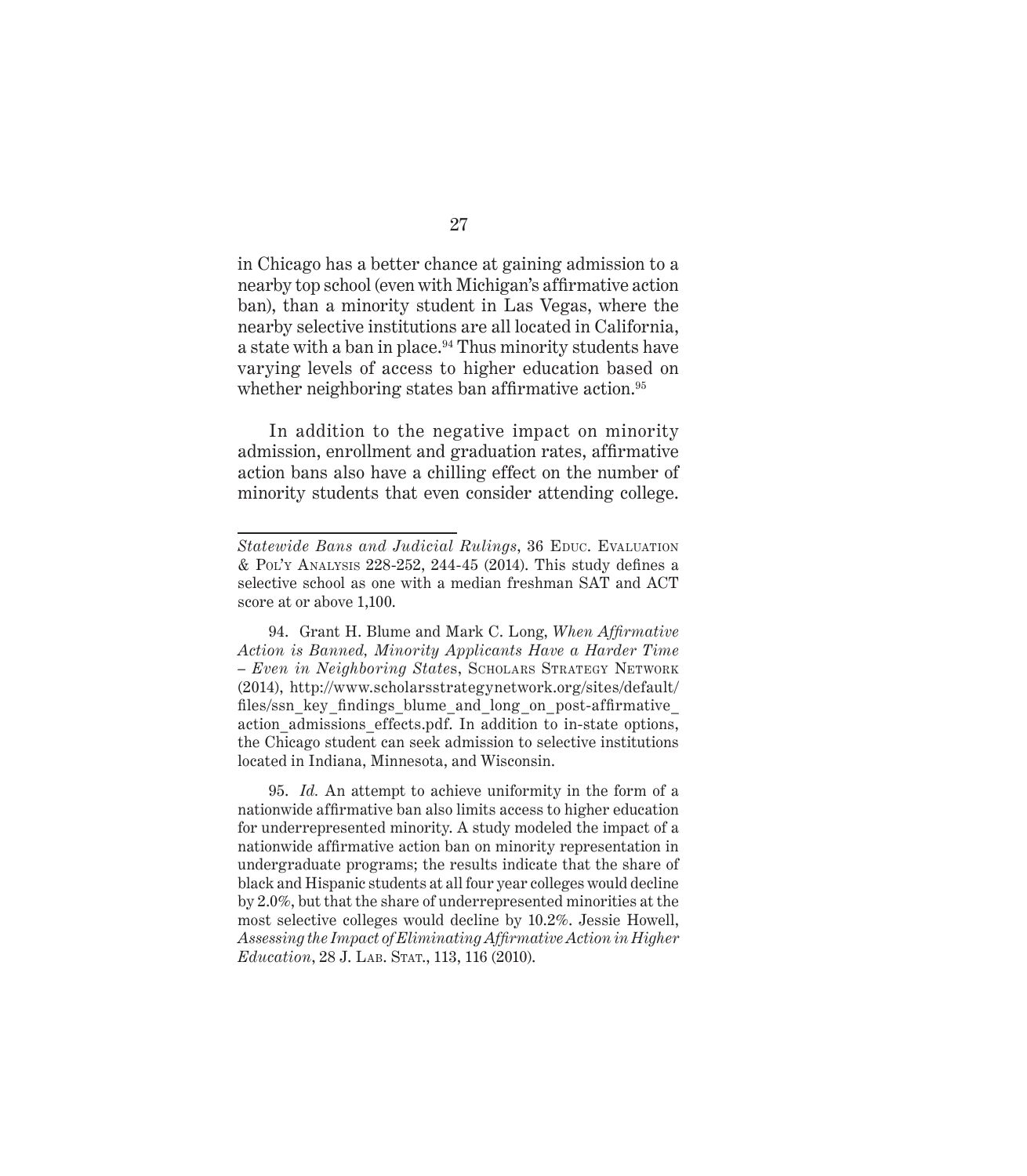in Chicago has a better chance at gaining admission to a nearby top school (even with Michigan's affirmative action ban), than a minority student in Las Vegas, where the nearby selective institutions are all located in California, a state with a ban in place.[94] Thus minority students have varying levels of access to higher education based on whether neighboring states ban affirmative action.[95]

In addition to the negative impact on minority admission, enrollment and graduation rates, affirmative action bans also have a chilling effect on the number of minority students that even consider attending college.

---

*Statewide Bans and Judicial Rulings*, 36 EDUC. EVALUATION & POL'Y ANALYSIS 228-252, 244-45 (2014). This study defines a selective school as one with a median freshman SAT and ACT score at or above 1,100.

94. Grant H. Blume and Mark C. Long, *When Affirmative Action is Banned, Minority Applicants Have a Harder Time – Even in Neighboring States*, SCHOLARS STRATEGY NETWORK (2014), http://www.scholarsstrategynetwork.org/sites/default/files/ssn_key_findings_blume_and_long_on_post-affirmative_action_admissions_effects.pdf. In addition to in-state options, the Chicago student can seek admission to selective institutions located in Indiana, Minnesota, and Wisconsin.

95. *Id.* An attempt to achieve uniformity in the form of a nationwide affirmative ban also limits access to higher education for underrepresented minority. A study modeled the impact of a nationwide affirmative action ban on minority representation in undergraduate programs; the results indicate that the share of black and Hispanic students at all four year colleges would decline by 2.0%, but that the share of underrepresented minorities at the most selective colleges would decline by 10.2%. Jessie Howell, *Assessing the Impact of Eliminating Affirmative Action in Higher Education*, 28 J. LAB. STAT., 113, 116 (2010).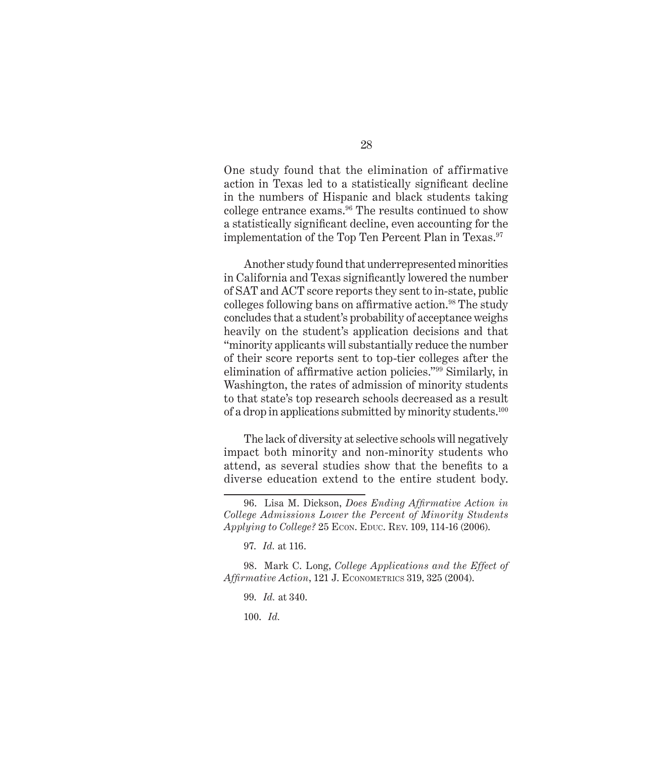One study found that the elimination of affirmative action in Texas led to a statistically significant decline in the numbers of Hispanic and black students taking college entrance exams.[96] The results continued to show a statistically significant decline, even accounting for the implementation of the Top Ten Percent Plan in Texas.[97]

Another study found that underrepresented minorities in California and Texas significantly lowered the number of SAT and ACT score reports they sent to in-state, public colleges following bans on affirmative action.[98] The study concludes that a student's probability of acceptance weighs heavily on the student's application decisions and that "minority applicants will substantially reduce the number of their score reports sent to top-tier colleges after the elimination of affirmative action policies."[99] Similarly, in Washington, the rates of admission of minority students to that state's top research schools decreased as a result of a drop in applications submitted by minority students.[100]

The lack of diversity at selective schools will negatively impact both minority and non-minority students who attend, as several studies show that the benefits to a diverse education extend to the entire student body.

---

96. Lisa M. Dickson, *Does Ending Affirmative Action in College Admissions Lower the Percent of Minority Students Applying to College?* 25 Econ. Educ. Rev. 109, 114-16 (2006).

97. *Id.* at 116.

98. Mark C. Long, *College Applications and the Effect of Affirmative Action*, 121 J. Econometrics 319, 325 (2004).

99. *Id.* at 340.

100. *Id.*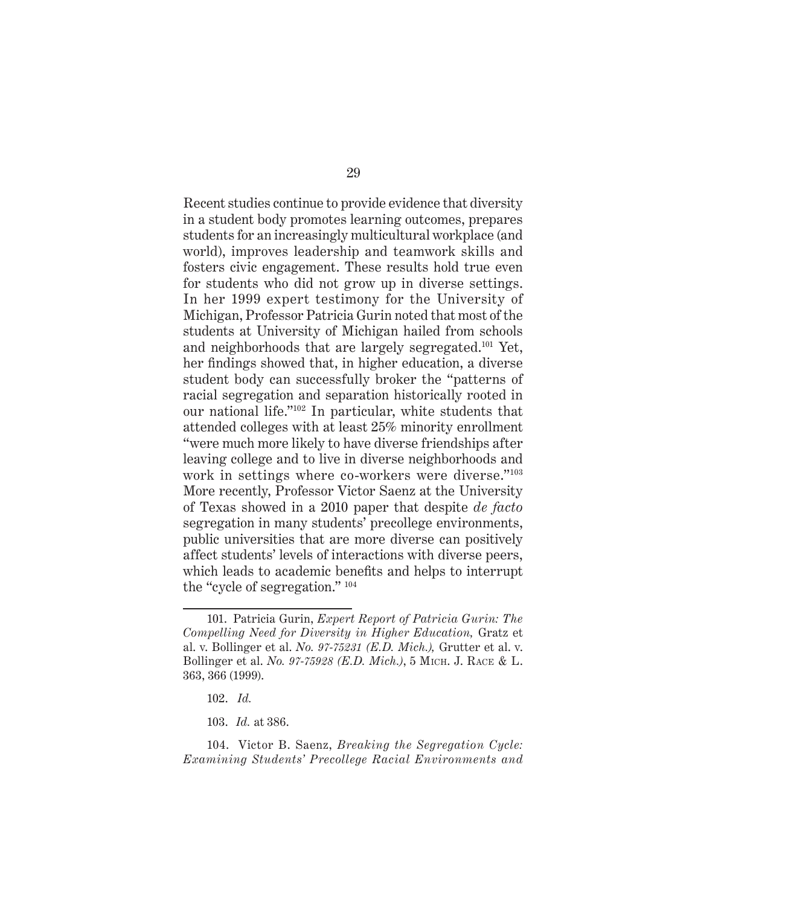Recent studies continue to provide evidence that diversity in a student body promotes learning outcomes, prepares students for an increasingly multicultural workplace (and world), improves leadership and teamwork skills and fosters civic engagement. These results hold true even for students who did not grow up in diverse settings. In her 1999 expert testimony for the University of Michigan, Professor Patricia Gurin noted that most of the students at University of Michigan hailed from schools and neighborhoods that are largely segregated.[101] Yet, her findings showed that, in higher education, a diverse student body can successfully broker the "patterns of racial segregation and separation historically rooted in our national life."[102] In particular, white students that attended colleges with at least 25% minority enrollment "were much more likely to have diverse friendships after leaving college and to live in diverse neighborhoods and work in settings where co-workers were diverse."[103] More recently, Professor Victor Saenz at the University of Texas showed in a 2010 paper that despite *de facto* segregation in many students' precollege environments, public universities that are more diverse can positively affect students' levels of interactions with diverse peers, which leads to academic benefits and helps to interrupt the "cycle of segregation." [104]

---

101. Patricia Gurin, *Expert Report of Patricia Gurin: The Compelling Need for Diversity in Higher Education,* Gratz et al. v. Bollinger et al. *No. 97-75231 (E.D. Mich.),* Grutter et al. v. Bollinger et al. *No. 97-75928 (E.D. Mich.)*, 5 Mich. J. Race & L. 363, 366 (1999).

102. *Id.*

103. *Id.* at 386.

104. Victor B. Saenz, *Breaking the Segregation Cycle: Examining Students' Precollege Racial Environments and*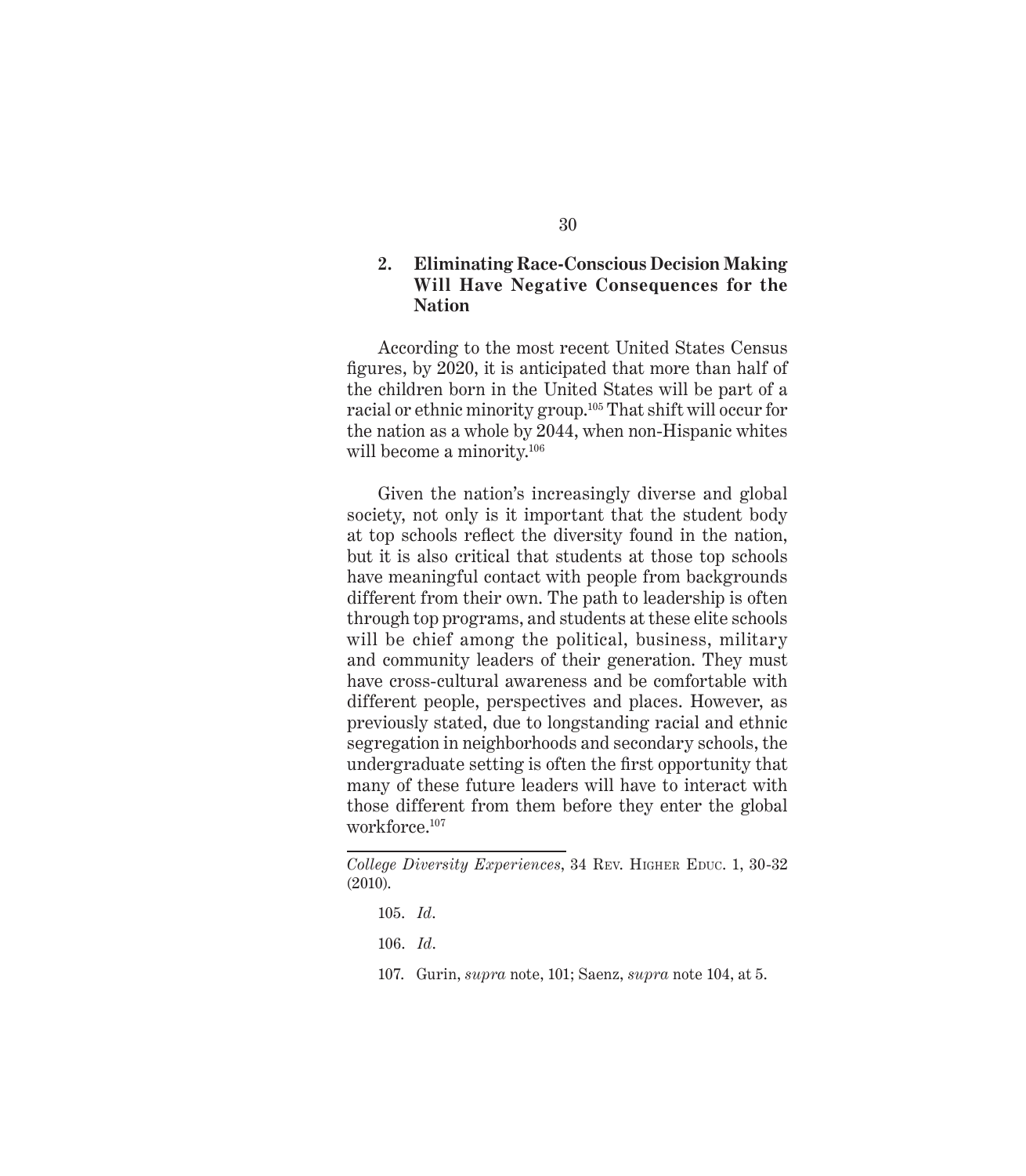### 2. Eliminating Race-Conscious Decision Making Will Have Negative Consequences for the Nation

According to the most recent United States Census figures, by 2020, it is anticipated that more than half of the children born in the United States will be part of a racial or ethnic minority group.[105] That shift will occur for the nation as a whole by 2044, when non-Hispanic whites will become a minority.[106]

Given the nation's increasingly diverse and global society, not only is it important that the student body at top schools reflect the diversity found in the nation, but it is also critical that students at those top schools have meaningful contact with people from backgrounds different from their own. The path to leadership is often through top programs, and students at these elite schools will be chief among the political, business, military and community leaders of their generation. They must have cross-cultural awareness and be comfortable with different people, perspectives and places. However, as previously stated, due to longstanding racial and ethnic segregation in neighborhoods and secondary schools, the undergraduate setting is often the first opportunity that many of these future leaders will have to interact with those different from them before they enter the global workforce.[107]

---

*College Diversity Experiences*, 34 Rev. Higher Educ. 1, 30-32 (2010).

105. *Id*.

106. *Id*.

107. Gurin, *supra* note, 101; Saenz, *supra* note 104, at 5.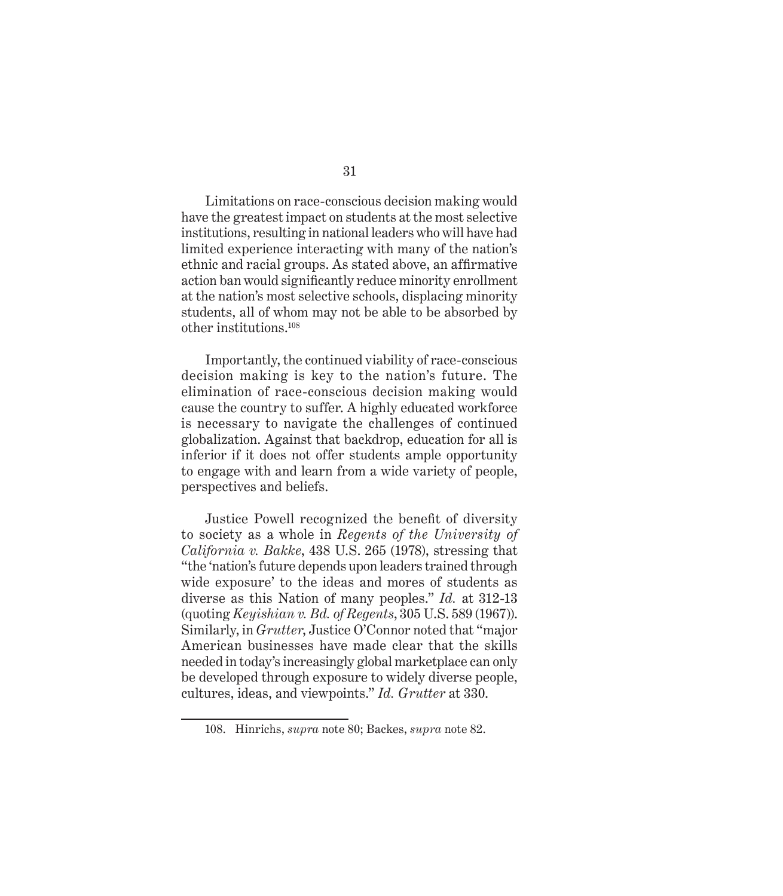Limitations on race-conscious decision making would have the greatest impact on students at the most selective institutions, resulting in national leaders who will have had limited experience interacting with many of the nation's ethnic and racial groups. As stated above, an affirmative action ban would significantly reduce minority enrollment at the nation's most selective schools, displacing minority students, all of whom may not be able to be absorbed by other institutions.[108]

Importantly, the continued viability of race-conscious decision making is key to the nation's future. The elimination of race-conscious decision making would cause the country to suffer. A highly educated workforce is necessary to navigate the challenges of continued globalization. Against that backdrop, education for all is inferior if it does not offer students ample opportunity to engage with and learn from a wide variety of people, perspectives and beliefs.

Justice Powell recognized the benefit of diversity to society as a whole in *Regents of the University of California v. Bakke*, 438 U.S. 265 (1978), stressing that "the 'nation's future depends upon leaders trained through wide exposure' to the ideas and mores of students as diverse as this Nation of many peoples." *Id.* at 312-13 (quoting *Keyishian v. Bd. of Regents*, 305 U.S. 589 (1967)). Similarly, in *Grutter*, Justice O'Connor noted that "major American businesses have made clear that the skills needed in today's increasingly global marketplace can only be developed through exposure to widely diverse people, cultures, ideas, and viewpoints." *Id. Grutter* at 330.

---

108. Hinrichs, *supra* note 80; Backes, *supra* note 82.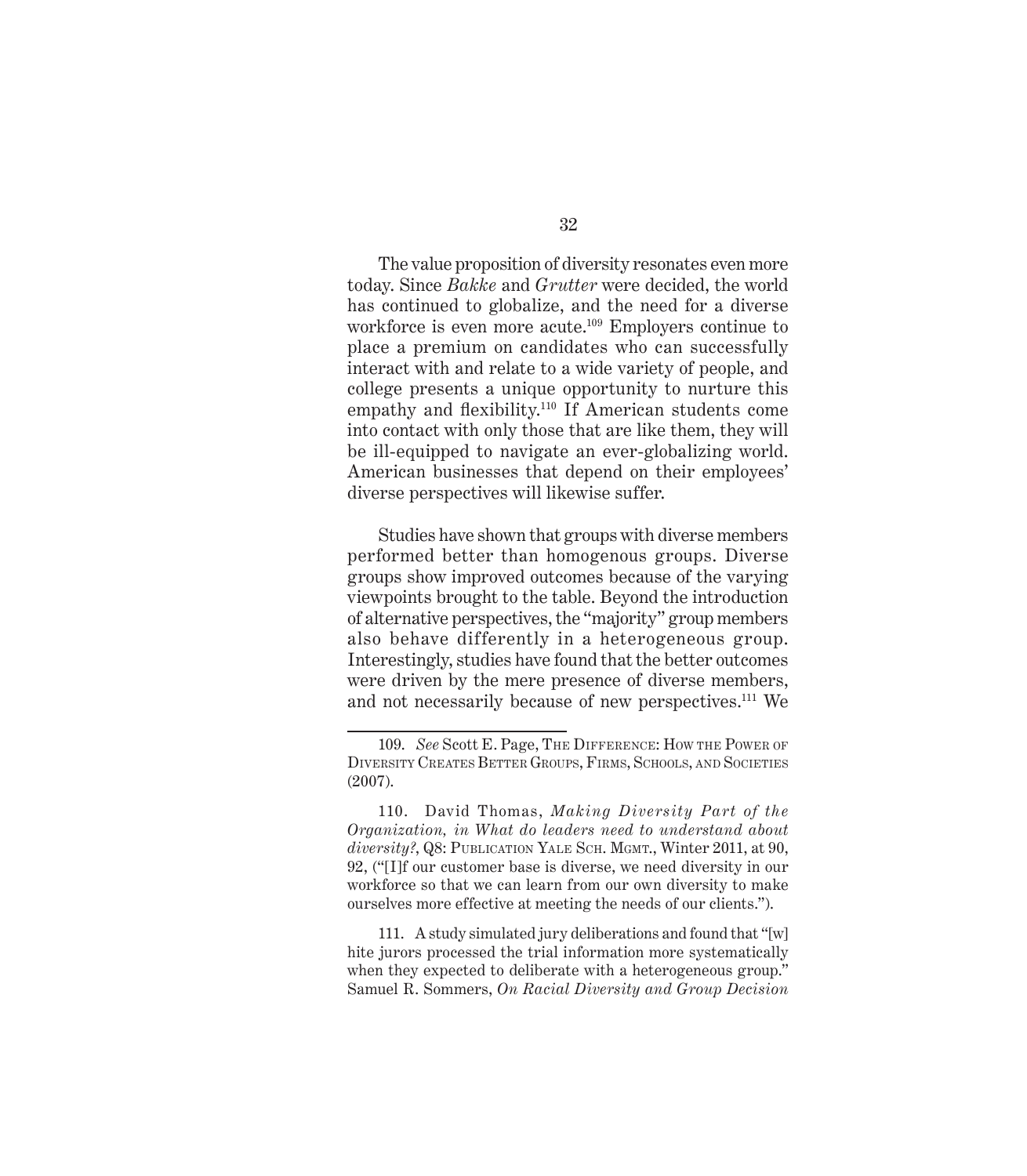The value proposition of diversity resonates even more today. Since *Bakke* and *Grutter* were decided, the world has continued to globalize, and the need for a diverse workforce is even more acute.[109] Employers continue to place a premium on candidates who can successfully interact with and relate to a wide variety of people, and college presents a unique opportunity to nurture this empathy and flexibility.[110] If American students come into contact with only those that are like them, they will be ill-equipped to navigate an ever-globalizing world. American businesses that depend on their employees' diverse perspectives will likewise suffer.

Studies have shown that groups with diverse members performed better than homogenous groups. Diverse groups show improved outcomes because of the varying viewpoints brought to the table. Beyond the introduction of alternative perspectives, the "majority" group members also behave differently in a heterogeneous group. Interestingly, studies have found that the better outcomes were driven by the mere presence of diverse members, and not necessarily because of new perspectives.[111] We

---

109. *See* Scott E. Page, The Difference: How the Power of Diversity Creates Better Groups, Firms, Schools, and Societies (2007).

110. David Thomas, *Making Diversity Part of the Organization, in What do leaders need to understand about diversity?*, Q8: Publication Yale Sch. Mgmt., Winter 2011, at 90, 92, ("[I]f our customer base is diverse, we need diversity in our workforce so that we can learn from our own diversity to make ourselves more effective at meeting the needs of our clients.").

111. A study simulated jury deliberations and found that "[w]hite jurors processed the trial information more systematically when they expected to deliberate with a heterogeneous group." Samuel R. Sommers, *On Racial Diversity and Group Decision*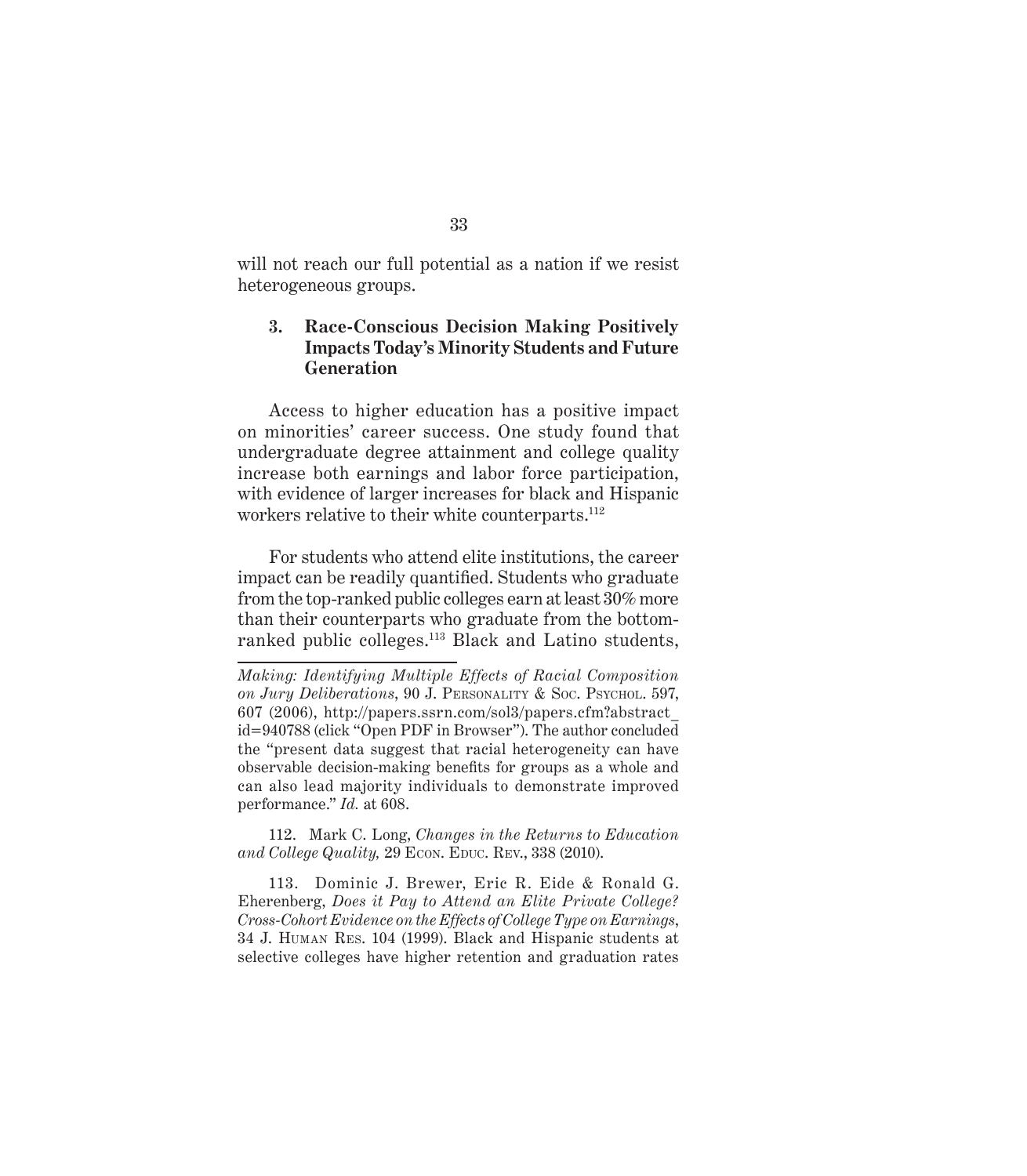will not reach our full potential as a nation if we resist heterogeneous groups.

### 3. Race-Conscious Decision Making Positively Impacts Today's Minority Students and Future Generation

Access to higher education has a positive impact on minorities' career success. One study found that undergraduate degree attainment and college quality increase both earnings and labor force participation, with evidence of larger increases for black and Hispanic workers relative to their white counterparts.[112]

For students who attend elite institutions, the career impact can be readily quantified. Students who graduate from the top-ranked public colleges earn at least 30% more than their counterparts who graduate from the bottom-ranked public colleges.[113] Black and Latino students,

---

*Making: Identifying Multiple Effects of Racial Composition on Jury Deliberations*, 90 J. Personality & Soc. Psychol. 597, 607 (2006), http://papers.ssrn.com/sol3/papers.cfm?abstract_id=940788 (click "Open PDF in Browser"). The author concluded the "present data suggest that racial heterogeneity can have observable decision-making benefits for groups as a whole and can also lead majority individuals to demonstrate improved performance." *Id.* at 608.

112. Mark C. Long, *Changes in the Returns to Education and College Quality,* 29 Econ. Educ. Rev., 338 (2010).

113. Dominic J. Brewer, Eric R. Eide & Ronald G. Eherenberg, *Does it Pay to Attend an Elite Private College? Cross-Cohort Evidence on the Effects of College Type on Earnings*, 34 J. Human Res. 104 (1999). Black and Hispanic students at selective colleges have higher retention and graduation rates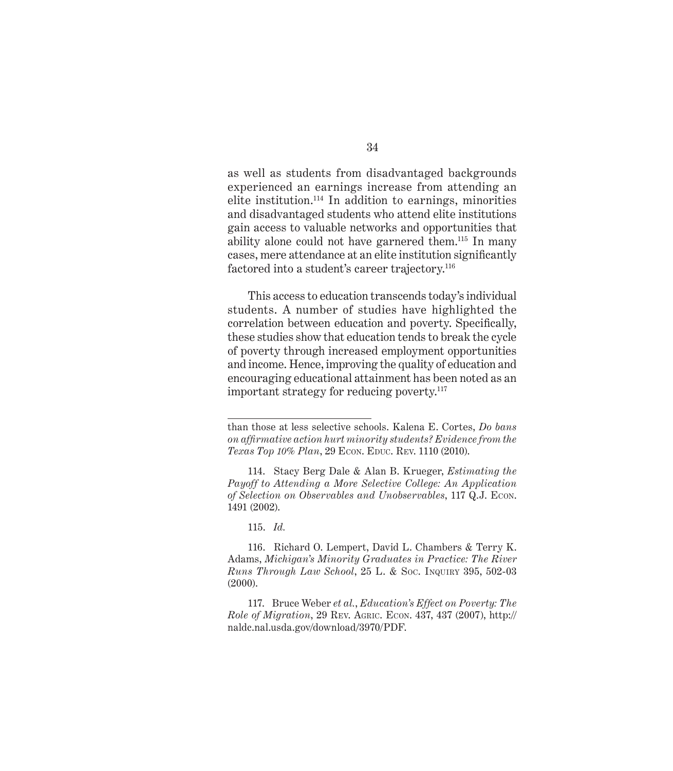as well as students from disadvantaged backgrounds experienced an earnings increase from attending an elite institution.[114] In addition to earnings, minorities and disadvantaged students who attend elite institutions gain access to valuable networks and opportunities that ability alone could not have garnered them.[115] In many cases, mere attendance at an elite institution significantly factored into a student's career trajectory.[116]

This access to education transcends today's individual students. A number of studies have highlighted the correlation between education and poverty. Specifically, these studies show that education tends to break the cycle of poverty through increased employment opportunities and income. Hence, improving the quality of education and encouraging educational attainment has been noted as an important strategy for reducing poverty.[117]

---

than those at less selective schools. Kalena E. Cortes, *Do bans on affirmative action hurt minority students? Evidence from the Texas Top 10% Plan*, 29 Econ. Educ. Rev. 1110 (2010).

114. Stacy Berg Dale & Alan B. Krueger, *Estimating the Payoff to Attending a More Selective College: An Application of Selection on Observables and Unobservables*, 117 Q.J. Econ. 1491 (2002).

115. *Id.*

116. Richard O. Lempert, David L. Chambers & Terry K. Adams, *Michigan's Minority Graduates in Practice: The River Runs Through Law School*, 25 L. & Soc. Inquiry 395, 502-03 (2000).

117. Bruce Weber *et al.*, *Education's Effect on Poverty: The Role of Migration*, 29 Rev. Agric. Econ. 437, 437 (2007), http://naldc.nal.usda.gov/download/3970/PDF.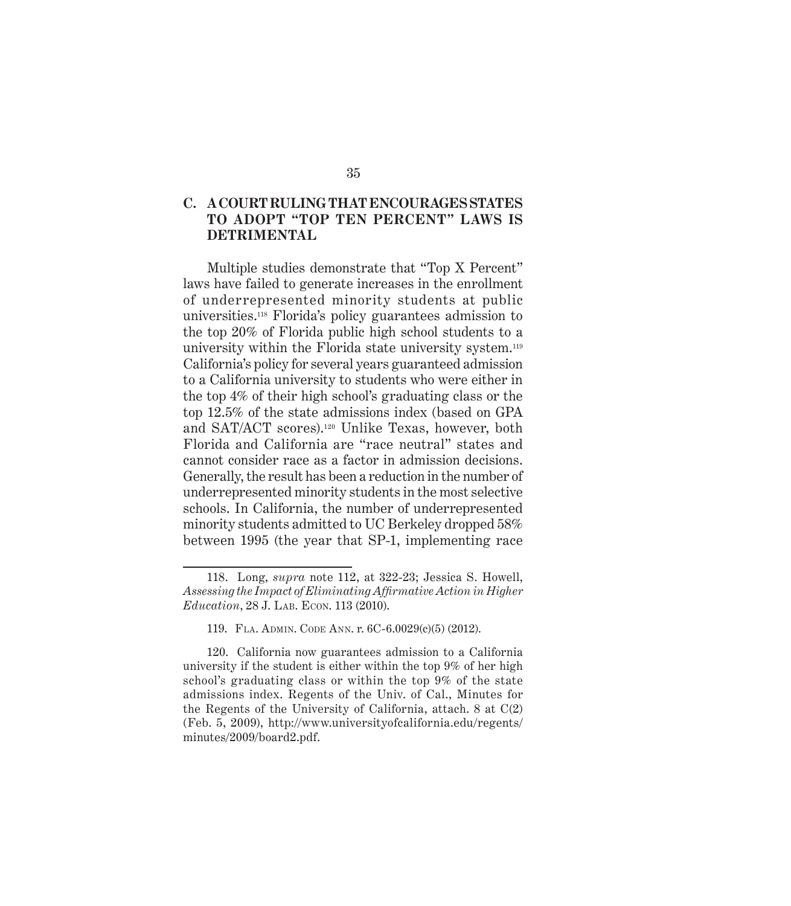### C. A COURT RULING THAT ENCOURAGES STATES TO ADOPT "TOP TEN PERCENT" LAWS IS DETRIMENTAL

Multiple studies demonstrate that "Top X Percent" laws have failed to generate increases in the enrollment of underrepresented minority students at public universities.[118] Florida's policy guarantees admission to the top 20% of Florida public high school students to a university within the Florida state university system.[119] California's policy for several years guaranteed admission to a California university to students who were either in the top 4% of their high school's graduating class or the top 12.5% of the state admissions index (based on GPA and SAT/ACT scores).[120] Unlike Texas, however, both Florida and California are "race neutral" states and cannot consider race as a factor in admission decisions. Generally, the result has been a reduction in the number of underrepresented minority students in the most selective schools. In California, the number of underrepresented minority students admitted to UC Berkeley dropped 58% between 1995 (the year that SP-1, implementing race

---

118. Long, *supra* note 112, at 322-23; Jessica S. Howell, *Assessing the Impact of Eliminating Affirmative Action in Higher Education*, 28 J. Lab. Econ. 113 (2010).

119. Fla. Admin. Code Ann. r. 6C-6.0029(c)(5) (2012).

120. California now guarantees admission to a California university if the student is either within the top 9% of her high school's graduating class or within the top 9% of the state admissions index. Regents of the Univ. of Cal., Minutes for the Regents of the University of California, attach. 8 at C(2) (Feb. 5, 2009), http://www.universityofcalifornia.edu/regents/minutes/2009/board2.pdf.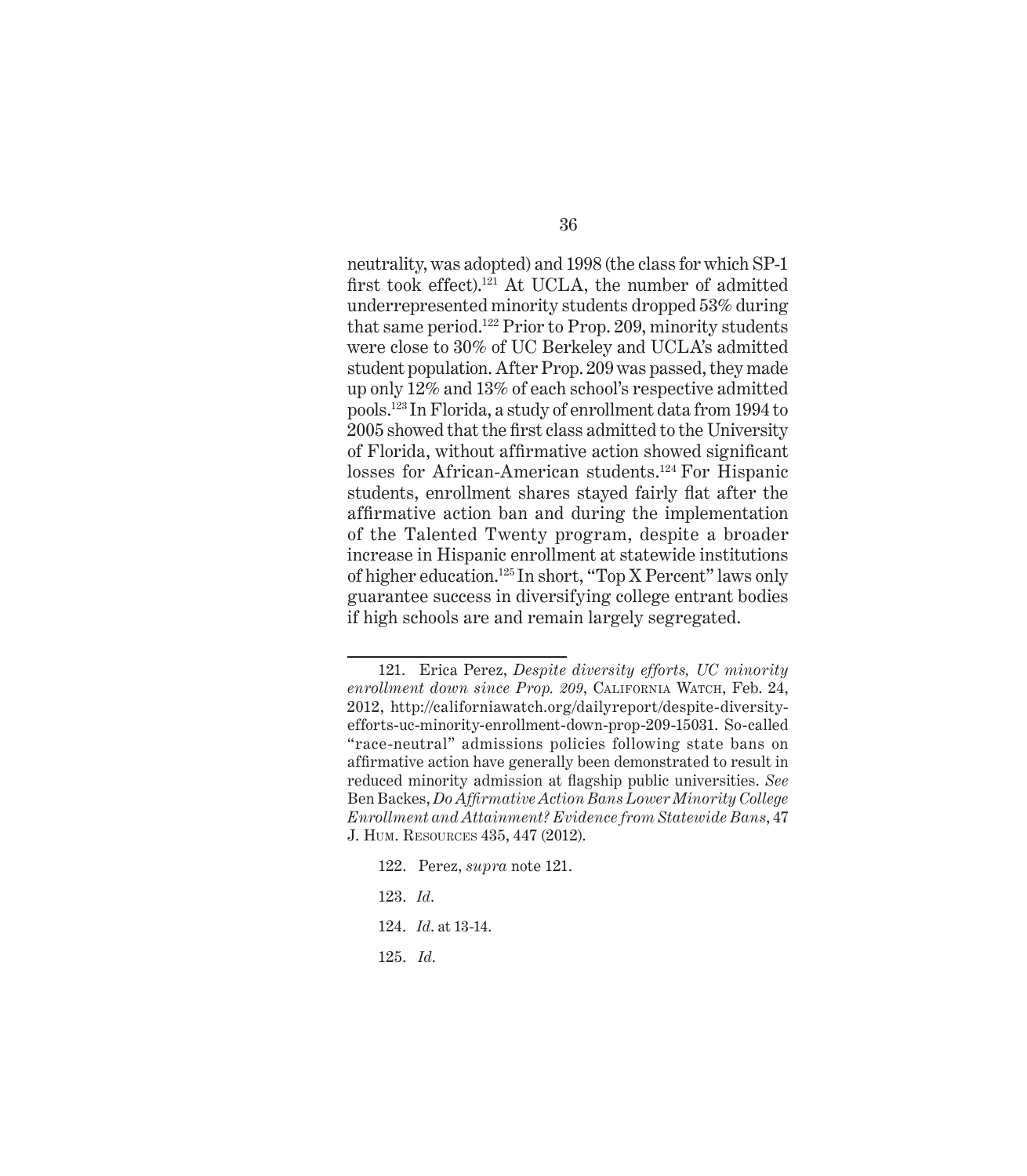neutrality, was adopted) and 1998 (the class for which SP-1 first took effect).[121] At UCLA, the number of admitted underrepresented minority students dropped 53% during that same period.[122] Prior to Prop. 209, minority students were close to 30% of UC Berkeley and UCLA's admitted student population. After Prop. 209 was passed, they made up only 12% and 13% of each school's respective admitted pools.[123] In Florida, a study of enrollment data from 1994 to 2005 showed that the first class admitted to the University of Florida, without affirmative action showed significant losses for African-American students.[124] For Hispanic students, enrollment shares stayed fairly flat after the affirmative action ban and during the implementation of the Talented Twenty program, despite a broader increase in Hispanic enrollment at statewide institutions of higher education.[125] In short, "Top X Percent" laws only guarantee success in diversifying college entrant bodies if high schools are and remain largely segregated.

---

121. Erica Perez, *Despite diversity efforts, UC minority enrollment down since Prop. 209*, California Watch, Feb. 24, 2012, http://californiawatch.org/dailyreport/despite-diversity-efforts-uc-minority-enrollment-down-prop-209-15031. So-called "race-neutral" admissions policies following state bans on affirmative action have generally been demonstrated to result in reduced minority admission at flagship public universities. *See* Ben Backes, *Do Affirmative Action Bans Lower Minority College Enrollment and Attainment? Evidence from Statewide Bans*, 47 J. Hum. Resources 435, 447 (2012).

122. Perez, *supra* note 121.

123. *Id.*

124. *Id.* at 13-14.

125. *Id.*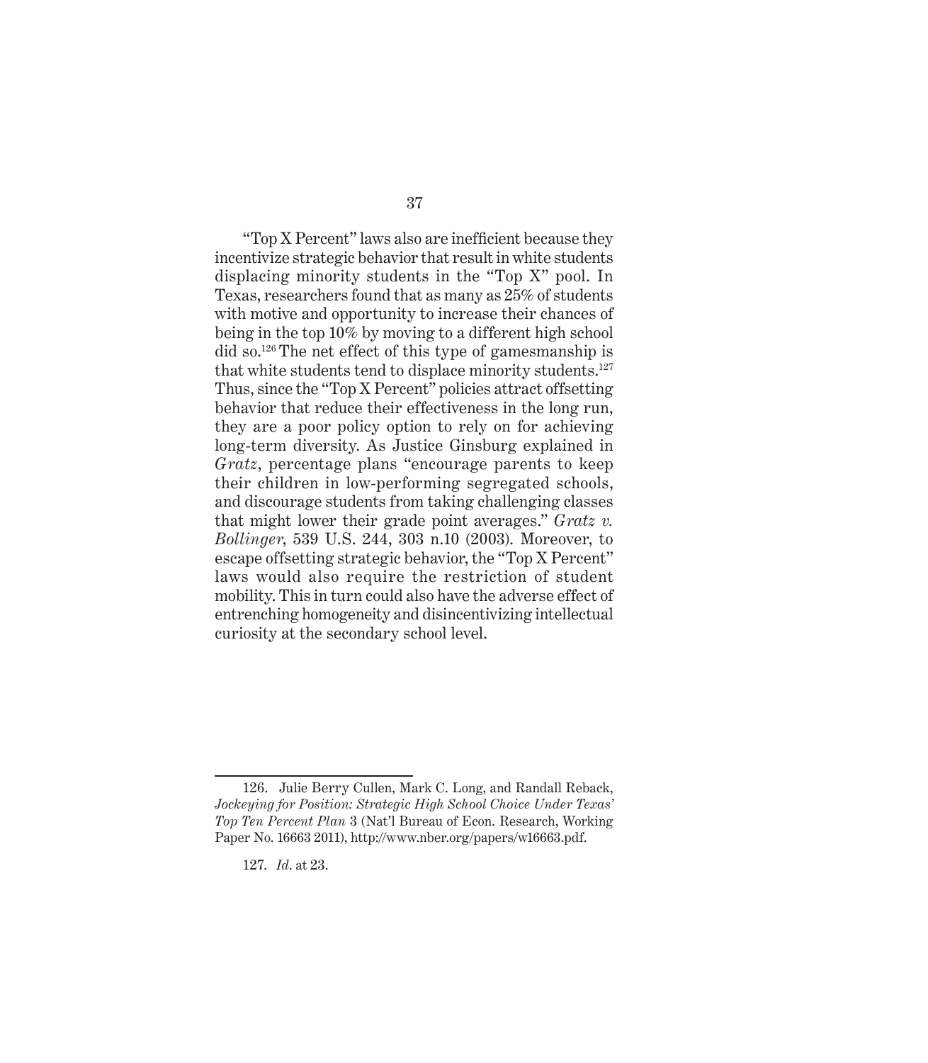"Top X Percent" laws also are inefficient because they incentivize strategic behavior that result in white students displacing minority students in the "Top X" pool. In Texas, researchers found that as many as 25% of students with motive and opportunity to increase their chances of being in the top 10% by moving to a different high school did so.[126] The net effect of this type of gamesmanship is that white students tend to displace minority students.[127] Thus, since the "Top X Percent" policies attract offsetting behavior that reduce their effectiveness in the long run, they are a poor policy option to rely on for achieving long-term diversity. As Justice Ginsburg explained in *Gratz*, percentage plans "encourage parents to keep their children in low-performing segregated schools, and discourage students from taking challenging classes that might lower their grade point averages." *Gratz v. Bollinger*, 539 U.S. 244, 303 n.10 (2003). Moreover, to escape offsetting strategic behavior, the "Top X Percent" laws would also require the restriction of student mobility. This in turn could also have the adverse effect of entrenching homogeneity and disincentivizing intellectual curiosity at the secondary school level.

---

126. Julie Berry Cullen, Mark C. Long, and Randall Reback, *Jockeying for Position: Strategic High School Choice Under Texas' Top Ten Percent Plan* 3 (Nat'l Bureau of Econ. Research, Working Paper No. 16663 2011), http://www.nber.org/papers/w16663.pdf.

127. *Id*. at 23.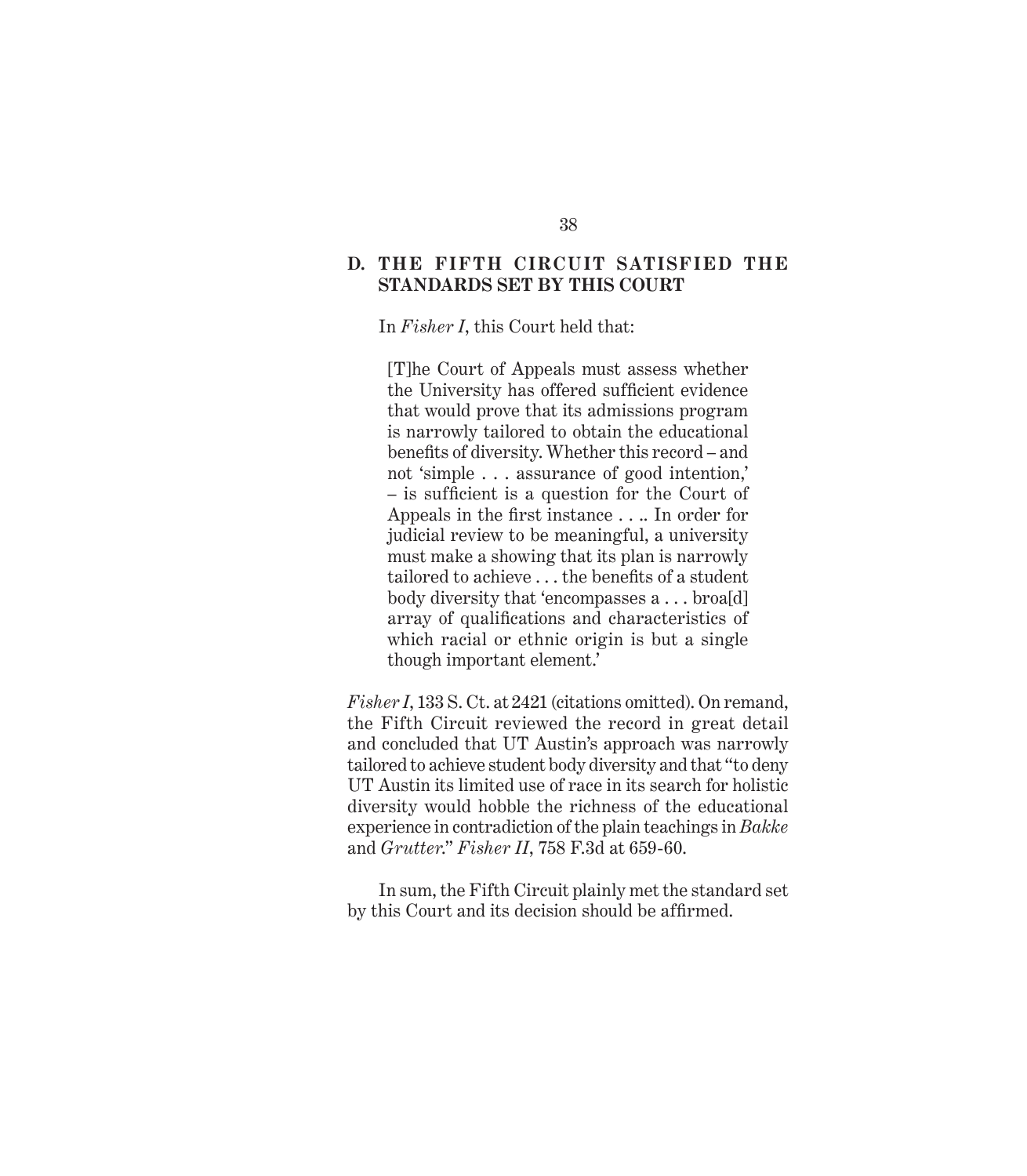### D. THE FIFTH CIRCUIT SATISFIED THE STANDARDS SET BY THIS COURT

In *Fisher I*, this Court held that:

> [T]he Court of Appeals must assess whether the University has offered sufficient evidence that would prove that its admissions program is narrowly tailored to obtain the educational benefits of diversity. Whether this record – and not 'simple . . . assurance of good intention,' – is sufficient is a question for the Court of Appeals in the first instance . . .. In order for judicial review to be meaningful, a university must make a showing that its plan is narrowly tailored to achieve . . . the benefits of a student body diversity that 'encompasses a . . . broa[d] array of qualifications and characteristics of which racial or ethnic origin is but a single though important element.'

*Fisher I*, 133 S. Ct. at 2421 (citations omitted). On remand, the Fifth Circuit reviewed the record in great detail and concluded that UT Austin's approach was narrowly tailored to achieve student body diversity and that "to deny UT Austin its limited use of race in its search for holistic diversity would hobble the richness of the educational experience in contradiction of the plain teachings in *Bakke* and *Grutter*." *Fisher II*, 758 F.3d at 659-60.

In sum, the Fifth Circuit plainly met the standard set by this Court and its decision should be affirmed.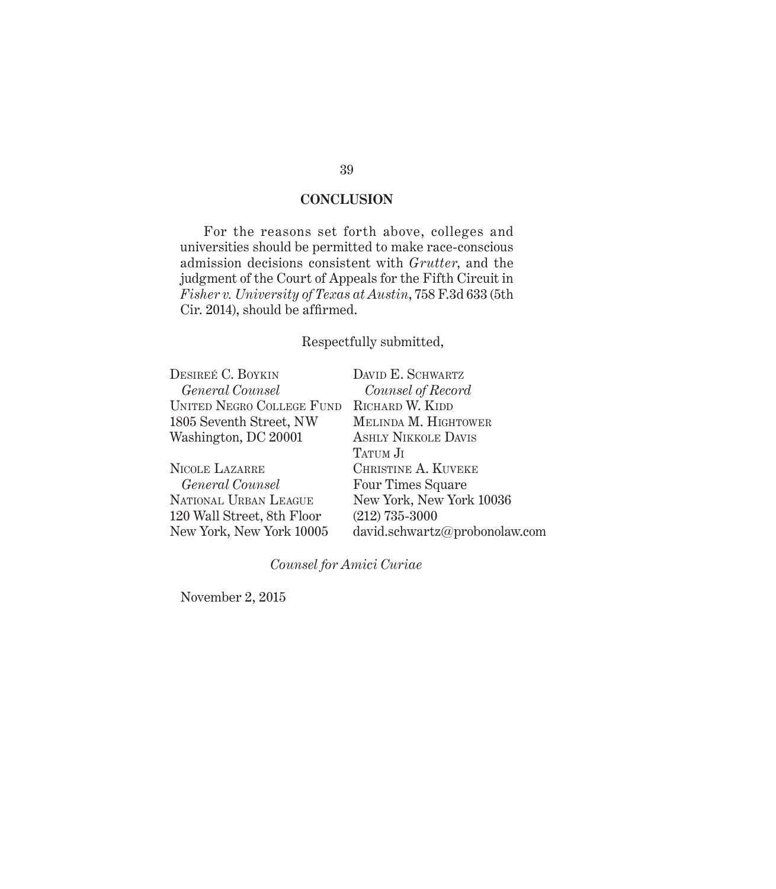## CONCLUSION

For the reasons set forth above, colleges and universities should be permitted to make race-conscious admission decisions consistent with *Grutter*, and the judgment of the Court of Appeals for the Fifth Circuit in *Fisher v. University of Texas at Austin*, 758 F.3d 633 (5th Cir. 2014), should be affirmed.

Respectfully submitted,

DESIREÉ C. BOYKIN
*General Counsel*
UNITED NEGRO COLLEGE FUND
1805 Seventh Street, NW
Washington, DC 20001

NICOLE LAZARRE
*General Counsel*
NATIONAL URBAN LEAGUE
120 Wall Street, 8th Floor
New York, New York 10005

DAVID E. SCHWARTZ
*Counsel of Record*
RICHARD W. KIDD
MELINDA M. HIGHTOWER
ASHLY NIKKOLE DAVIS
TATUM JI
CHRISTINE A. KUVEKE
Four Times Square
New York, New York 10036
(212) 735-3000
david.schwartz@probonolaw.com

*Counsel for Amici Curiae*

November 2, 2015